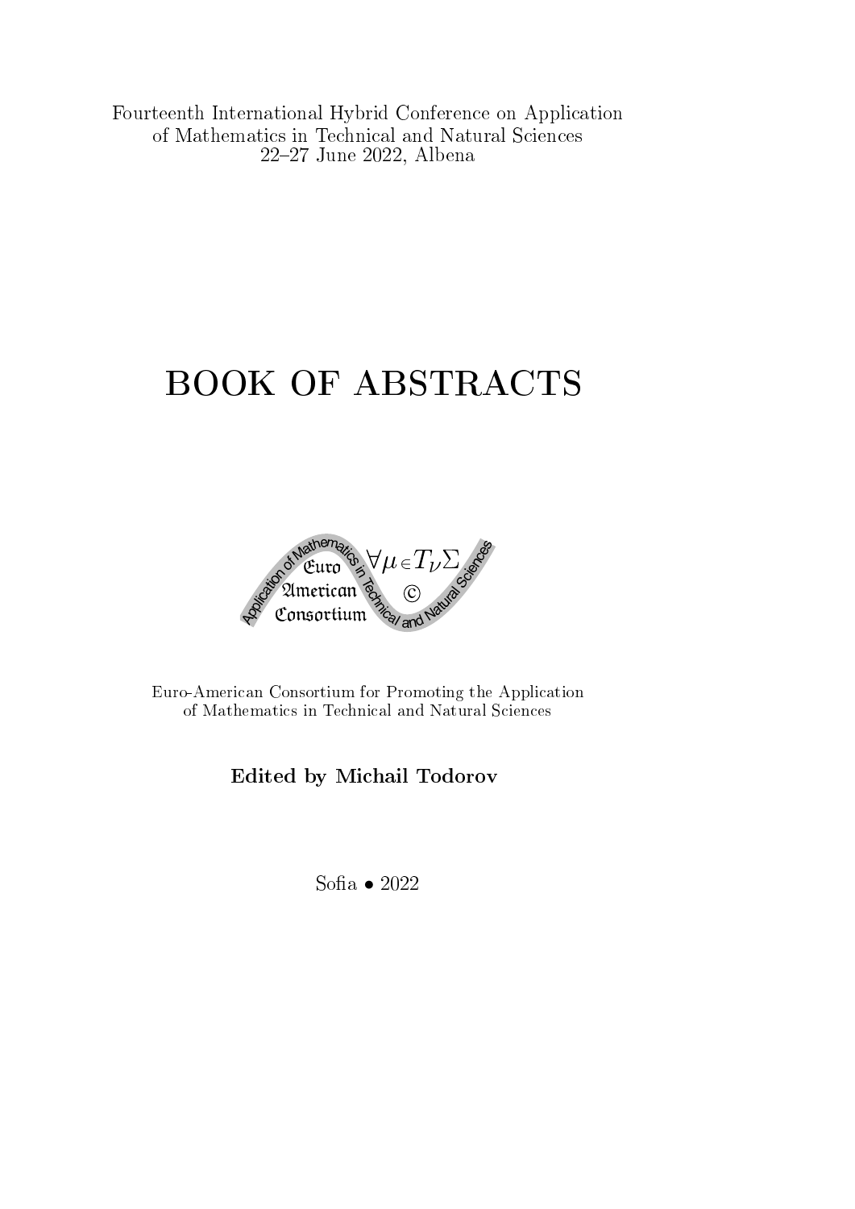Fourteenth International Hybrid Conference on Application of Mathematics in Technical and Natural Sciences
22–27 June 2022, Albena

# BOOK OF ABSTRACTS

Euro-American Consortium for Promoting the Application of Mathematics in Technical and Natural Sciences

**Edited by Michail Todorov**

Sofia • 2022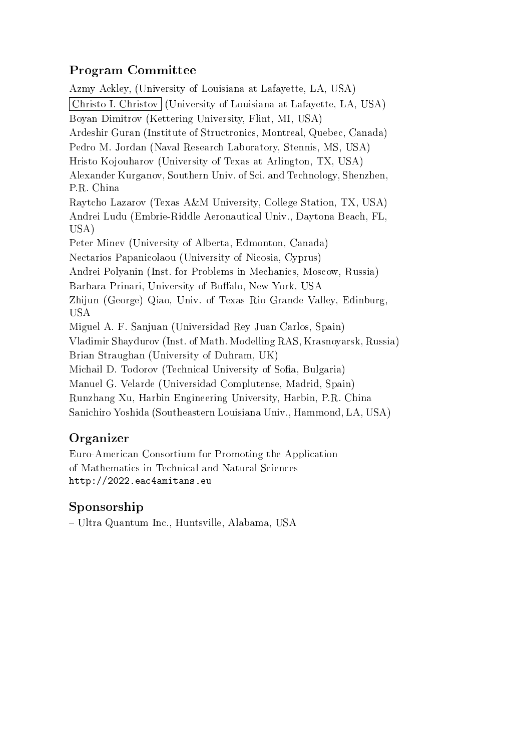## Program Committee

Azmy Ackley, (University of Louisiana at Lafayette, LA, USA)
Christo I. Christov (University of Louisiana at Lafayette, LA, USA)
Boyan Dimitrov (Kettering University, Flint, MI, USA)
Ardeshir Guran (Institute of Structronics, Montreal, Quebec, Canada)
Pedro M. Jordan (Naval Research Laboratory, Stennis, MS, USA)
Hristo Kojouharov (University of Texas at Arlington, TX, USA)
Alexander Kurganov, Southern Univ. of Sci. and Technology, Shenzhen, P.R. China
Raytcho Lazarov (Texas A&M University, College Station, TX, USA)
Andrei Ludu (Embrie-Riddle Aeronautical Univ., Daytona Beach, FL, USA)
Peter Minev (University of Alberta, Edmonton, Canada)
Nectarios Papanicolaou (University of Nicosia, Cyprus)
Andrei Polyanin (Inst. for Problems in Mechanics, Moscow, Russia)
Barbara Prinari, University of Buffalo, New York, USA
Zhijun (George) Qiao, Univ. of Texas Rio Grande Valley, Edinburg, USA
Miguel A. F. Sanjuan (Universidad Rey Juan Carlos, Spain)
Vladimir Shaydurov (Inst. of Math. Modelling RAS, Krasnoyarsk, Russia)
Brian Straughan (University of Duhram, UK)
Michail D. Todorov (Technical University of Sofia, Bulgaria)
Manuel G. Velarde (Universidad Complutense, Madrid, Spain)
Runzhang Xu, Harbin Engineering University, Harbin, P.R. China
Sanichiro Yoshida (Southeastern Louisiana Univ., Hammond, LA, USA)

## Organizer

Euro-American Consortium for Promoting the Application
of Mathematics in Technical and Natural Sciences
`http://2022.eac4amitans.eu`

## Sponsorship

– Ultra Quantum Inc., Huntsville, Alabama, USA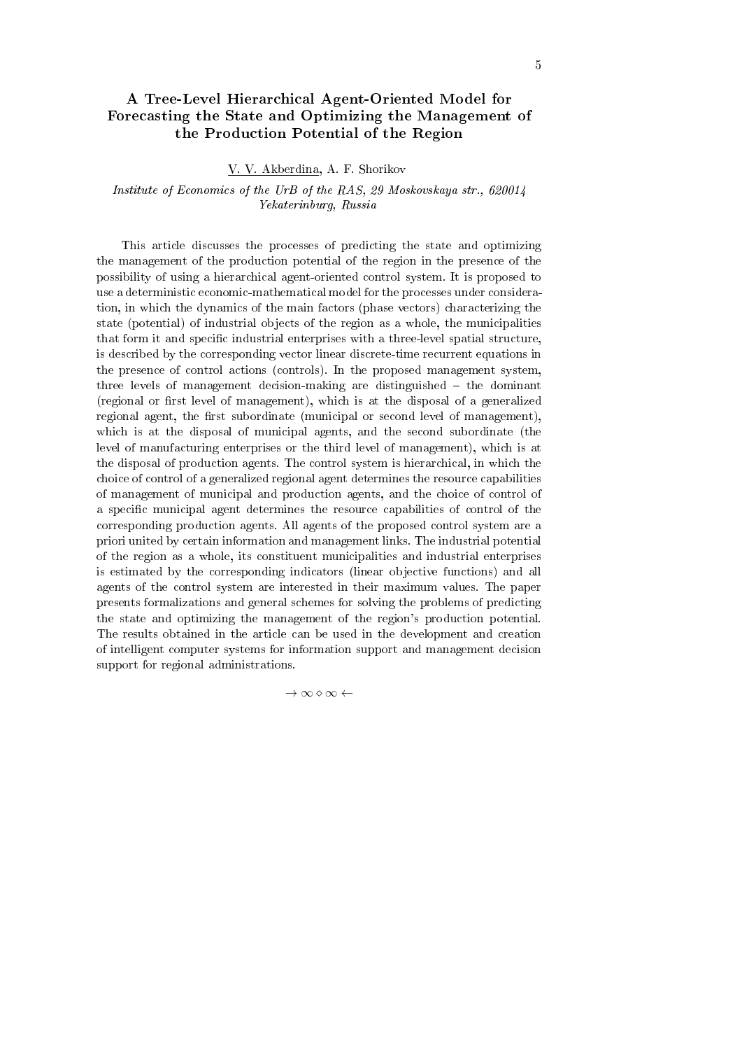# A Tree-Level Hierarchical Agent-Oriented Model for Forecasting the State and Optimizing the Management of the Production Potential of the Region

V. V. Akberdina, A. F. Shorikov

*Institute of Economics of the UrB of the RAS, 29 Moskovskaya str., 620014 Yekaterinburg, Russia*

This article discusses the processes of predicting the state and optimizing the management of the production potential of the region in the presence of the possibility of using a hierarchical agent-oriented control system. It is proposed to use a deterministic economic-mathematical model for the processes under consideration, in which the dynamics of the main factors (phase vectors) characterizing the state (potential) of industrial objects of the region as a whole, the municipalities that form it and specific industrial enterprises with a three-level spatial structure, is described by the corresponding vector linear discrete-time recurrent equations in the presence of control actions (controls). In the proposed management system, three levels of management decision-making are distinguished – the dominant (regional or first level of management), which is at the disposal of a generalized regional agent, the first subordinate (municipal or second level of management), which is at the disposal of municipal agents, and the second subordinate (the level of manufacturing enterprises or the third level of management), which is at the disposal of production agents. The control system is hierarchical, in which the choice of control of a generalized regional agent determines the resource capabilities of management of municipal and production agents, and the choice of control of a specific municipal agent determines the resource capabilities of control of the corresponding production agents. All agents of the proposed control system are a priori united by certain information and management links. The industrial potential of the region as a whole, its constituent municipalities and industrial enterprises is estimated by the corresponding indicators (linear objective functions) and all agents of the control system are interested in their maximum values. The paper presents formalizations and general schemes for solving the problems of predicting the state and optimizing the management of the region's production potential. The results obtained in the article can be used in the development and creation of intelligent computer systems for information support and management decision support for regional administrations.

$\rightarrow \infty \diamond \infty \leftarrow$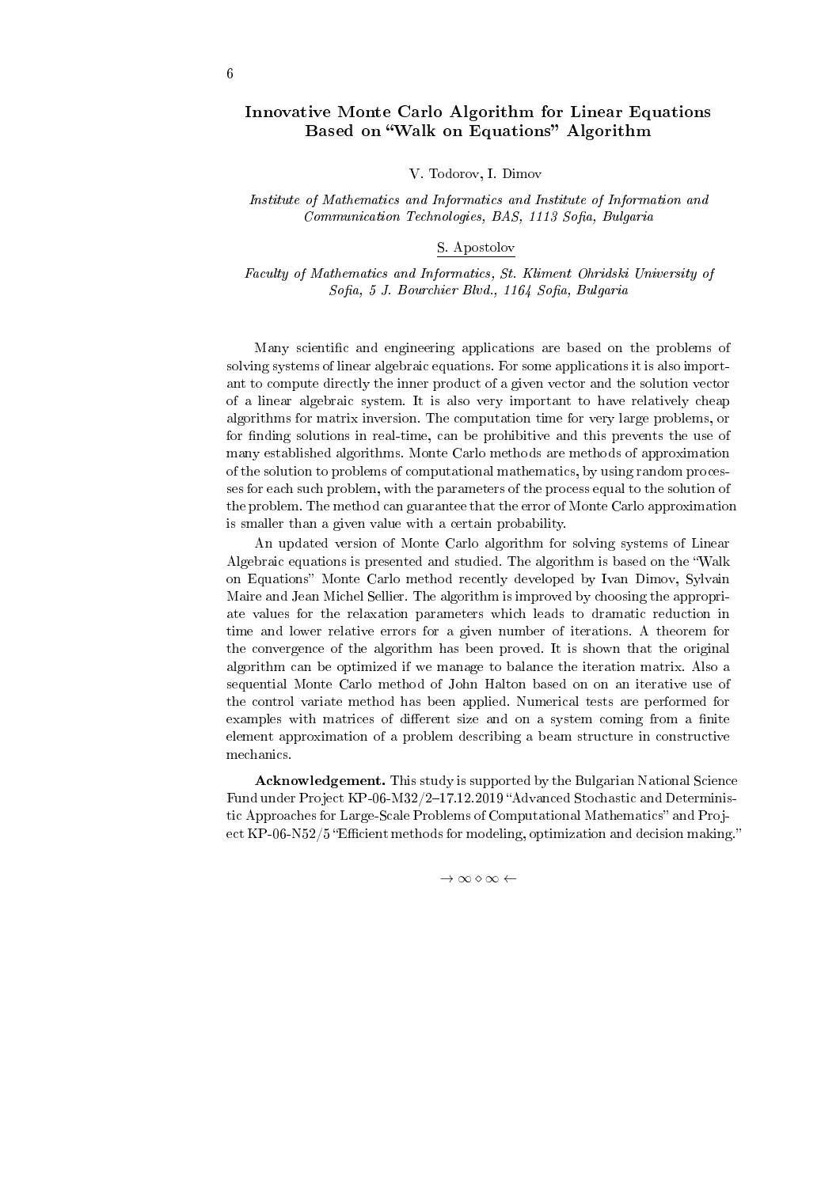# Innovative Monte Carlo Algorithm for Linear Equations Based on "Walk on Equations" Algorithm

V. Todorov, I. Dimov

*Institute of Mathematics and Informatics and Institute of Information and Communication Technologies, BAS, 1113 Sofia, Bulgaria*

S. Apostolov

*Faculty of Mathematics and Informatics, St. Kliment Ohridski University of Sofia, 5 J. Bourchier Blvd., 1164 Sofia, Bulgaria*

Many scientific and engineering applications are based on the problems of solving systems of linear algebraic equations. For some applications it is also important to compute directly the inner product of a given vector and the solution vector of a linear algebraic system. It is also very important to have relatively cheap algorithms for matrix inversion. The computation time for very large problems, or for finding solutions in real-time, can be prohibitive and this prevents the use of many established algorithms. Monte Carlo methods are methods of approximation of the solution to problems of computational mathematics, by using random processes for each such problem, with the parameters of the process equal to the solution of the problem. The method can guarantee that the error of Monte Carlo approximation is smaller than a given value with a certain probability.

An updated version of Monte Carlo algorithm for solving systems of Linear Algebraic equations is presented and studied. The algorithm is based on the "Walk on Equations" Monte Carlo method recently developed by Ivan Dimov, Sylvain Maire and Jean Michel Sellier. The algorithm is improved by choosing the appropriate values for the relaxation parameters which leads to dramatic reduction in time and lower relative errors for a given number of iterations. A theorem for the convergence of the algorithm has been proved. It is shown that the original algorithm can be optimized if we manage to balance the iteration matrix. Also a sequential Monte Carlo method of John Halton based on on an iterative use of the control variate method has been applied. Numerical tests are performed for examples with matrices of different size and on a system coming from a finite element approximation of a problem describing a beam structure in constructive mechanics.

**Acknowledgement.** This study is supported by the Bulgarian National Science Fund under Project KP-06-M32/2–17.12.2019 "Advanced Stochastic and Deterministic Approaches for Large-Scale Problems of Computational Mathematics" and Project KP-06-N52/5 "Efficient methods for modeling, optimization and decision making."

$\rightarrow \infty \diamond \infty \leftarrow$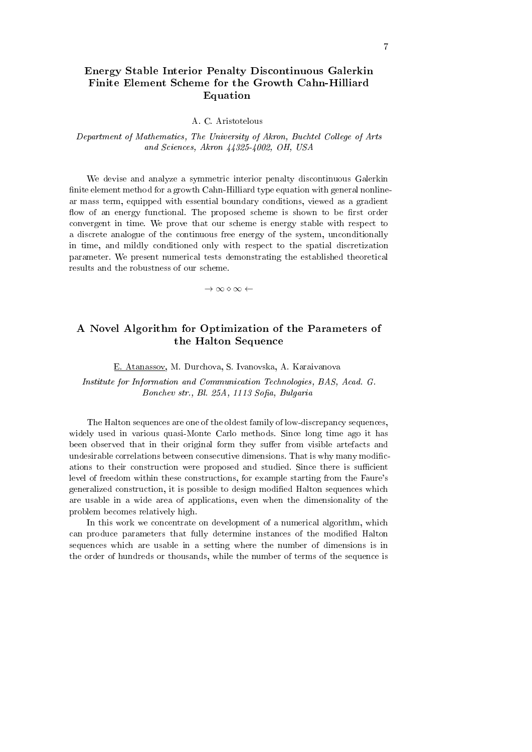## Energy Stable Interior Penalty Discontinuous Galerkin Finite Element Scheme for the Growth Cahn-Hilliard Equation

A. C. Aristotelous

*Department of Mathematics, The University of Akron, Buchtel College of Arts and Sciences, Akron 44325-4002, OH, USA*

We devise and analyze a symmetric interior penalty discontinuous Galerkin finite element method for a growth Cahn-Hilliard type equation with general nonlinear mass term, equipped with essential boundary conditions, viewed as a gradient flow of an energy functional. The proposed scheme is shown to be first order convergent in time. We prove that our scheme is energy stable with respect to a discrete analogue of the continuous free energy of the system, unconditionally in time, and mildly conditioned only with respect to the spatial discretization parameter. We present numerical tests demonstrating the established theoretical results and the robustness of our scheme.

$\rightarrow \infty \diamond \infty \leftarrow$

## A Novel Algorithm for Optimization of the Parameters of the Halton Sequence

E. Atanassov, M. Durchova, S. Ivanovska, A. Karaivanova

*Institute for Information and Communication Technologies, BAS, Acad. G. Bonchev str., Bl. 25A, 1113 Sofia, Bulgaria*

The Halton sequences are one of the oldest family of low-discrepancy sequences, widely used in various quasi-Monte Carlo methods. Since long time ago it has been observed that in their original form they suffer from visible artefacts and undesirable correlations between consecutive dimensions. That is why many modifications to their construction were proposed and studied. Since there is sufficient level of freedom within these constructions, for example starting from the Faure's generalized construction, it is possible to design modified Halton sequences which are usable in a wide area of applications, even when the dimensionality of the problem becomes relatively high.

In this work we concentrate on development of a numerical algorithm, which can produce parameters that fully determine instances of the modified Halton sequences which are usable in a setting where the number of dimensions is in the order of hundreds or thousands, while the number of terms of the sequence is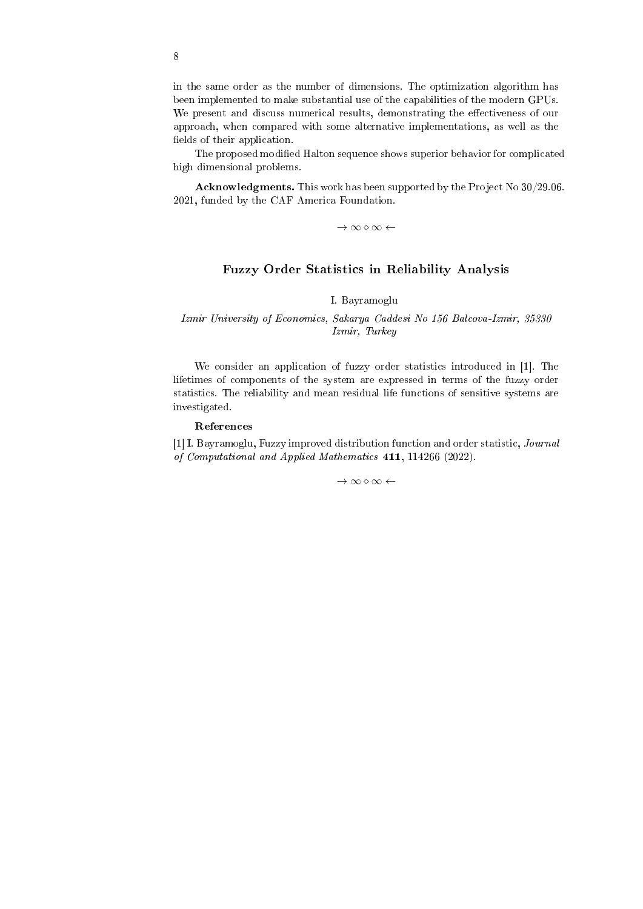in the same order as the number of dimensions. The optimization algorithm has been implemented to make substantial use of the capabilities of the modern GPUs. We present and discuss numerical results, demonstrating the effectiveness of our approach, when compared with some alternative implementations, as well as the fields of their application.

The proposed modified Halton sequence shows superior behavior for complicated high dimensional problems.

**Acknowledgments.** This work has been supported by the Project No 30/29.06.2021, funded by the CAF America Foundation.

$\rightarrow \infty \diamond \infty \leftarrow$

## Fuzzy Order Statistics in Reliability Analysis

I. Bayramoglu

*Izmir University of Economics, Sakarya Caddesi No 156 Balcova-Izmir, 35330 Izmir, Turkey*

We consider an application of fuzzy order statistics introduced in [1]. The lifetimes of components of the system are expressed in terms of the fuzzy order statistics. The reliability and mean residual life functions of sensitive systems are investigated.

**References**

[1] I. Bayramoglu, Fuzzy improved distribution function and order statistic, *Journal of Computational and Applied Mathematics* **411**, 114266 (2022).

$\rightarrow \infty \diamond \infty \leftarrow$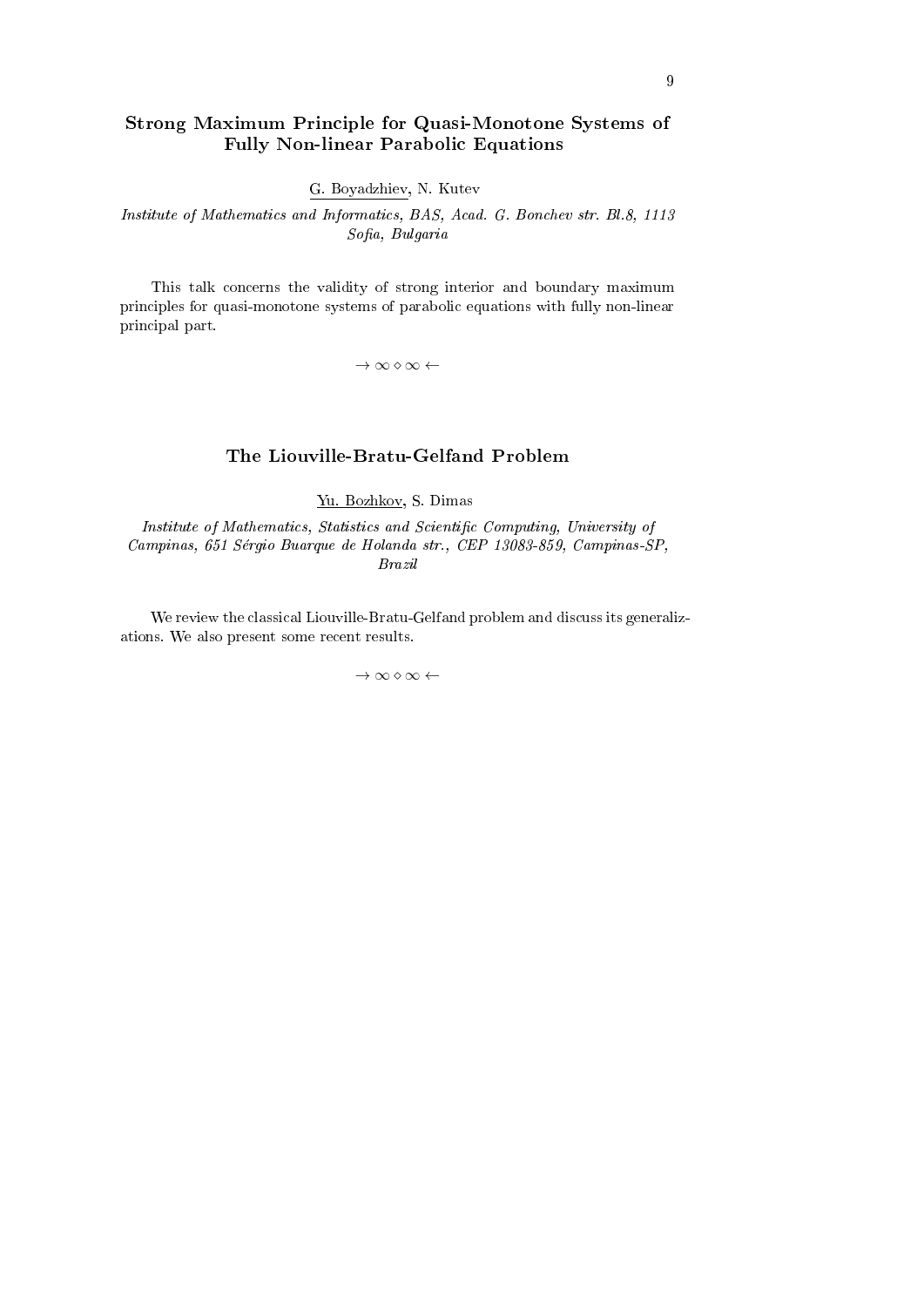## Strong Maximum Principle for Quasi-Monotone Systems of Fully Non-linear Parabolic Equations

G. Boyadzhiev, N. Kutev

*Institute of Mathematics and Informatics, BAS, Acad. G. Bonchev str. Bl.8, 1113 Sofia, Bulgaria*

This talk concerns the validity of strong interior and boundary maximum principles for quasi-monotone systems of parabolic equations with fully non-linear principal part.

$\rightarrow \infty \diamond \infty \leftarrow$

## The Liouville-Bratu-Gelfand Problem

Yu. Bozhkov, S. Dimas

*Institute of Mathematics, Statistics and Scientific Computing, University of Campinas, 651 Sérgio Buarque de Holanda str., CEP 13083-859, Campinas-SP, Brazil*

We review the classical Liouville-Bratu-Gelfand problem and discuss its generalizations. We also present some recent results.

$\rightarrow \infty \diamond \infty \leftarrow$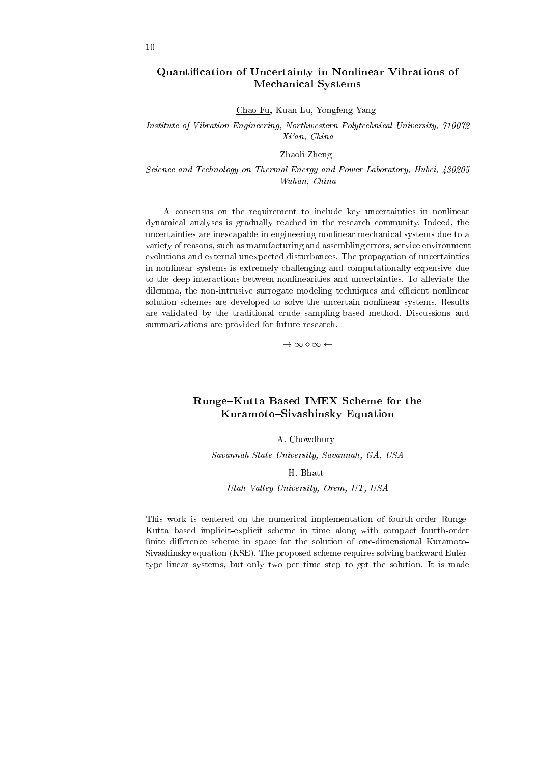## Quantification of Uncertainty in Nonlinear Vibrations of Mechanical Systems

Chao Fu, Kuan Lu, Yongfeng Yang

*Institute of Vibration Engineering, Northwestern Polytechnical University, 710072 Xi'an, China*

Zhaoli Zheng

*Science and Technology on Thermal Energy and Power Laboratory, Hubei, 430205 Wuhan, China*

A consensus on the requirement to include key uncertainties in nonlinear dynamical analyses is gradually reached in the research community. Indeed, the uncertainties are inescapable in engineering nonlinear mechanical systems due to a variety of reasons, such as manufacturing and assembling errors, service environment evolutions and external unexpected disturbances. The propagation of uncertainties in nonlinear systems is extremely challenging and computationally expensive due to the deep interactions between nonlinearities and uncertainties. To alleviate the dilemma, the non-intrusive surrogate modeling techniques and efficient nonlinear solution schemes are developed to solve the uncertain nonlinear systems. Results are validated by the traditional crude sampling-based method. Discussions and summarizations are provided for future research.

$\rightarrow \infty \diamond \infty \leftarrow$

## Runge–Kutta Based IMEX Scheme for the Kuramoto–Sivashinsky Equation

A. Chowdhury

*Savannah State University, Savannah, GA, USA*

H. Bhatt

*Utah Valley University, Orem, UT, USA*

This work is centered on the numerical implementation of fourth-order Runge-Kutta based implicit-explicit scheme in time along with compact fourth-order finite difference scheme in space for the solution of one-dimensional Kuramoto-Sivashinsky equation (KSE). The proposed scheme requires solving backward Euler-type linear systems, but only two per time step to get the solution. It is made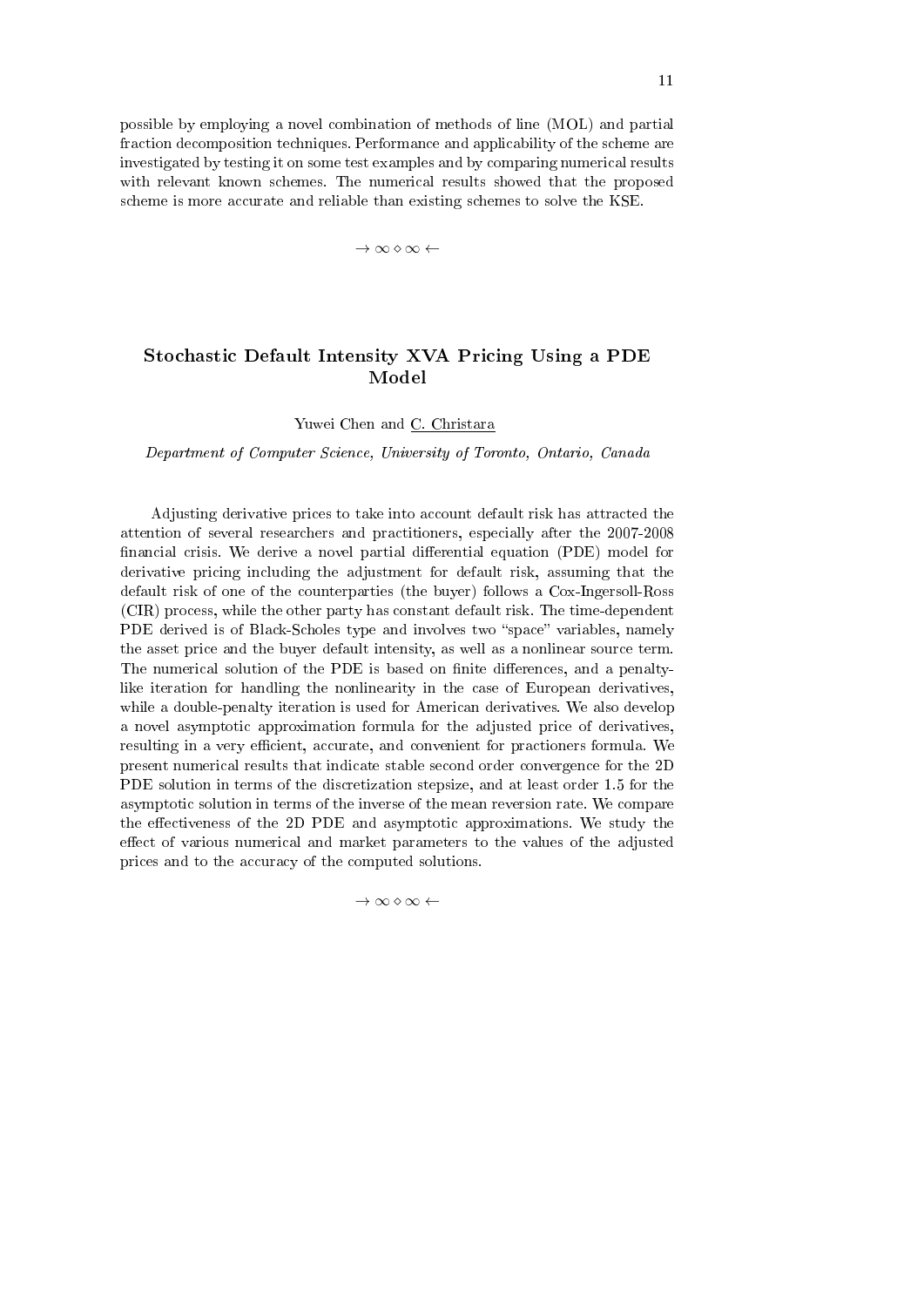possible by employing a novel combination of methods of line (MOL) and partial fraction decomposition techniques. Performance and applicability of the scheme are investigated by testing it on some test examples and by comparing numerical results with relevant known schemes. The numerical results showed that the proposed scheme is more accurate and reliable than existing schemes to solve the KSE.

$\rightarrow \infty \diamond \infty \leftarrow$

## Stochastic Default Intensity XVA Pricing Using a PDE Model

Yuwei Chen and C. Christara

*Department of Computer Science, University of Toronto, Ontario, Canada*

Adjusting derivative prices to take into account default risk has attracted the attention of several researchers and practitioners, especially after the 2007-2008 financial crisis. We derive a novel partial differential equation (PDE) model for derivative pricing including the adjustment for default risk, assuming that the default risk of one of the counterparties (the buyer) follows a Cox-Ingersoll-Ross (CIR) process, while the other party has constant default risk. The time-dependent PDE derived is of Black-Scholes type and involves two "space" variables, namely the asset price and the buyer default intensity, as well as a nonlinear source term. The numerical solution of the PDE is based on finite differences, and a penalty-like iteration for handling the nonlinearity in the case of European derivatives, while a double-penalty iteration is used for American derivatives. We also develop a novel asymptotic approximation formula for the adjusted price of derivatives, resulting in a very efficient, accurate, and convenient for practioners formula. We present numerical results that indicate stable second order convergence for the 2D PDE solution in terms of the discretization stepsize, and at least order 1.5 for the asymptotic solution in terms of the inverse of the mean reversion rate. We compare the effectiveness of the 2D PDE and asymptotic approximations. We study the effect of various numerical and market parameters to the values of the adjusted prices and to the accuracy of the computed solutions.

$\rightarrow \infty \diamond \infty \leftarrow$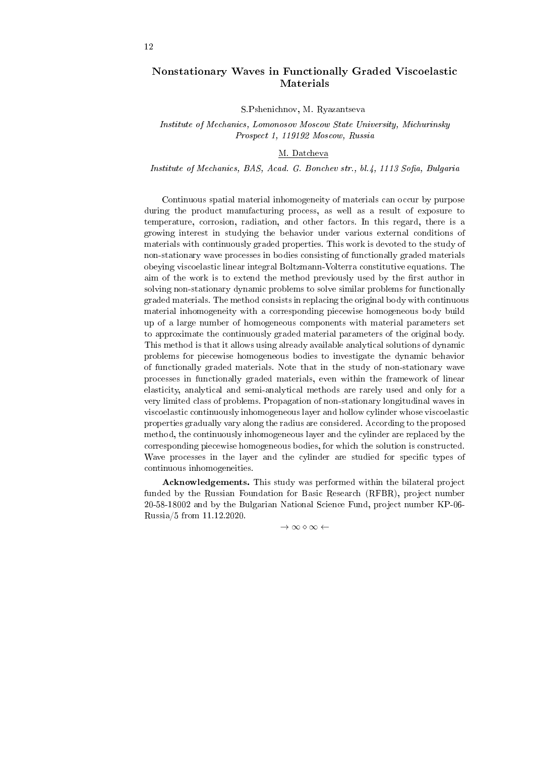# Nonstationary Waves in Functionally Graded Viscoelastic Materials

S.Pshenichnov, M. Ryazantseva

*Institute of Mechanics, Lomonosov Moscow State University, Michurinsky Prospect 1, 119192 Moscow, Russia*

<u>M. Datcheva</u>

*Institute of Mechanics, BAS, Acad. G. Bonchev str., bl.4, 1113 Sofia, Bulgaria*

Continuous spatial material inhomogeneity of materials can occur by purpose during the product manufacturing process, as well as a result of exposure to temperature, corrosion, radiation, and other factors. In this regard, there is a growing interest in studying the behavior under various external conditions of materials with continuously graded properties. This work is devoted to the study of non-stationary wave processes in bodies consisting of functionally graded materials obeying viscoelastic linear integral Boltzmann-Volterra constitutive equations. The aim of the work is to extend the method previously used by the first author in solving non-stationary dynamic problems to solve similar problems for functionally graded materials. The method consists in replacing the original body with continuous material inhomogeneity with a corresponding piecewise homogeneous body build up of a large number of homogeneous components with material parameters set to approximate the continuously graded material parameters of the original body. This method is that it allows using already available analytical solutions of dynamic problems for piecewise homogeneous bodies to investigate the dynamic behavior of functionally graded materials. Note that in the study of non-stationary wave processes in functionally graded materials, even within the framework of linear elasticity, analytical and semi-analytical methods are rarely used and only for a very limited class of problems. Propagation of non-stationary longitudinal waves in viscoelastic continuously inhomogeneous layer and hollow cylinder whose viscoelastic properties gradually vary along the radius are considered. According to the proposed method, the continuously inhomogeneous layer and the cylinder are replaced by the corresponding piecewise homogeneous bodies, for which the solution is constructed. Wave processes in the layer and the cylinder are studied for specific types of continuous inhomogeneities.

**Acknowledgements.** This study was performed within the bilateral project funded by the Russian Foundation for Basic Research (RFBR), project number 20-58-18002 and by the Bulgarian National Science Fund, project number KP-06-Russia/5 from 11.12.2020.

$\rightarrow \infty \diamond \infty \leftarrow$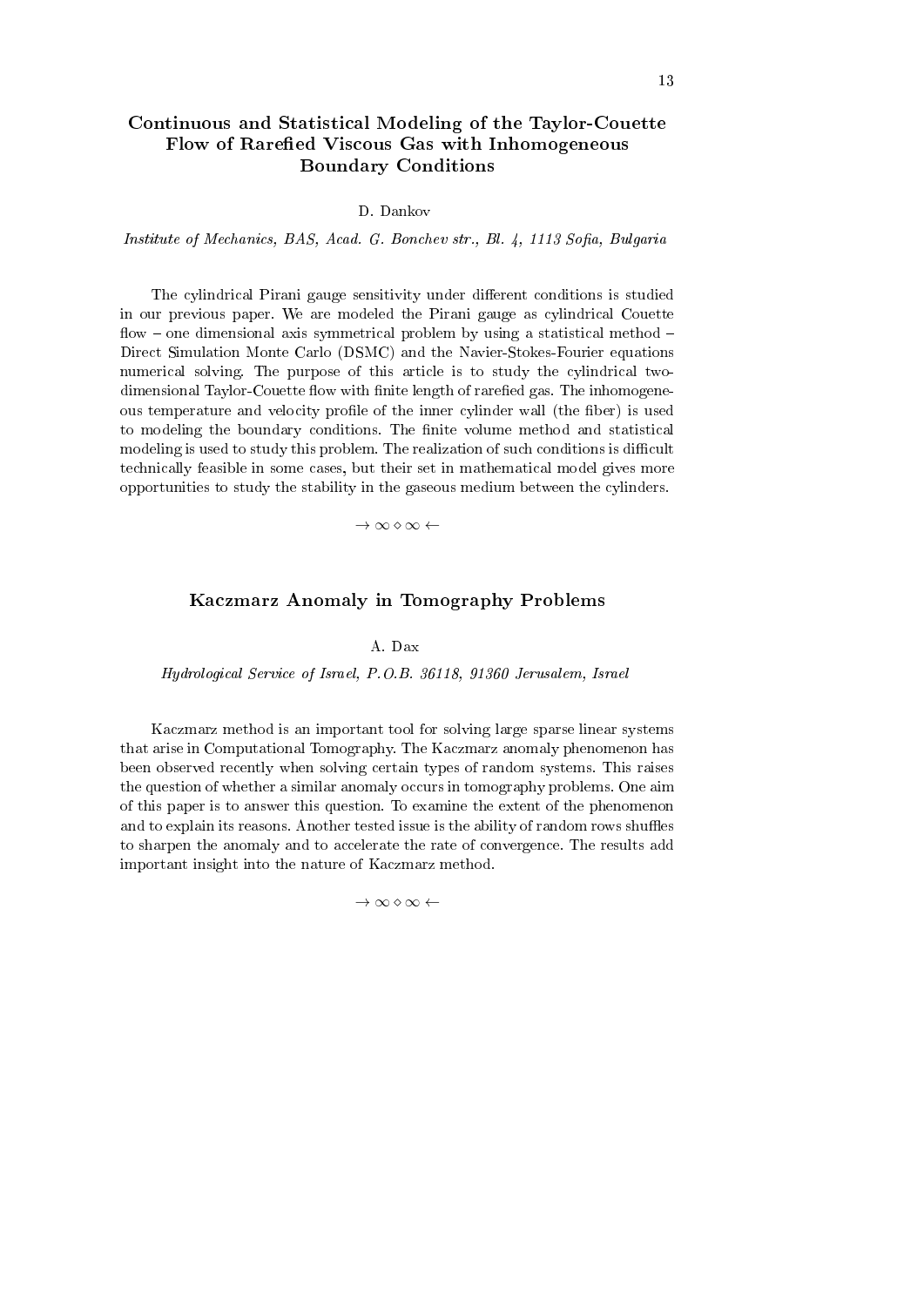## Continuous and Statistical Modeling of the Taylor-Couette Flow of Rarefied Viscous Gas with Inhomogeneous Boundary Conditions

D. Dankov

*Institute of Mechanics, BAS, Acad. G. Bonchev str., Bl. 4, 1113 Sofia, Bulgaria*

The cylindrical Pirani gauge sensitivity under different conditions is studied in our previous paper. We are modeled the Pirani gauge as cylindrical Couette flow – one dimensional axis symmetrical problem by using a statistical method – Direct Simulation Monte Carlo (DSMC) and the Navier-Stokes-Fourier equations numerical solving. The purpose of this article is to study the cylindrical two-dimensional Taylor-Couette flow with finite length of rarefied gas. The inhomogeneous temperature and velocity profile of the inner cylinder wall (the fiber) is used to modeling the boundary conditions. The finite volume method and statistical modeling is used to study this problem. The realization of such conditions is difficult technically feasible in some cases, but their set in mathematical model gives more opportunities to study the stability in the gaseous medium between the cylinders.

$\rightarrow \infty \diamond \infty \leftarrow$

## Kaczmarz Anomaly in Tomography Problems

A. Dax

*Hydrological Service of Israel, P.O.B. 36118, 91360 Jerusalem, Israel*

Kaczmarz method is an important tool for solving large sparse linear systems that arise in Computational Tomography. The Kaczmarz anomaly phenomenon has been observed recently when solving certain types of random systems. This raises the question of whether a similar anomaly occurs in tomography problems. One aim of this paper is to answer this question. To examine the extent of the phenomenon and to explain its reasons. Another tested issue is the ability of random rows shuffles to sharpen the anomaly and to accelerate the rate of convergence. The results add important insight into the nature of Kaczmarz method.

$\rightarrow \infty \diamond \infty \leftarrow$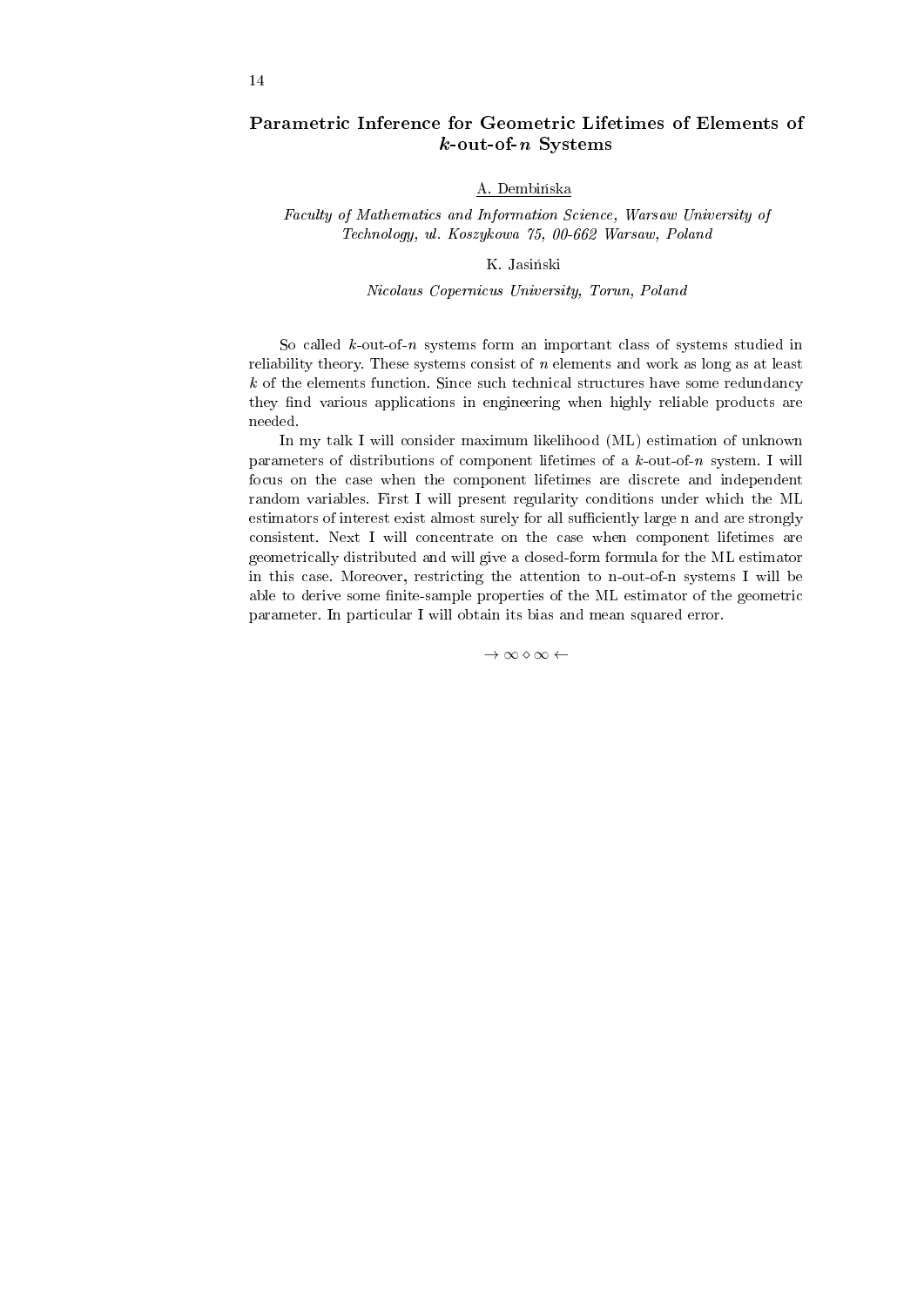## Parametric Inference for Geometric Lifetimes of Elements of $k$-out-of-$n$ Systems

<u>A. Dembińska</u>

*Faculty of Mathematics and Information Science, Warsaw University of Technology, ul. Koszykowa 75, 00-662 Warsaw, Poland*

K. Jasiński

*Nicolaus Copernicus University, Torun, Poland*

So called $k$-out-of-$n$ systems form an important class of systems studied in reliability theory. These systems consist of $n$ elements and work as long as at least $k$ of the elements function. Since such technical structures have some redundancy they find various applications in engineering when highly reliable products are needed.

In my talk I will consider maximum likelihood (ML) estimation of unknown parameters of distributions of component lifetimes of a $k$-out-of-$n$ system. I will focus on the case when the component lifetimes are discrete and independent random variables. First I will present regularity conditions under which the ML estimators of interest exist almost surely for all sufficiently large n and are strongly consistent. Next I will concentrate on the case when component lifetimes are geometrically distributed and will give a closed-form formula for the ML estimator in this case. Moreover, restricting the attention to n-out-of-n systems I will be able to derive some finite-sample properties of the ML estimator of the geometric parameter. In particular I will obtain its bias and mean squared error.

$\rightarrow \infty \diamond \infty \leftarrow$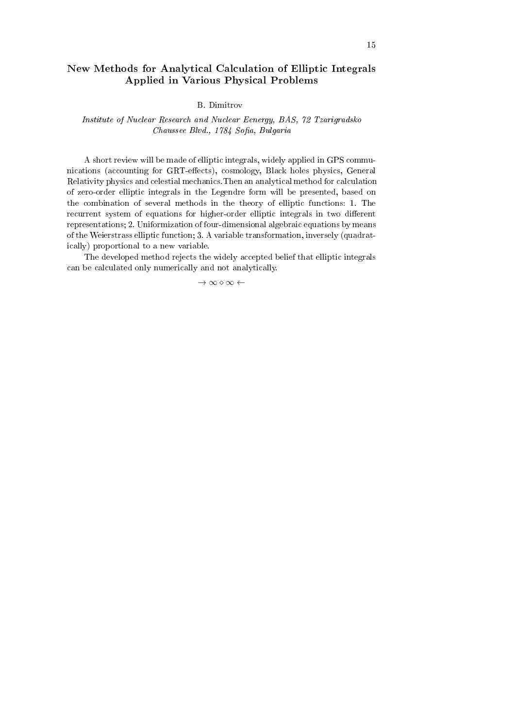## New Methods for Analytical Calculation of Elliptic Integrals Applied in Various Physical Problems

B. Dimitrov

*Institute of Nuclear Research and Nuclear Eenergy, BAS, 72 Tzarigradsko Chaussee Blvd., 1784 Sofia, Bulgaria*

A short review will be made of elliptic integrals, widely applied in GPS communications (accounting for GRT-effects), cosmology, Black holes physics, General Relativity physics and celestial mechanics. Then an analytical method for calculation of zero-order elliptic integrals in the Legendre form will be presented, based on the combination of several methods in the theory of elliptic functions: 1. The recurrent system of equations for higher-order elliptic integrals in two different representations; 2. Uniformization of four-dimensional algebraic equations by means of the Weierstrass elliptic function; 3. A variable transformation, inversely (quadratically) proportional to a new variable.

The developed method rejects the widely accepted belief that elliptic integrals can be calculated only numerically and not analytically.

$\rightarrow \infty \diamond \infty \leftarrow$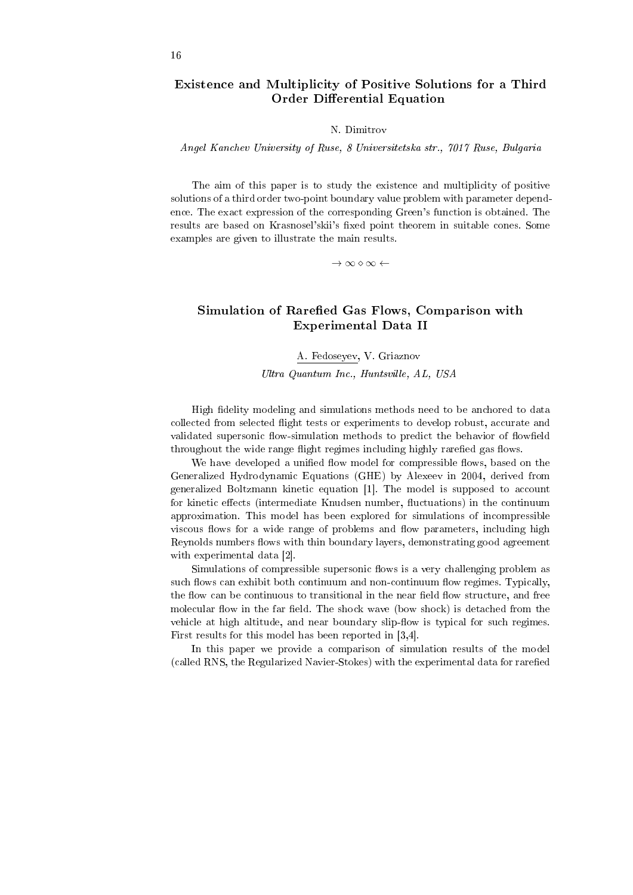## Existence and Multiplicity of Positive Solutions for a Third Order Differential Equation

N. Dimitrov

*Angel Kanchev University of Ruse, 8 Universitetska str., 7017 Ruse, Bulgaria*

The aim of this paper is to study the existence and multiplicity of positive solutions of a third order two-point boundary value problem with parameter dependence. The exact expression of the corresponding Green's function is obtained. The results are based on Krasnosel'skii's fixed point theorem in suitable cones. Some examples are given to illustrate the main results.

$\rightarrow \infty \diamond \infty \leftarrow$

## Simulation of Rarefied Gas Flows, Comparison with Experimental Data II

A. Fedoseyev, V. Griaznov

*Ultra Quantum Inc., Huntsville, AL, USA*

High fidelity modeling and simulations methods need to be anchored to data collected from selected flight tests or experiments to develop robust, accurate and validated supersonic flow-simulation methods to predict the behavior of flowfield throughout the wide range flight regimes including highly rarefied gas flows.

We have developed a unified flow model for compressible flows, based on the Generalized Hydrodynamic Equations (GHE) by Alexeev in 2004, derived from generalized Boltzmann kinetic equation [1]. The model is supposed to account for kinetic effects (intermediate Knudsen number, fluctuations) in the continuum approximation. This model has been explored for simulations of incompressible viscous flows for a wide range of problems and flow parameters, including high Reynolds numbers flows with thin boundary layers, demonstrating good agreement with experimental data [2].

Simulations of compressible supersonic flows is a very challenging problem as such flows can exhibit both continuum and non-continuum flow regimes. Typically, the flow can be continuous to transitional in the near field flow structure, and free molecular flow in the far field. The shock wave (bow shock) is detached from the vehicle at high altitude, and near boundary slip-flow is typical for such regimes. First results for this model has been reported in [3,4].

In this paper we provide a comparison of simulation results of the model (called RNS, the Regularized Navier-Stokes) with the experimental data for rarefied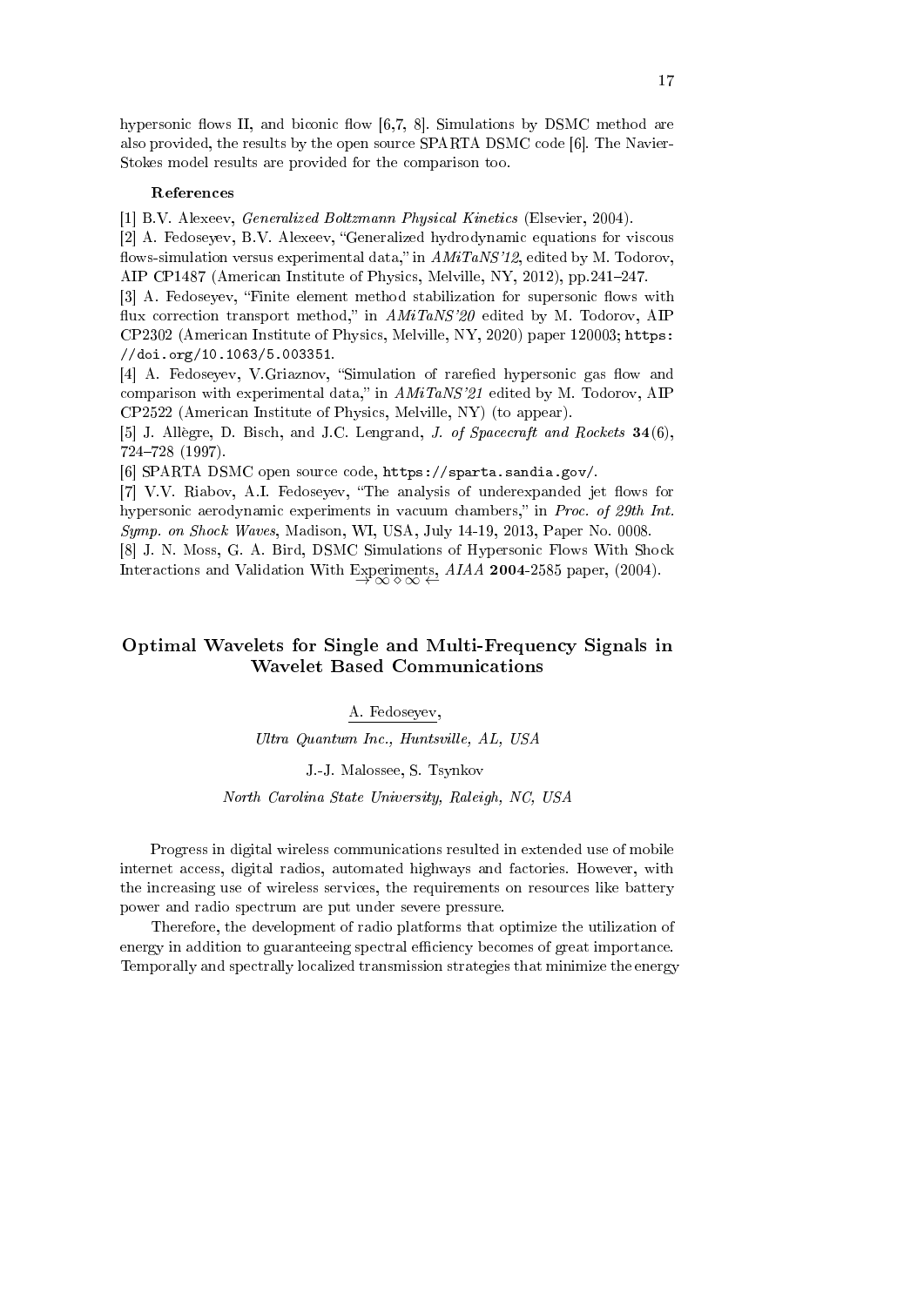hypersonic flows II, and biconic flow [6,7, 8]. Simulations by DSMC method are also provided, the results by the open source SPARTA DSMC code [6]. The Navier-Stokes model results are provided for the comparison too.

#### References

[1] B.V. Alexeev, *Generalized Boltzmann Physical Kinetics* (Elsevier, 2004).

[2] A. Fedoseyev, B.V. Alexeev, "Generalized hydrodynamic equations for viscous flows-simulation versus experimental data," in *AMiTaNS'12*, edited by M. Todorov, AIP CP1487 (American Institute of Physics, Melville, NY, 2012), pp.241–247.

[3] A. Fedoseyev, "Finite element method stabilization for supersonic flows with flux correction transport method," in *AMiTaNS'20* edited by M. Todorov, AIP CP2302 (American Institute of Physics, Melville, NY, 2020) paper 120003; `https://doi.org/10.1063/5.003351`.

[4] A. Fedoseyev, V.Griaznov, "Simulation of rarefied hypersonic gas flow and comparison with experimental data," in *AMiTaNS'21* edited by M. Todorov, AIP CP2522 (American Institute of Physics, Melville, NY) (to appear).

[5] J. Allègre, D. Bisch, and J.C. Lengrand, *J. of Spacecraft and Rockets* **34**(6), 724–728 (1997).

[6] SPARTA DSMC open source code, `https://sparta.sandia.gov/`.

[7] V.V. Riabov, A.I. Fedoseyev, "The analysis of underexpanded jet flows for hypersonic aerodynamic experiments in vacuum chambers," in *Proc. of 29th Int. Symp. on Shock Waves*, Madison, WI, USA, July 14-19, 2013, Paper No. 0008.

[8] J. N. Moss, G. A. Bird, DSMC Simulations of Hypersonic Flows With Shock Interactions and Validation With Experiments, *AIAA* **2004**-2585 paper, (2004).

$\rightarrow \infty \diamond \infty \leftarrow$

## Optimal Wavelets for Single and Multi-Frequency Signals in Wavelet Based Communications

A. Fedoseyev,

*Ultra Quantum Inc., Huntsville, AL, USA*

J.-J. Malossee, S. Tsynkov

*North Carolina State University, Raleigh, NC, USA*

Progress in digital wireless communications resulted in extended use of mobile internet access, digital radios, automated highways and factories. However, with the increasing use of wireless services, the requirements on resources like battery power and radio spectrum are put under severe pressure.

Therefore, the development of radio platforms that optimize the utilization of energy in addition to guaranteeing spectral efficiency becomes of great importance. Temporally and spectrally localized transmission strategies that minimize the energy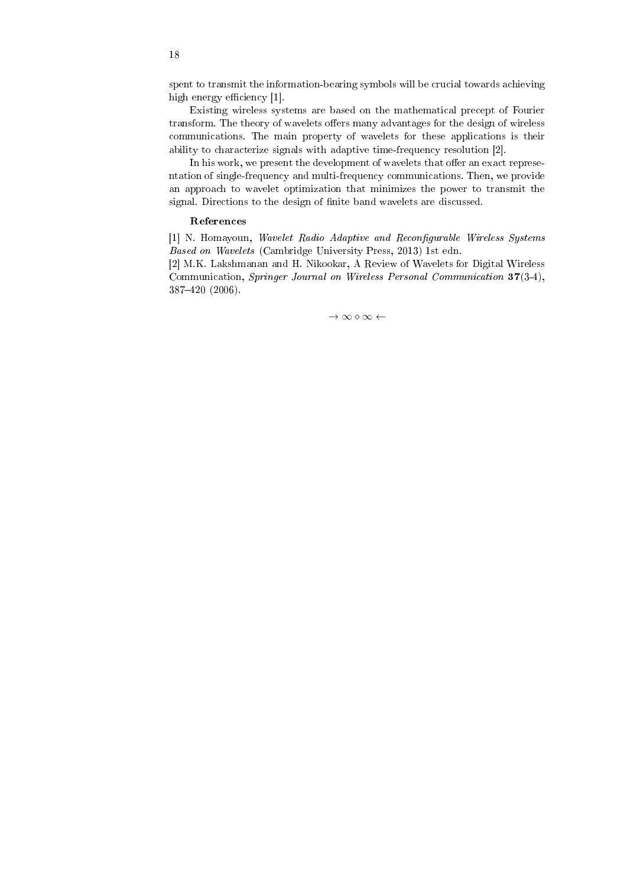spent to transmit the information-bearing symbols will be crucial towards achieving high energy efficiency [1].

Existing wireless systems are based on the mathematical precept of Fourier transform. The theory of wavelets offers many advantages for the design of wireless communications. The main property of wavelets for these applications is their ability to characterize signals with adaptive time-frequency resolution [2].

In his work, we present the development of wavelets that offer an exact representation of single-frequency and multi-frequency communications. Then, we provide an approach to wavelet optimization that minimizes the power to transmit the signal. Directions to the design of finite band wavelets are discussed.

**References**

[1] N. Homayoun, *Wavelet Radio Adaptive and Reconfigurable Wireless Systems Based on Wavelets* (Cambridge University Press, 2013) 1st edn.
[2] M.K. Lakshmanan and H. Nikookar, A Review of Wavelets for Digital Wireless Communication, *Springer Journal on Wireless Personal Communication* **37**(3-4), 387–420 (2006).

$\rightarrow \infty \diamond \infty \leftarrow$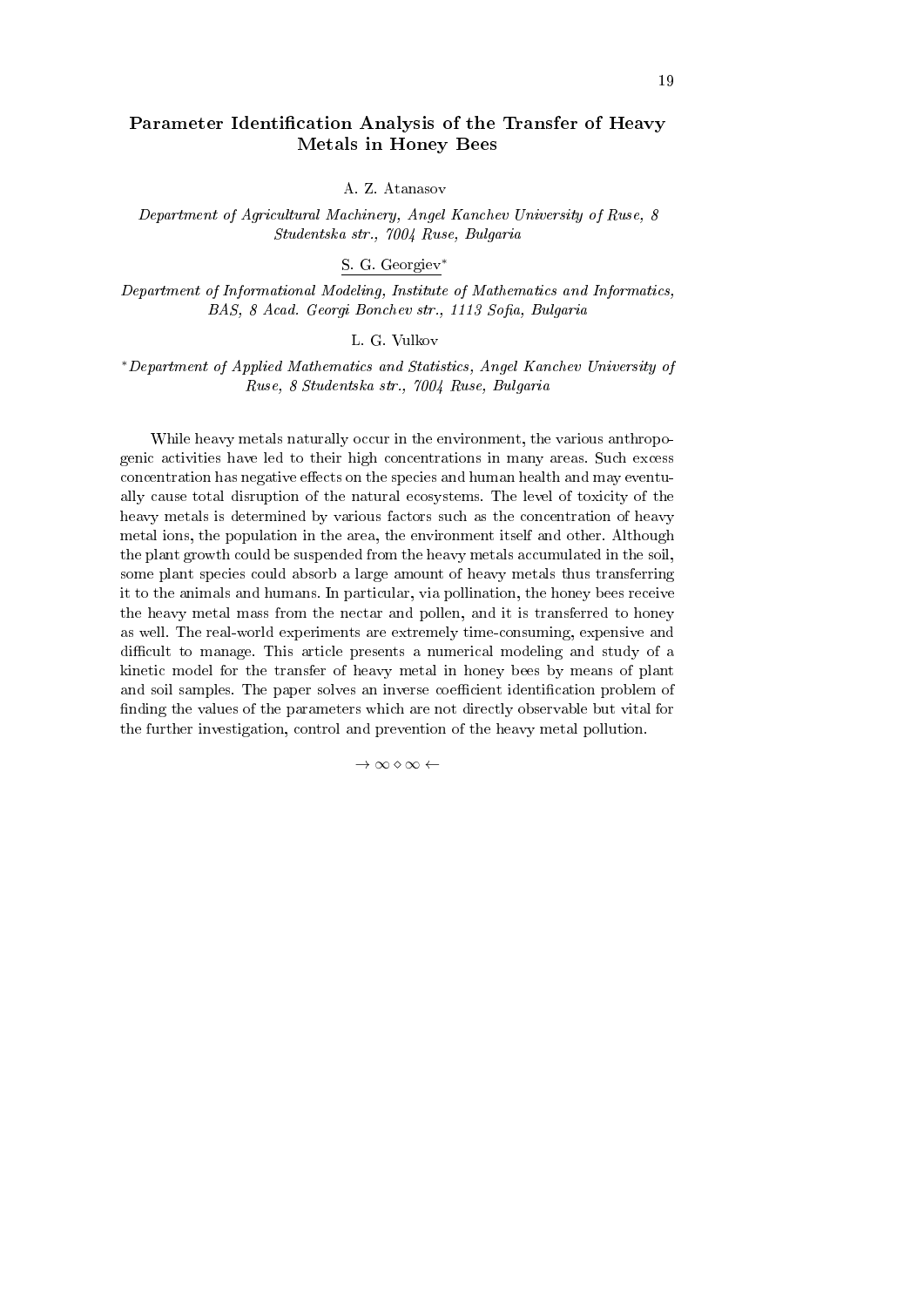## Parameter Identification Analysis of the Transfer of Heavy Metals in Honey Bees

A. Z. Atanasov

*Department of Agricultural Machinery, Angel Kanchev University of Ruse, 8 Studentska str., 7004 Ruse, Bulgaria*

S. G. Georgiev*

*Department of Informational Modeling, Institute of Mathematics and Informatics, BAS, 8 Acad. Georgi Bonchev str., 1113 Sofia, Bulgaria*

L. G. Vulkov

*Department of Applied Mathematics and Statistics, Angel Kanchev University of Ruse, 8 Studentska str., 7004 Ruse, Bulgaria*

While heavy metals naturally occur in the environment, the various anthropogenic activities have led to their high concentrations in many areas. Such excess concentration has negative effects on the species and human health and may eventually cause total disruption of the natural ecosystems. The level of toxicity of the heavy metals is determined by various factors such as the concentration of heavy metal ions, the population in the area, the environment itself and other. Although the plant growth could be suspended from the heavy metals accumulated in the soil, some plant species could absorb a large amount of heavy metals thus transferring it to the animals and humans. In particular, via pollination, the honey bees receive the heavy metal mass from the nectar and pollen, and it is transferred to honey as well. The real-world experiments are extremely time-consuming, expensive and difficult to manage. This article presents a numerical modeling and study of a kinetic model for the transfer of heavy metal in honey bees by means of plant and soil samples. The paper solves an inverse coefficient identification problem of finding the values of the parameters which are not directly observable but vital for the further investigation, control and prevention of the heavy metal pollution.

$\rightarrow \infty \diamond \infty \leftarrow$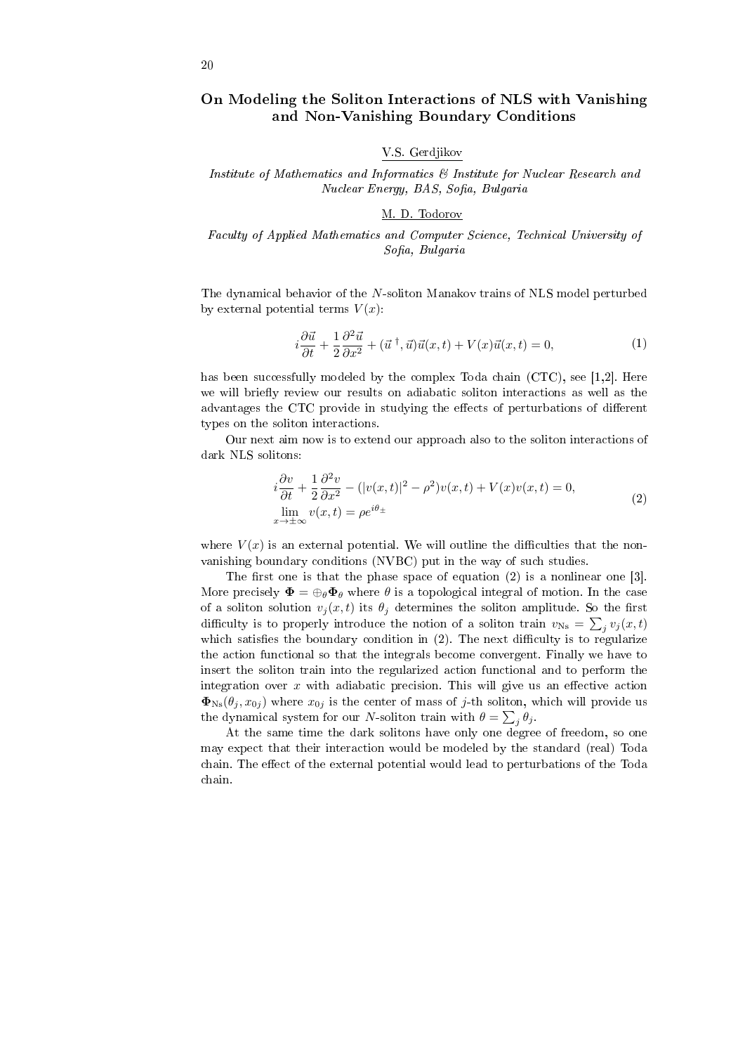# On Modeling the Soliton Interactions of NLS with Vanishing and Non-Vanishing Boundary Conditions

V.S. Gerdjikov

*Institute of Mathematics and Informatics & Institute for Nuclear Research and Nuclear Energy, BAS, Sofia, Bulgaria*

M. D. Todorov

*Faculty of Applied Mathematics and Computer Science, Technical University of Sofia, Bulgaria*

The dynamical behavior of the $N$-soliton Manakov trains of NLS model perturbed by external potential terms $V(x)$:

$$i\frac{\partial \vec{u}}{\partial t} + \frac{1}{2}\frac{\partial^2 \vec{u}}{\partial x^2} + (\vec{u}^{\,\dagger}, \vec{u})\vec{u}(x,t) + V(x)\vec{u}(x,t) = 0, \tag{1}$$

has been successfully modeled by the complex Toda chain (CTC), see [1,2]. Here we will briefly review our results on adiabatic soliton interactions as well as the advantages the CTC provide in studying the effects of perturbations of different types on the soliton interactions.

Our next aim now is to extend our approach also to the soliton interactions of dark NLS solitons:

$$\begin{aligned}
&i\frac{\partial v}{\partial t} + \frac{1}{2}\frac{\partial^2 v}{\partial x^2} - (|v(x,t)|^2 - \rho^2)v(x,t) + V(x)v(x,t) = 0,\\
&\lim_{x\to\pm\infty} v(x,t) = \rho e^{i\theta_\pm}
\end{aligned} \tag{2}$$

where $V(x)$ is an external potential. We will outline the difficulties that the non-vanishing boundary conditions (NVBC) put in the way of such studies.

The first one is that the phase space of equation (2) is a nonlinear one [3]. More precisely $\mathbf{\Phi} = \oplus_\theta \mathbf{\Phi}_\theta$ where $\theta$ is a topological integral of motion. In the case of a soliton solution $v_j(x,t)$ its $\theta_j$ determines the soliton amplitude. So the first difficulty is to properly introduce the notion of a soliton train $v_{\rm Ns} = \sum_j v_j(x,t)$ which satisfies the boundary condition in (2). The next difficulty is to regularize the action functional so that the integrals become convergent. Finally we have to insert the soliton train into the regularized action functional and to perform the integration over $x$ with adiabatic precision. This will give us an effective action $\mathbf{\Phi}_{\rm Ns}(\theta_j, x_{0j})$ where $x_{0j}$ is the center of mass of $j$-th soliton, which will provide us the dynamical system for our $N$-soliton train with $\theta = \sum_j \theta_j$.

At the same time the dark solitons have only one degree of freedom, so one may expect that their interaction would be modeled by the standard (real) Toda chain. The effect of the external potential would lead to perturbations of the Toda chain.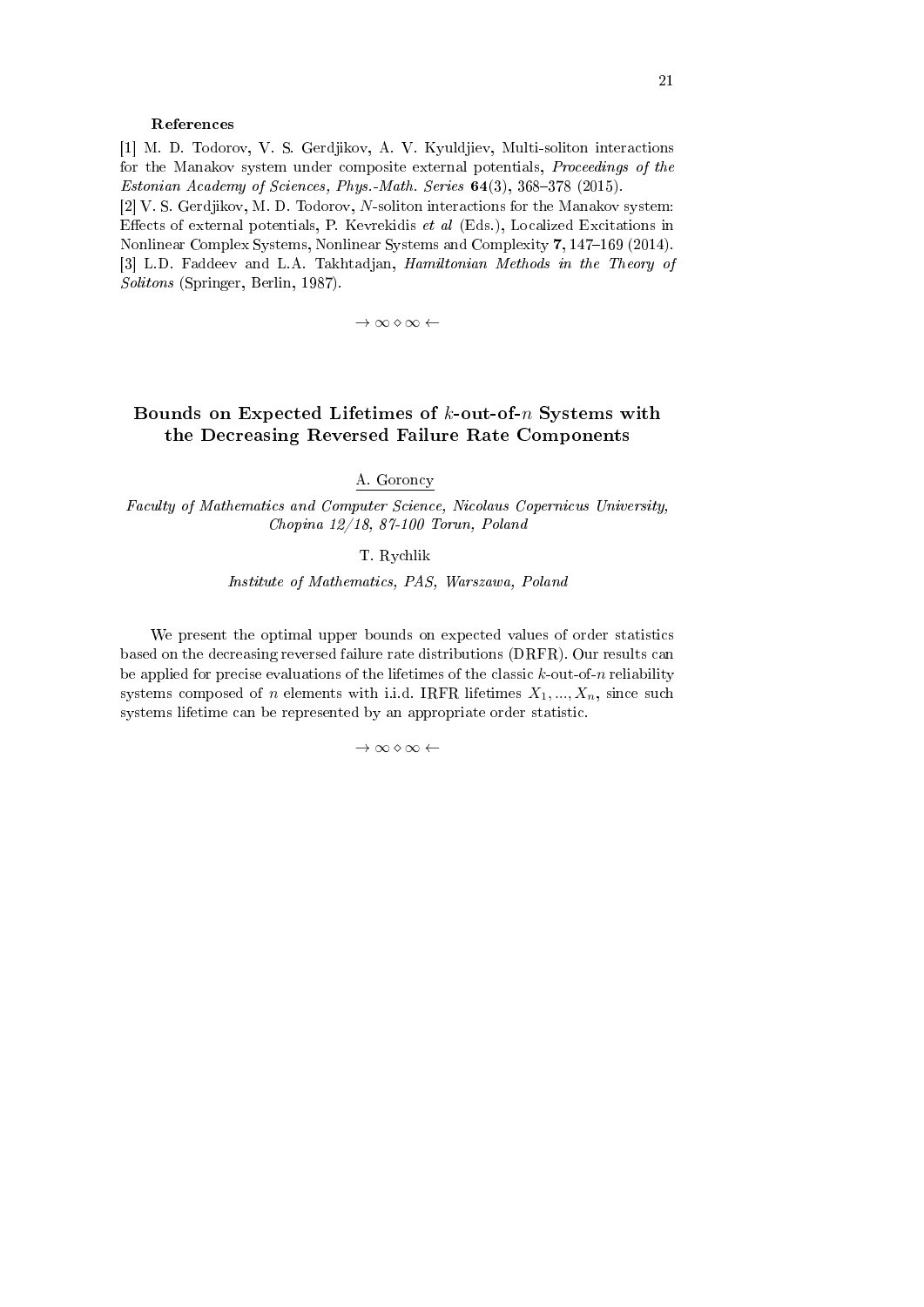**References**

[1] M. D. Todorov, V. S. Gerdjikov, A. V. Kyuldjiev, Multi-soliton interactions for the Manakov system under composite external potentials, *Proceedings of the Estonian Academy of Sciences, Phys.-Math. Series* **64**(3), 368–378 (2015).
[2] V. S. Gerdjikov, M. D. Todorov, $N$-soliton interactions for the Manakov system: Effects of external potentials, P. Kevrekidis *et al* (Eds.), Localized Excitations in Nonlinear Complex Systems, Nonlinear Systems and Complexity **7**, 147–169 (2014).
[3] L.D. Faddeev and L.A. Takhtadjan, *Hamiltonian Methods in the Theory of Solitons* (Springer, Berlin, 1987).

$\rightarrow \infty \diamond \infty \leftarrow$

## Bounds on Expected Lifetimes of $k$-out-of-$n$ Systems with the Decreasing Reversed Failure Rate Components

A. Goroncy

*Faculty of Mathematics and Computer Science, Nicolaus Copernicus University, Chopina 12/18, 87-100 Torun, Poland*

T. Rychlik

*Institute of Mathematics, PAS, Warszawa, Poland*

We present the optimal upper bounds on expected values of order statistics based on the decreasing reversed failure rate distributions (DRFR). Our results can be applied for precise evaluations of the lifetimes of the classic $k$-out-of-$n$ reliability systems composed of $n$ elements with i.i.d. IRFR lifetimes $X_1, ..., X_n$, since such systems lifetime can be represented by an appropriate order statistic.

$\rightarrow \infty \diamond \infty \leftarrow$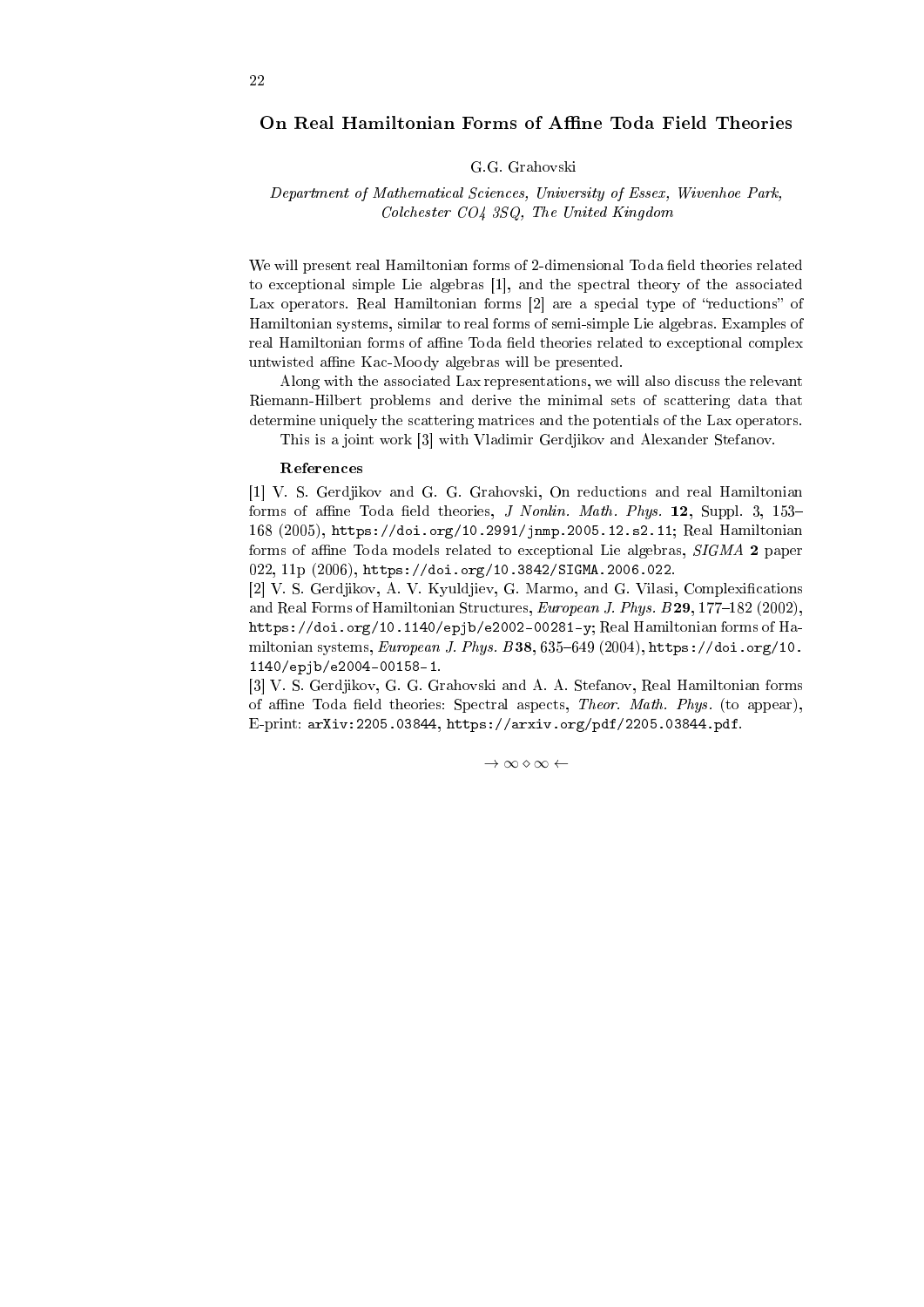## On Real Hamiltonian Forms of Affine Toda Field Theories

G.G. Grahovski

*Department of Mathematical Sciences, University of Essex, Wivenhoe Park, Colchester CO4 3SQ, The United Kingdom*

We will present real Hamiltonian forms of 2-dimensional Toda field theories related to exceptional simple Lie algebras [1], and the spectral theory of the associated Lax operators. Real Hamiltonian forms [2] are a special type of "reductions" of Hamiltonian systems, similar to real forms of semi-simple Lie algebras. Examples of real Hamiltonian forms of affine Toda field theories related to exceptional complex untwisted affine Kac-Moody algebras will be presented.

Along with the associated Lax representations, we will also discuss the relevant Riemann-Hilbert problems and derive the minimal sets of scattering data that determine uniquely the scattering matrices and the potentials of the Lax operators.

This is a joint work [3] with Vladimir Gerdjikov and Alexander Stefanov.

**References**

[1] V. S. Gerdjikov and G. G. Grahovski, On reductions and real Hamiltonian forms of affine Toda field theories, *J Nonlin. Math. Phys.* **12**, Suppl. 3, 153–168 (2005), https://doi.org/10.2991/jnmp.2005.12.s2.11; Real Hamiltonian forms of affine Toda models related to exceptional Lie algebras, *SIGMA* **2** paper 022, 11p (2006), https://doi.org/10.3842/SIGMA.2006.022.

[2] V. S. Gerdjikov, A. V. Kyuldjiev, G. Marmo, and G. Vilasi, Complexifications and Real Forms of Hamiltonian Structures, *European J. Phys. B***29**, 177–182 (2002), https://doi.org/10.1140/epjb/e2002-00281-y; Real Hamiltonian forms of Hamiltonian systems, *European J. Phys. B***38**, 635–649 (2004), https://doi.org/10.1140/epjb/e2004-00158-1.

[3] V. S. Gerdjikov, G. G. Grahovski and A. A. Stefanov, Real Hamiltonian forms of affine Toda field theories: Spectral aspects, *Theor. Math. Phys.* (to appear), E-print: arXiv:2205.03844, https://arxiv.org/pdf/2205.03844.pdf.

$\rightarrow \infty \diamond \infty \leftarrow$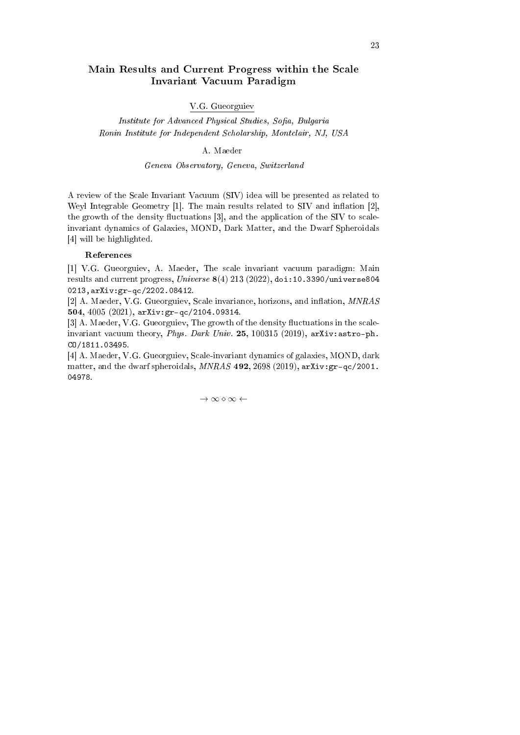# Main Results and Current Progress within the Scale Invariant Vacuum Paradigm

V.G. Gueorguiev

*Institute for Advanced Physical Studies, Sofia, Bulgaria*
*Ronin Institute for Independent Scholarship, Montclair, NJ, USA*

A. Maeder

*Geneva Observatory, Geneva, Switzerland*

A review of the Scale Invariant Vacuum (SIV) idea will be presented as related to Weyl Integrable Geometry [1]. The main results related to SIV and inflation [2], the growth of the density fluctuations [3], and the application of the SIV to scale-invariant dynamics of Galaxies, MOND, Dark Matter, and the Dwarf Spheroidals [4] will be highlighted.

**References**

[1] V.G. Gueorguiev, A. Maeder, The scale invariant vacuum paradigm: Main results and current progress, *Universe* **8**(4) 213 (2022), `doi:10.3390/universe8040213`, `arXiv:gr-qc/2202.08412`.

[2] A. Maeder, V.G. Gueorguiev, Scale invariance, horizons, and inflation, *MNRAS* **504**, 4005 (2021), `arXiv:gr-qc/2104.09314`.

[3] A. Maeder, V.G. Gueorguiev, The growth of the density fluctuations in the scale-invariant vacuum theory, *Phys. Dark Univ.* **25**, 100315 (2019), `arXiv:astro-ph.CO/1811.03495`.

[4] A. Maeder, V.G. Gueorguiev, Scale-invariant dynamics of galaxies, MOND, dark matter, and the dwarf spheroidals, *MNRAS* **492**, 2698 (2019), `arXiv:gr-qc/2001.04978`.

$\rightarrow \infty \diamond \infty \leftarrow$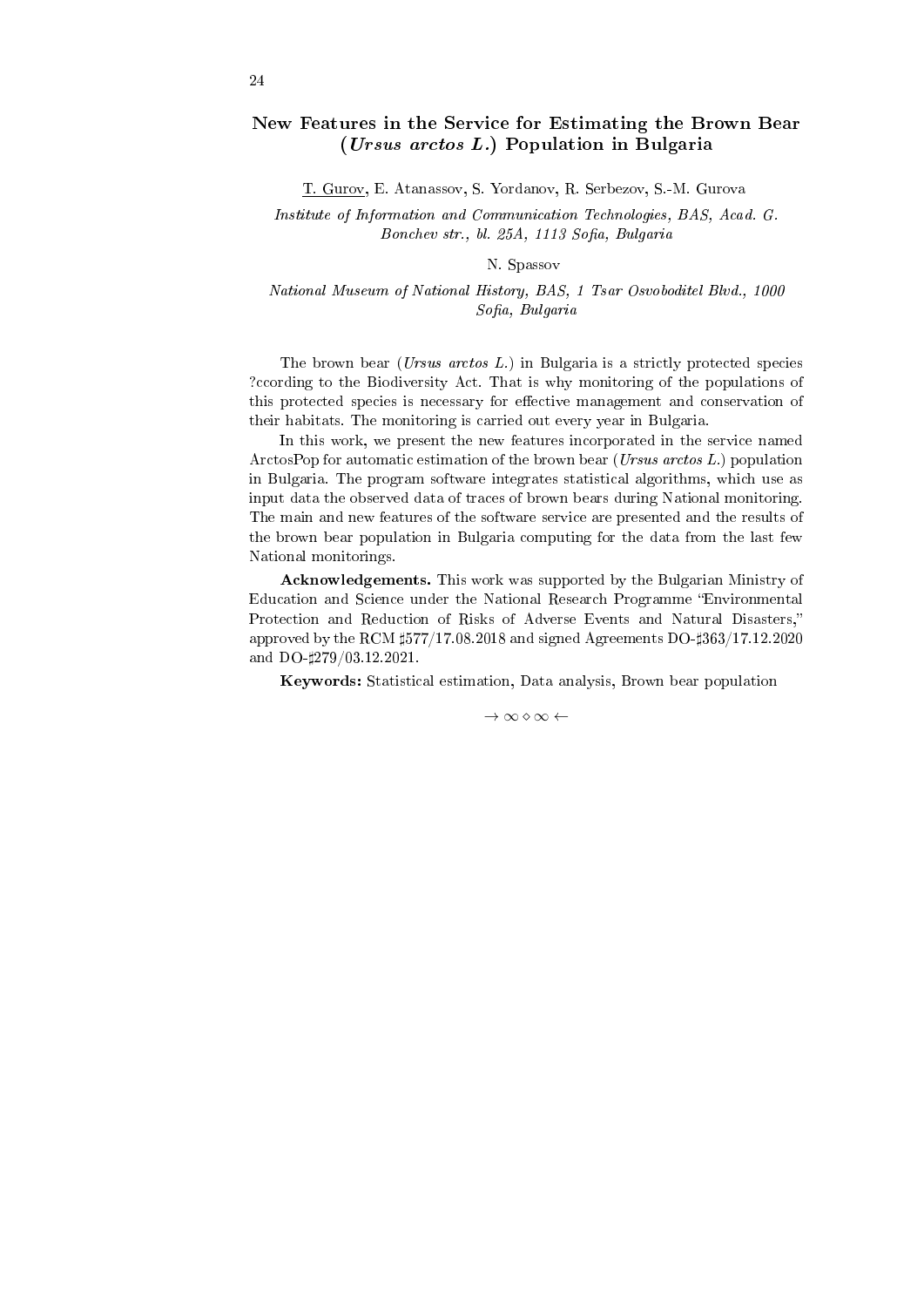# New Features in the Service for Estimating the Brown Bear (*Ursus arctos L.*) Population in Bulgaria

T. Gurov, E. Atanassov, S. Yordanov, R. Serbezov, S.-M. Gurova

*Institute of Information and Communication Technologies, BAS, Acad. G. Bonchev str., bl. 25A, 1113 Sofia, Bulgaria*

N. Spassov

*National Museum of National History, BAS, 1 Tsar Osvoboditel Blvd., 1000 Sofia, Bulgaria*

The brown bear (*Ursus arctos L.*) in Bulgaria is a strictly protected species ?ccording to the Biodiversity Act. That is why monitoring of the populations of this protected species is necessary for effective management and conservation of their habitats. The monitoring is carried out every year in Bulgaria.

In this work, we present the new features incorporated in the service named ArctosPop for automatic estimation of the brown bear (*Ursus arctos L.*) population in Bulgaria. The program software integrates statistical algorithms, which use as input data the observed data of traces of brown bears during National monitoring. The main and new features of the software service are presented and the results of the brown bear population in Bulgaria computing for the data from the last few National monitorings.

**Acknowledgements.** This work was supported by the Bulgarian Ministry of Education and Science under the National Research Programme "Environmental Protection and Reduction of Risks of Adverse Events and Natural Disasters," approved by the RCM ♯577/17.08.2018 and signed Agreements DO-♯363/17.12.2020 and DO-♯279/03.12.2021.

**Keywords:** Statistical estimation, Data analysis, Brown bear population

$\rightarrow \infty \diamond \infty \leftarrow$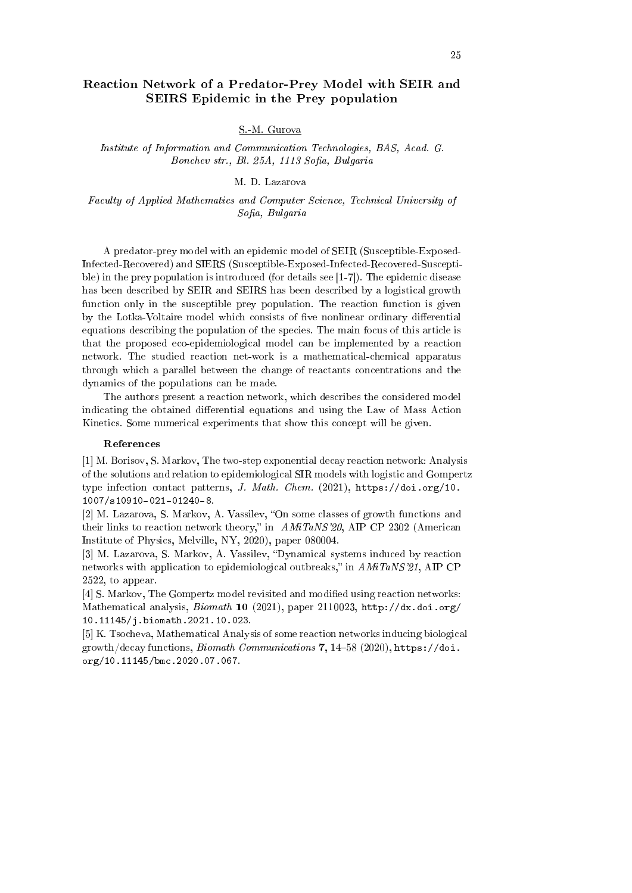# Reaction Network of a Predator-Prey Model with SEIR and SEIRS Epidemic in the Prey population

S.-M. Gurova

*Institute of Information and Communication Technologies, BAS, Acad. G. Bonchev str., Bl. 25A, 1113 Sofia, Bulgaria*

M. D. Lazarova

*Faculty of Applied Mathematics and Computer Science, Technical University of Sofia, Bulgaria*

A predator-prey model with an epidemic model of SEIR (Susceptible-Exposed-Infected-Recovered) and SIERS (Susceptible-Exposed-Infected-Recovered-Susceptible) in the prey population is introduced (for details see [1-7]). The epidemic disease has been described by SEIR and SEIRS has been described by a logistical growth function only in the susceptible prey population. The reaction function is given by the Lotka-Voltaire model which consists of five nonlinear ordinary differential equations describing the population of the species. The main focus of this article is that the proposed eco-epidemiological model can be implemented by a reaction network. The studied reaction net-work is a mathematical-chemical apparatus through which a parallel between the change of reactants concentrations and the dynamics of the populations can be made.

The authors present a reaction network, which describes the considered model indicating the obtained differential equations and using the Law of Mass Action Kinetics. Some numerical experiments that show this concept will be given.

### References

[1] M. Borisov, S. Markov, The two-step exponential decay reaction network: Analysis of the solutions and relation to epidemiological SIR models with logistic and Gompertz type infection contact patterns, *J. Math. Chem.* (2021), https://doi.org/10.1007/s10910-021-01240-8.

[2] M. Lazarova, S. Markov, A. Vassilev, "On some classes of growth functions and their links to reaction network theory," in *AMiTaNS'20*, AIP CP 2302 (American Institute of Physics, Melville, NY, 2020), paper 080004.

[3] M. Lazarova, S. Markov, A. Vassilev, "Dynamical systems induced by reaction networks with application to epidemiological outbreaks," in *AMiTaNS'21*, AIP CP 2522, to appear.

[4] S. Markov, The Gompertz model revisited and modified using reaction networks: Mathematical analysis, *Biomath* **10** (2021), paper 2110023, http://dx.doi.org/10.11145/j.biomath.2021.10.023.

[5] K. Tsocheva, Mathematical Analysis of some reaction networks inducing biological growth/decay functions, *Biomath Communications* **7**, 14–58 (2020), https://doi.org/10.11145/bmc.2020.07.067.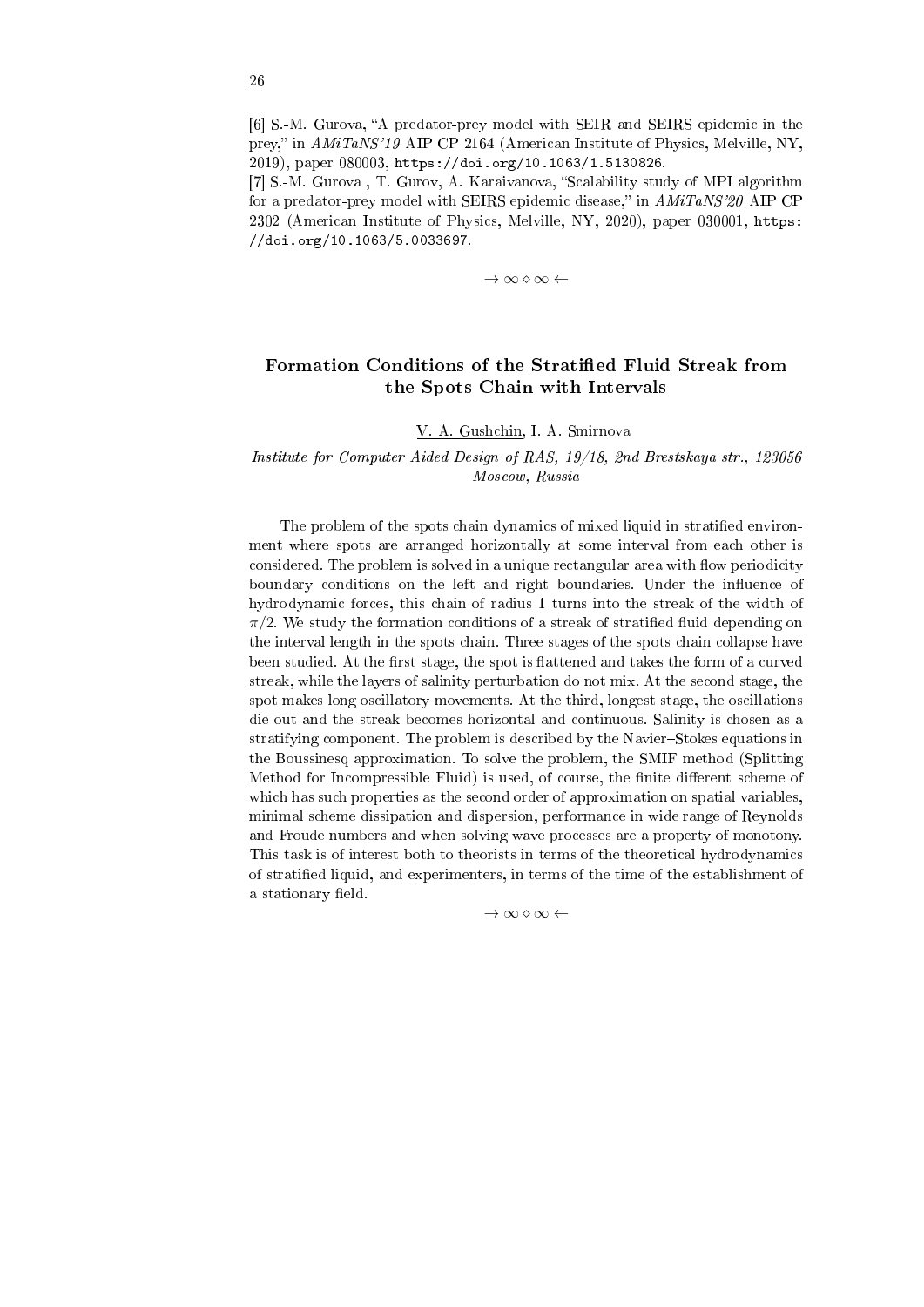[6] S.-M. Gurova, "A predator-prey model with SEIR and SEIRS epidemic in the prey," in *AMiTaNS'19* AIP CP 2164 (American Institute of Physics, Melville, NY, 2019), paper 080003, `https://doi.org/10.1063/1.5130826`.

[7] S.-M. Gurova , T. Gurov, A. Karaivanova, "Scalability study of MPI algorithm for a predator-prey model with SEIRS epidemic disease," in *AMiTaNS'20* AIP CP 2302 (American Institute of Physics, Melville, NY, 2020), paper 030001, `https://doi.org/10.1063/5.0033697`.

$\rightarrow \infty \diamond \infty \leftarrow$

## Formation Conditions of the Stratified Fluid Streak from the Spots Chain with Intervals

<u>V. A. Gushchin</u>, I. A. Smirnova

*Institute for Computer Aided Design of RAS, 19/18, 2nd Brestskaya str., 123056 Moscow, Russia*

The problem of the spots chain dynamics of mixed liquid in stratified environment where spots are arranged horizontally at some interval from each other is considered. The problem is solved in a unique rectangular area with flow periodicity boundary conditions on the left and right boundaries. Under the influence of hydrodynamic forces, this chain of radius 1 turns into the streak of the width of $\pi/2$. We study the formation conditions of a streak of stratified fluid depending on the interval length in the spots chain. Three stages of the spots chain collapse have been studied. At the first stage, the spot is flattened and takes the form of a curved streak, while the layers of salinity perturbation do not mix. At the second stage, the spot makes long oscillatory movements. At the third, longest stage, the oscillations die out and the streak becomes horizontal and continuous. Salinity is chosen as a stratifying component. The problem is described by the Navier–Stokes equations in the Boussinesq approximation. To solve the problem, the SMIF method (Splitting Method for Incompressible Fluid) is used, of course, the finite different scheme of which has such properties as the second order of approximation on spatial variables, minimal scheme dissipation and dispersion, performance in wide range of Reynolds and Froude numbers and when solving wave processes are a property of monotony. This task is of interest both to theorists in terms of the theoretical hydrodynamics of stratified liquid, and experimenters, in terms of the time of the establishment of a stationary field.

$\rightarrow \infty \diamond \infty \leftarrow$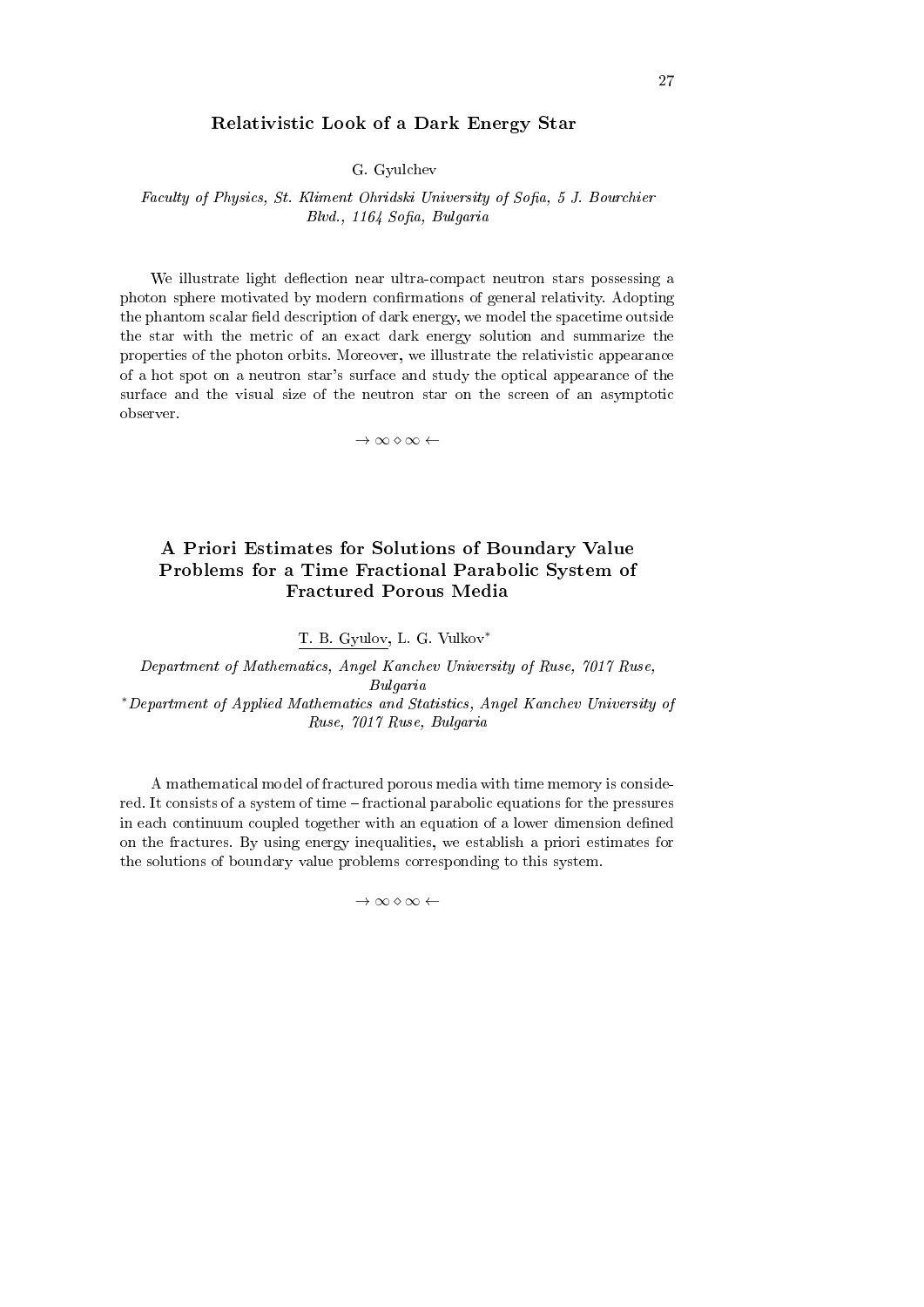## Relativistic Look of a Dark Energy Star

G. Gyulchev

*Faculty of Physics, St. Kliment Ohridski University of Sofia, 5 J. Bourchier Blvd., 1164 Sofia, Bulgaria*

We illustrate light deflection near ultra-compact neutron stars possessing a photon sphere motivated by modern confirmations of general relativity. Adopting the phantom scalar field description of dark energy, we model the spacetime outside the star with the metric of an exact dark energy solution and summarize the properties of the photon orbits. Moreover, we illustrate the relativistic appearance of a hot spot on a neutron star's surface and study the optical appearance of the surface and the visual size of the neutron star on the screen of an asymptotic observer.

$\rightarrow \infty \diamond \infty \leftarrow$

## A Priori Estimates for Solutions of Boundary Value Problems for a Time Fractional Parabolic System of Fractured Porous Media

T. B. Gyulov, L. G. Vulkov*

*Department of Mathematics, Angel Kanchev University of Ruse, 7017 Ruse, Bulgaria*
*\*Department of Applied Mathematics and Statistics, Angel Kanchev University of Ruse, 7017 Ruse, Bulgaria*

A mathematical model of fractured porous media with time memory is considered. It consists of a system of time – fractional parabolic equations for the pressures in each continuum coupled together with an equation of a lower dimension defined on the fractures. By using energy inequalities, we establish a priori estimates for the solutions of boundary value problems corresponding to this system.

$\rightarrow \infty \diamond \infty \leftarrow$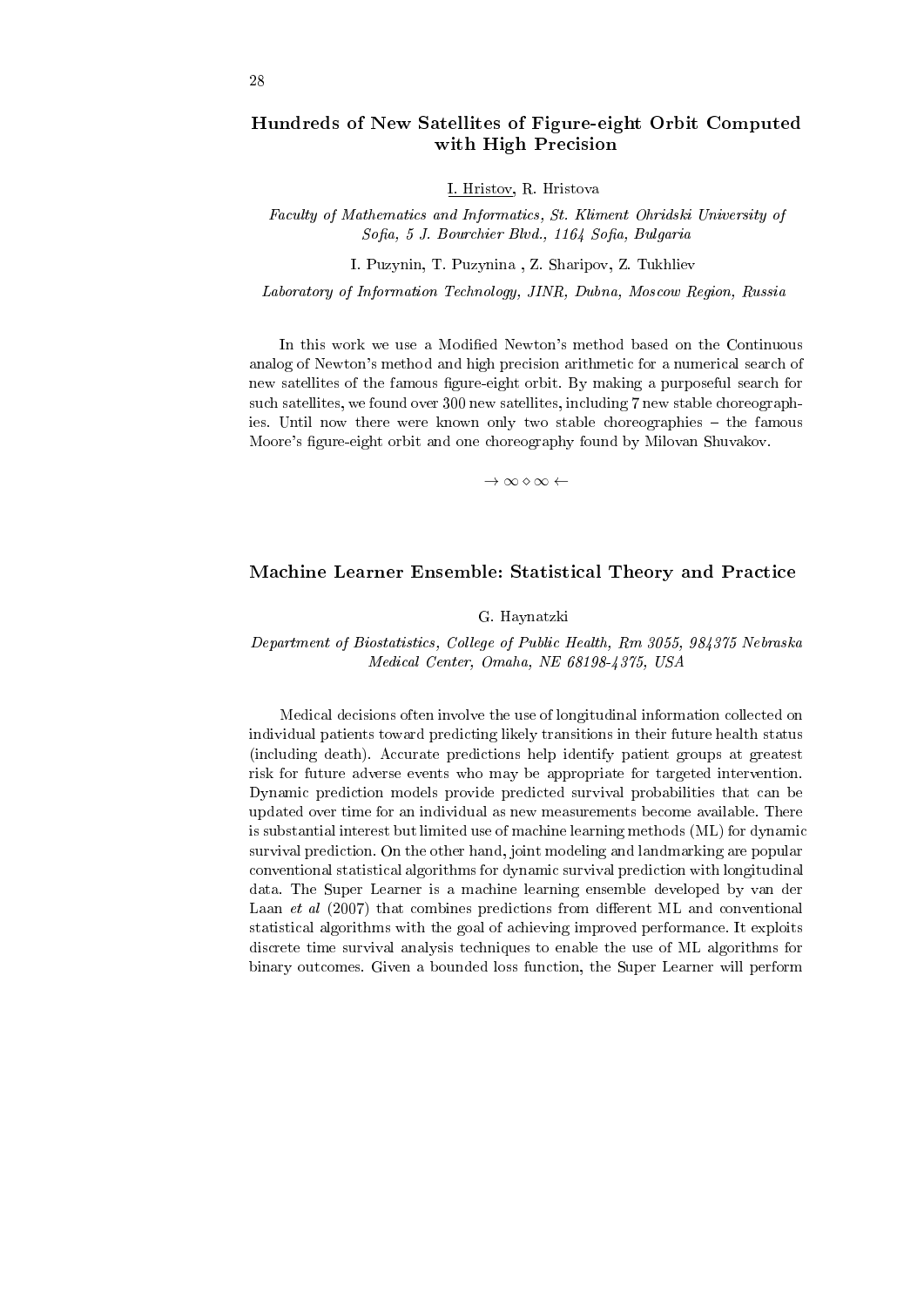## Hundreds of New Satellites of Figure-eight Orbit Computed with High Precision

I. Hristov, R. Hristova

*Faculty of Mathematics and Informatics, St. Kliment Ohridski University of Sofia, 5 J. Bourchier Blvd., 1164 Sofia, Bulgaria*

I. Puzynin, T. Puzynina , Z. Sharipov, Z. Tukhliev

*Laboratory of Information Technology, JINR, Dubna, Moscow Region, Russia*

In this work we use a Modified Newton's method based on the Continuous analog of Newton's method and high precision arithmetic for a numerical search of new satellites of the famous figure-eight orbit. By making a purposeful search for such satellites, we found over 300 new satellites, including 7 new stable choreographies. Until now there were known only two stable choreographies – the famous Moore's figure-eight orbit and one choreography found by Milovan Shuvakov.

$\rightarrow \infty \diamond \infty \leftarrow$

## Machine Learner Ensemble: Statistical Theory and Practice

G. Haynatzki

*Department of Biostatistics, College of Public Health, Rm 3055, 984375 Nebraska Medical Center, Omaha, NE 68198-4375, USA*

Medical decisions often involve the use of longitudinal information collected on individual patients toward predicting likely transitions in their future health status (including death). Accurate predictions help identify patient groups at greatest risk for future adverse events who may be appropriate for targeted intervention. Dynamic prediction models provide predicted survival probabilities that can be updated over time for an individual as new measurements become available. There is substantial interest but limited use of machine learning methods (ML) for dynamic survival prediction. On the other hand, joint modeling and landmarking are popular conventional statistical algorithms for dynamic survival prediction with longitudinal data. The Super Learner is a machine learning ensemble developed by van der Laan *et al* (2007) that combines predictions from different ML and conventional statistical algorithms with the goal of achieving improved performance. It exploits discrete time survival analysis techniques to enable the use of ML algorithms for binary outcomes. Given a bounded loss function, the Super Learner will perform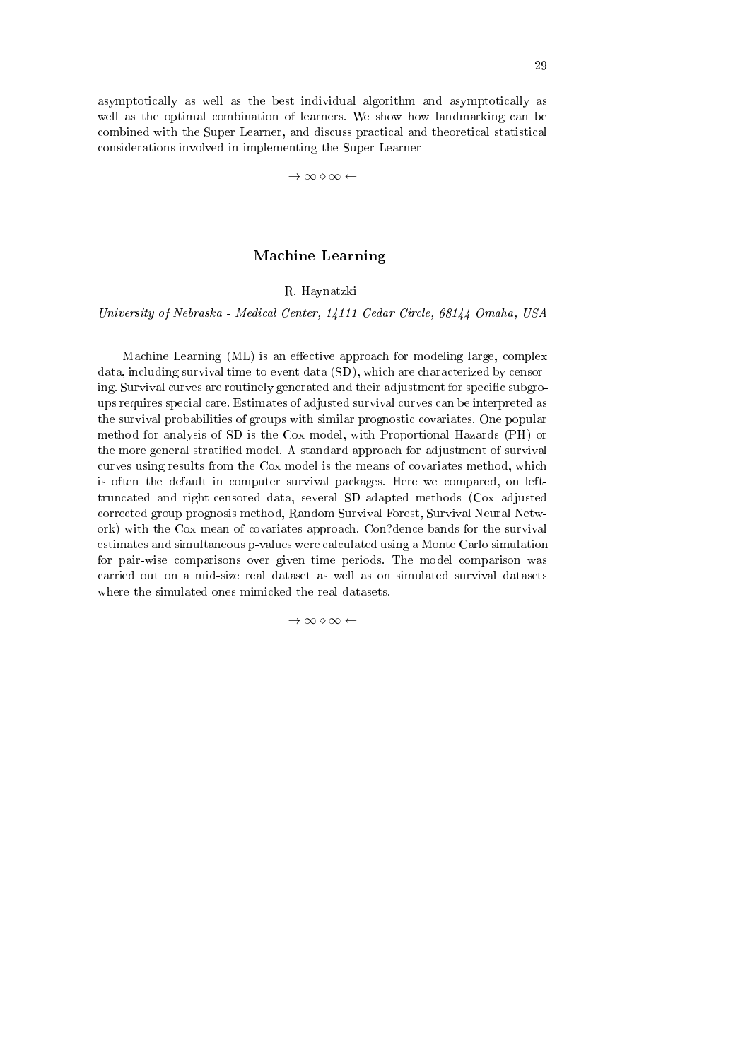asymptotically as well as the best individual algorithm and asymptotically as well as the optimal combination of learners. We show how landmarking can be combined with the Super Learner, and discuss practical and theoretical statistical considerations involved in implementing the Super Learner

$\rightarrow \infty \diamond \infty \leftarrow$

## Machine Learning

R. Haynatzki

*University of Nebraska - Medical Center, 14111 Cedar Circle, 68144 Omaha, USA*

Machine Learning (ML) is an effective approach for modeling large, complex data, including survival time-to-event data (SD), which are characterized by censoring. Survival curves are routinely generated and their adjustment for specific subgroups requires special care. Estimates of adjusted survival curves can be interpreted as the survival probabilities of groups with similar prognostic covariates. One popular method for analysis of SD is the Cox model, with Proportional Hazards (PH) or the more general stratified model. A standard approach for adjustment of survival curves using results from the Cox model is the means of covariates method, which is often the default in computer survival packages. Here we compared, on left-truncated and right-censored data, several SD-adapted methods (Cox adjusted corrected group prognosis method, Random Survival Forest, Survival Neural Network) with the Cox mean of covariates approach. Con?dence bands for the survival estimates and simultaneous p-values were calculated using a Monte Carlo simulation for pair-wise comparisons over given time periods. The model comparison was carried out on a mid-size real dataset as well as on simulated survival datasets where the simulated ones mimicked the real datasets.

$\rightarrow \infty \diamond \infty \leftarrow$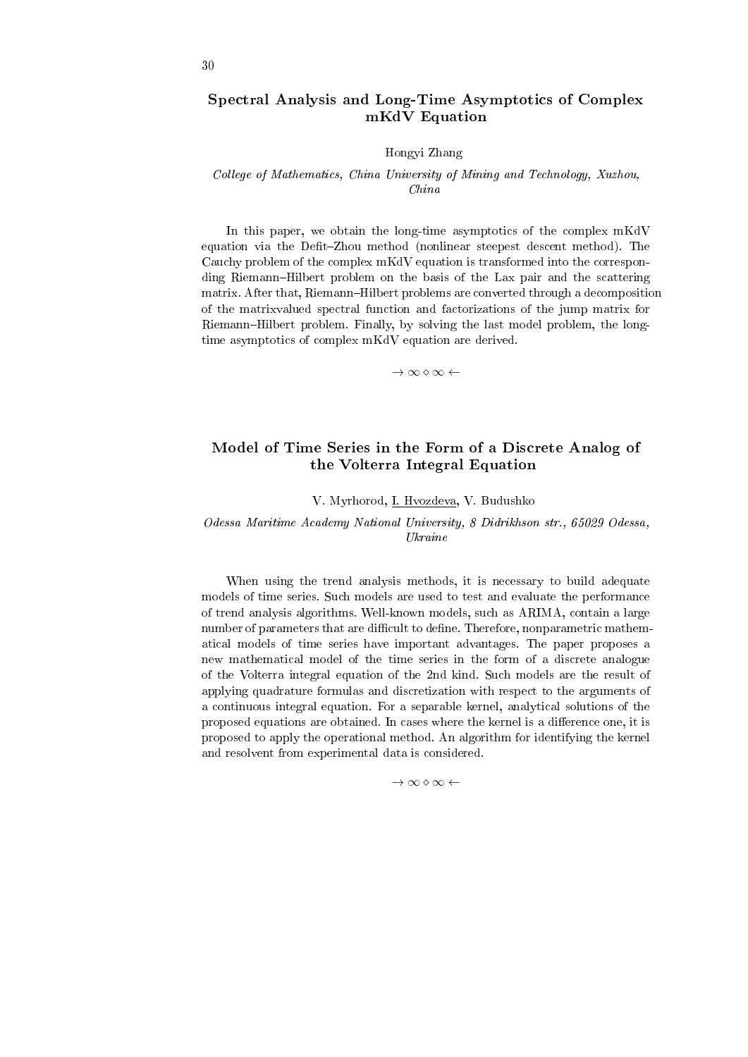## Spectral Analysis and Long-Time Asymptotics of Complex mKdV Equation

Hongyi Zhang

*College of Mathematics, China University of Mining and Technology, Xuzhou, China*

In this paper, we obtain the long-time asymptotics of the complex mKdV equation via the Defit–Zhou method (nonlinear steepest descent method). The Cauchy problem of the complex mKdV equation is transformed into the corresponding Riemann–Hilbert problem on the basis of the Lax pair and the scattering matrix. After that, Riemann–Hilbert problems are converted through a decomposition of the matrixvalued spectral function and factorizations of the jump matrix for Riemann–Hilbert problem. Finally, by solving the last model problem, the long-time asymptotics of complex mKdV equation are derived.

$\rightarrow \infty \diamond \infty \leftarrow$

## Model of Time Series in the Form of a Discrete Analog of the Volterra Integral Equation

V. Myrhorod, I. Hvozdeva, V. Budushko

*Odessa Maritime Academy National University, 8 Didrikhson str., 65029 Odessa, Ukraine*

When using the trend analysis methods, it is necessary to build adequate models of time series. Such models are used to test and evaluate the performance of trend analysis algorithms. Well-known models, such as ARIMA, contain a large number of parameters that are difficult to define. Therefore, nonparametric mathematical models of time series have important advantages. The paper proposes a new mathematical model of the time series in the form of a discrete analogue of the Volterra integral equation of the 2nd kind. Such models are the result of applying quadrature formulas and discretization with respect to the arguments of a continuous integral equation. For a separable kernel, analytical solutions of the proposed equations are obtained. In cases where the kernel is a difference one, it is proposed to apply the operational method. An algorithm for identifying the kernel and resolvent from experimental data is considered.

$\rightarrow \infty \diamond \infty \leftarrow$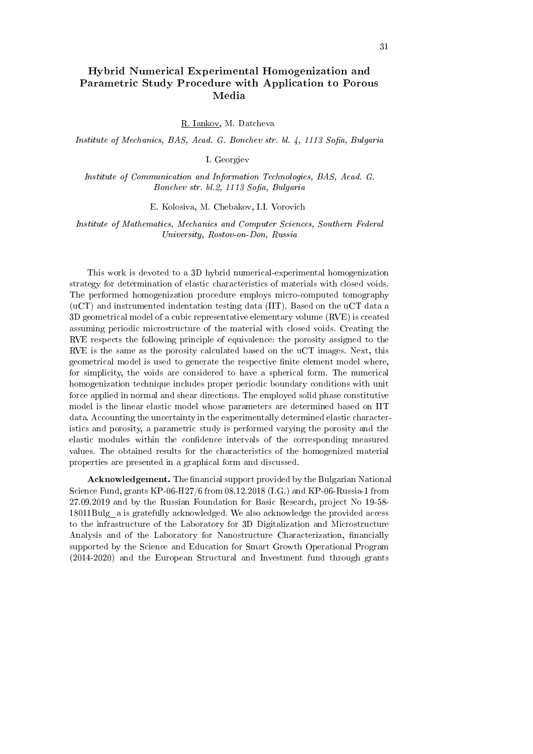# Hybrid Numerical Experimental Homogenization and Parametric Study Procedure with Application to Porous Media

R. Iankov, M. Datcheva

*Institute of Mechanics, BAS, Acad. G. Bonchev str. bl. 4, 1113 Sofia, Bulgaria*

I. Georgiev

*Institute of Communication and Information Technologies, BAS, Acad. G. Bonchev str. bl.2, 1113 Sofia, Bulgaria*

E. Kolosiva, M. Chebakov, I.I. Vorovich

*Institute of Mathematics, Mechanics and Computer Sciences, Southern Federal University, Rostov-on-Don, Russia*

This work is devoted to a 3D hybrid numerical-experimental homogenization strategy for determination of elastic characteristics of materials with closed voids. The performed homogenization procedure employs micro-computed tomography (uCT) and instrumented indentation testing data (IIT). Based on the uCT data a 3D geometrical model of a cubic representative elementary volume (RVE) is created assuming periodic microstructure of the material with closed voids. Creating the RVE respects the following principle of equivalence: the porosity assigned to the RVE is the same as the porosity calculated based on the uCT images. Next, this geometrical model is used to generate the respective finite element model where, for simplicity, the voids are considered to have a spherical form. The numerical homogenization technique includes proper periodic boundary conditions with unit force applied in normal and shear directions. The employed solid phase constitutive model is the linear elastic model whose parameters are determined based on IIT data. Accounting the uncertainty in the experimentally determined elastic characteristics and porosity, a parametric study is performed varying the porosity and the elastic modules within the confidence intervals of the corresponding measured values. The obtained results for the characteristics of the homogenized material properties are presented in a graphical form and discussed.

**Acknowledgement.** The financial support provided by the Bulgarian National Science Fund, grants KP-06-H27/6 from 08.12.2018 (I.G.) and KP-06-Russia-1 from 27.09.2019 and by the Russian Foundation for Basic Research, project No 19-58-18011Bulg_a is gratefully acknowledged. We also acknowledge the provided access to the infrastructure of the Laboratory for 3D Digitalization and Microstructure Analysis and of the Laboratory for Nanostructure Characterization, financially supported by the Science and Education for Smart Growth Operational Program (2014-2020) and the European Structural and Investment fund through grants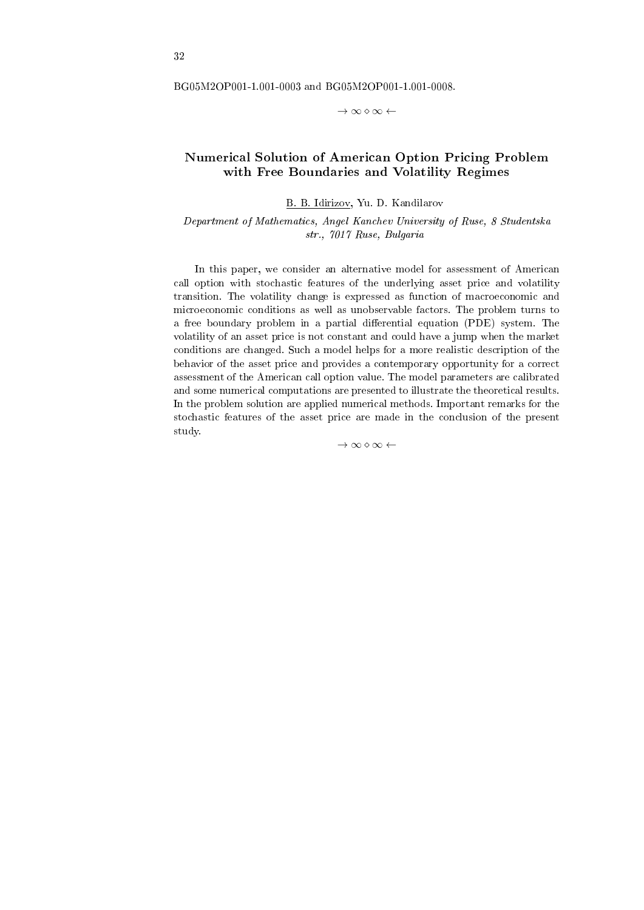BG05M2OP001-1.001-0003 and BG05M2OP001-1.001-0008.

$\rightarrow \infty \diamond \infty \leftarrow$

## Numerical Solution of American Option Pricing Problem with Free Boundaries and Volatility Regimes

B. B. Idirizov, Yu. D. Kandilarov

*Department of Mathematics, Angel Kanchev University of Ruse, 8 Studentska str., 7017 Ruse, Bulgaria*

In this paper, we consider an alternative model for assessment of American call option with stochastic features of the underlying asset price and volatility transition. The volatility change is expressed as function of macroeconomic and microeconomic conditions as well as unobservable factors. The problem turns to a free boundary problem in a partial differential equation (PDE) system. The volatility of an asset price is not constant and could have a jump when the market conditions are changed. Such a model helps for a more realistic description of the behavior of the asset price and provides a contemporary opportunity for a correct assessment of the American call option value. The model parameters are calibrated and some numerical computations are presented to illustrate the theoretical results. In the problem solution are applied numerical methods. Important remarks for the stochastic features of the asset price are made in the conclusion of the present study.

$\rightarrow \infty \diamond \infty \leftarrow$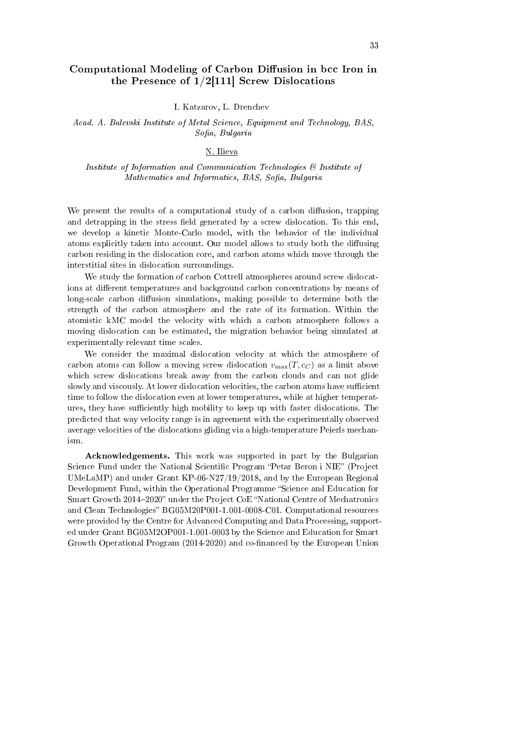# Computational Modeling of Carbon Diffusion in bcc Iron in the Presence of 1/2[111] Screw Dislocations

I. Katzarov, L. Drenchev

*Acad. A. Balevski Institute of Metal Science, Equipment and Technology, BAS, Sofia, Bulgaria*

N. Ilieva

*Institute of Information and Communication Technologies & Institute of Mathematics and Informatics, BAS, Sofia, Bulgaria*

We present the results of a computational study of a carbon diffusion, trapping and detrapping in the stress field generated by a screw dislocation. To this end, we develop a kinetic Monte-Carlo model, with the behavior of the individual atoms explicitly taken into account. Our model allows to study both the diffusing carbon residing in the dislocation core, and carbon atoms which move through the interstitial sites in dislocation surroundings.

We study the formation of carbon Cottrell atmospheres around screw dislocations at different temperatures and background carbon concentrations by means of long-scale carbon diffusion simulations, making possible to determine both the strength of the carbon atmosphere and the rate of its formation. Within the atomistic kMC model the velocity with which a carbon atmosphere follows a moving dislocation can be estimated, the migration behavior being simulated at experimentally relevant time scales.

We consider the maximal dislocation velocity at which the atmosphere of carbon atoms can follow a moving screw dislocation $v_{\max}(T, c_C)$ as a limit above which screw dislocations break away from the carbon clouds and can not glide slowly and viscously. At lower dislocation velocities, the carbon atoms have sufficient time to follow the dislocation even at lower temperatures, while at higher temperatures, they have sufficiently high mobility to keep up with faster dislocations. The predicted that way velocity range is in agreement with the experimentally observed average velocities of the dislocations gliding via a high-temperature Peierls mechanism.

**Acknowledgements.** This work was supported in part by the Bulgarian Science Fund under the National Scientific Program "Petar Beron i NIE" (Project UMeLaMP) and under Grant KP-06-N27/19/2018, and by the European Regional Development Fund, within the Operational Programme "Science and Education for Smart Growth 2014–2020" under the Project CoE "National Centre of Mechatronics and Clean Technologies" BG05M20P001-1.001-0008-C01. Computational resources were provided by the Centre for Advanced Computing and Data Processing, supported under Grant BG05M2OP001-1.001-0003 by the Science and Education for Smart Growth Operational Program (2014-2020) and co-financed by the European Union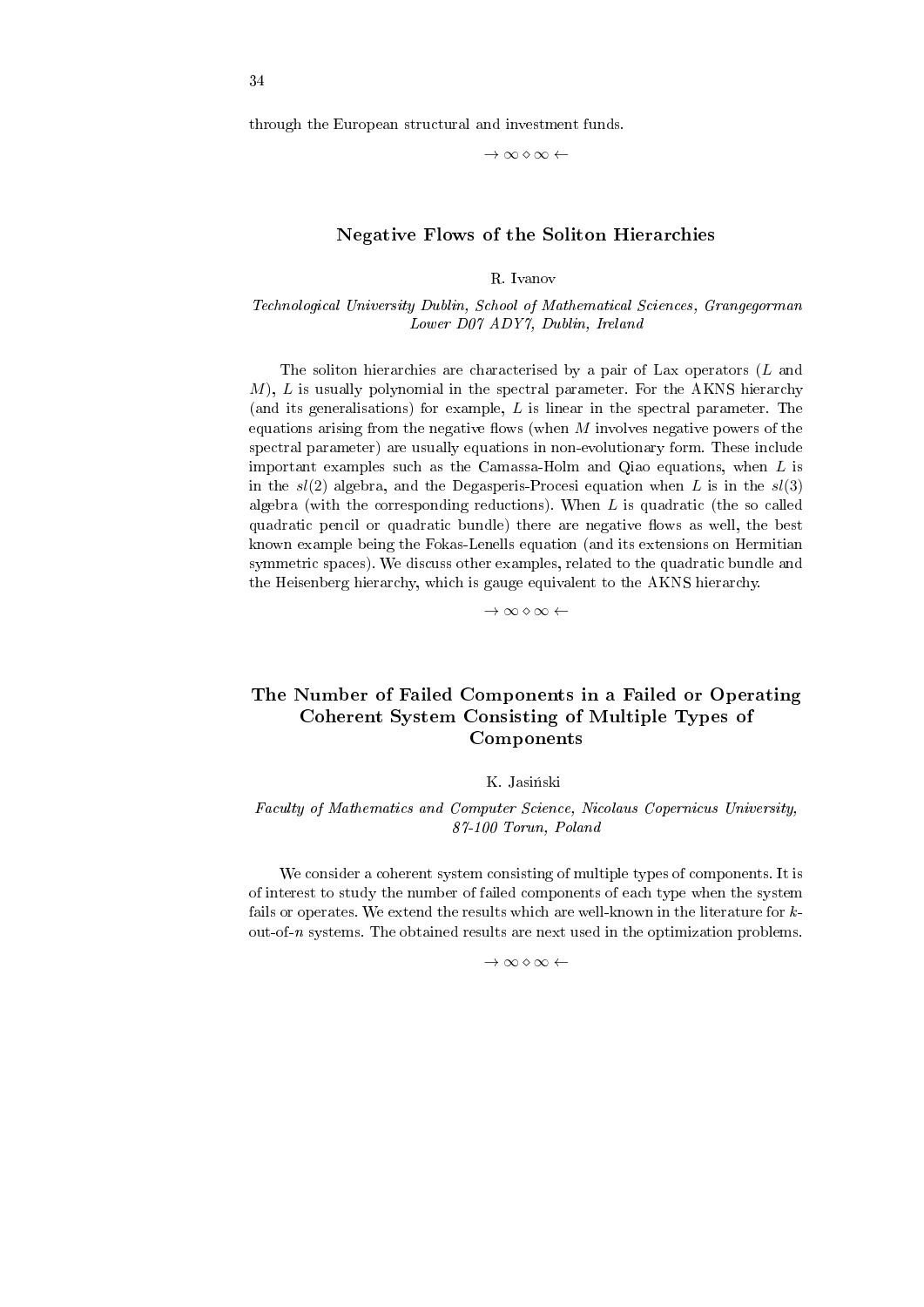through the European structural and investment funds.

$\rightarrow \infty \diamond \infty \leftarrow$

## Negative Flows of the Soliton Hierarchies

R. Ivanov

*Technological University Dublin, School of Mathematical Sciences, Grangegorman Lower D07 ADY7, Dublin, Ireland*

The soliton hierarchies are characterised by a pair of Lax operators ($L$ and $M$), $L$ is usually polynomial in the spectral parameter. For the AKNS hierarchy (and its generalisations) for example, $L$ is linear in the spectral parameter. The equations arising from the negative flows (when $M$ involves negative powers of the spectral parameter) are usually equations in non-evolutionary form. These include important examples such as the Camassa-Holm and Qiao equations, when $L$ is in the $sl(2)$ algebra, and the Degasperis-Procesi equation when $L$ is in the $sl(3)$ algebra (with the corresponding reductions). When $L$ is quadratic (the so called quadratic pencil or quadratic bundle) there are negative flows as well, the best known example being the Fokas-Lenells equation (and its extensions on Hermitian symmetric spaces). We discuss other examples, related to the quadratic bundle and the Heisenberg hierarchy, which is gauge equivalent to the AKNS hierarchy.

$\rightarrow \infty \diamond \infty \leftarrow$

## The Number of Failed Components in a Failed or Operating Coherent System Consisting of Multiple Types of Components

K. Jasiński

*Faculty of Mathematics and Computer Science, Nicolaus Copernicus University, 87-100 Torun, Poland*

We consider a coherent system consisting of multiple types of components. It is of interest to study the number of failed components of each type when the system fails or operates. We extend the results which are well-known in the literature for $k$-out-of-$n$ systems. The obtained results are next used in the optimization problems.

$\rightarrow \infty \diamond \infty \leftarrow$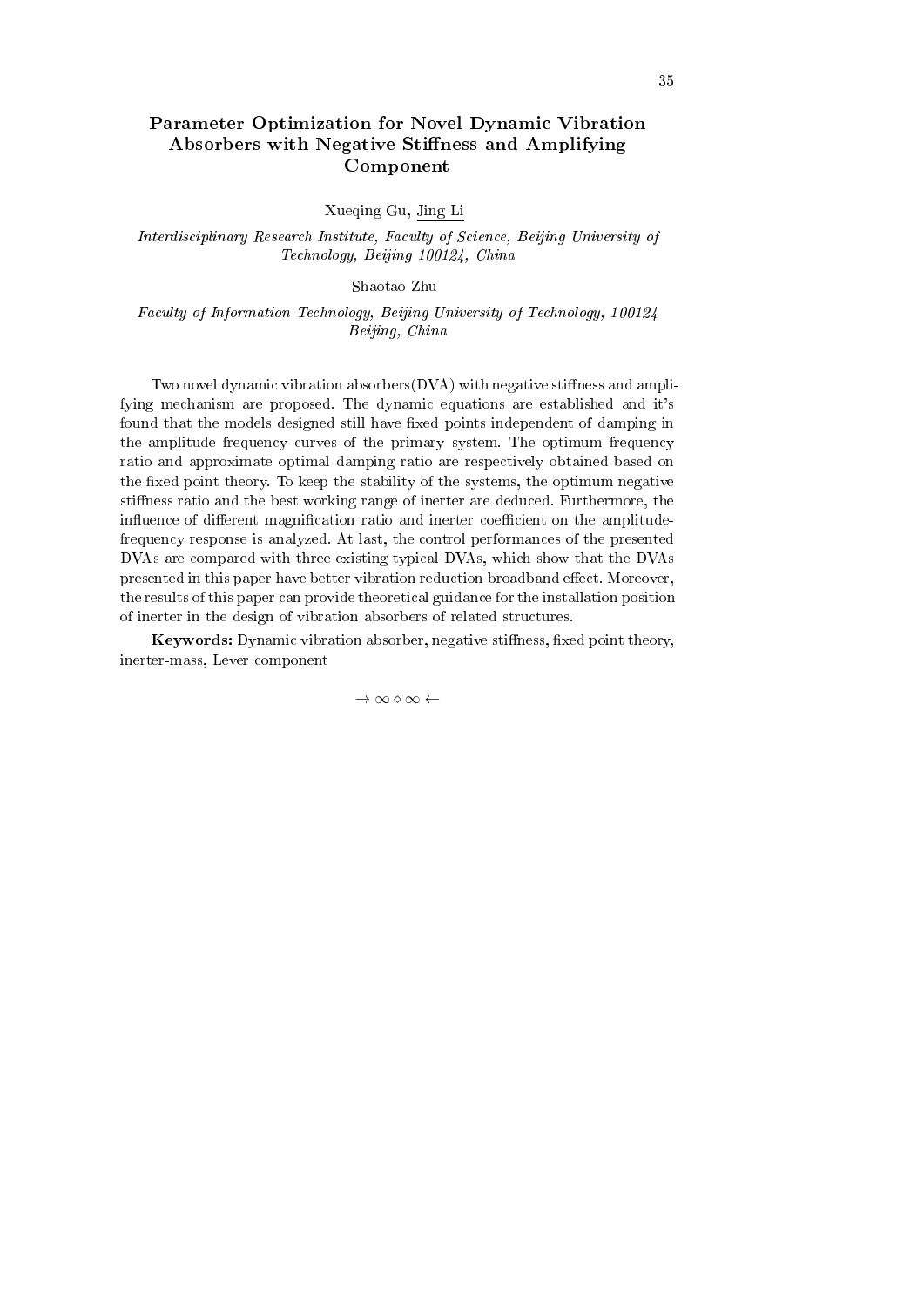# Parameter Optimization for Novel Dynamic Vibration Absorbers with Negative Stiffness and Amplifying Component

Xueqing Gu, <u>Jing Li</u>

*Interdisciplinary Research Institute, Faculty of Science, Beijing University of Technology, Beijing 100124, China*

Shaotao Zhu

*Faculty of Information Technology, Beijing University of Technology, 100124 Beijing, China*

Two novel dynamic vibration absorbers(DVA) with negative stiffness and amplifying mechanism are proposed. The dynamic equations are established and it's found that the models designed still have fixed points independent of damping in the amplitude frequency curves of the primary system. The optimum frequency ratio and approximate optimal damping ratio are respectively obtained based on the fixed point theory. To keep the stability of the systems, the optimum negative stiffness ratio and the best working range of inerter are deduced. Furthermore, the influence of different magnification ratio and inerter coefficient on the amplitude-frequency response is analyzed. At last, the control performances of the presented DVAs are compared with three existing typical DVAs, which show that the DVAs presented in this paper have better vibration reduction broadband effect. Moreover, the results of this paper can provide theoretical guidance for the installation position of inerter in the design of vibration absorbers of related structures.

**Keywords:** Dynamic vibration absorber, negative stiffness, fixed point theory, inerter-mass, Lever component

$\rightarrow \infty \diamond \infty \leftarrow$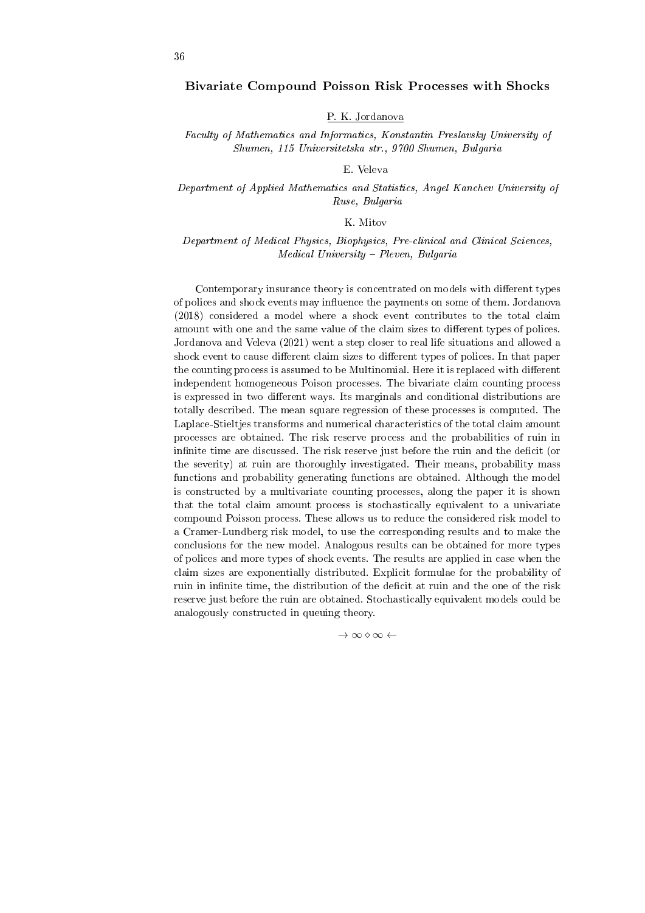## Bivariate Compound Poisson Risk Processes with Shocks

P. K. Jordanova

*Faculty of Mathematics and Informatics, Konstantin Preslavsky University of Shumen, 115 Universitetska str., 9700 Shumen, Bulgaria*

E. Veleva

*Department of Applied Mathematics and Statistics, Angel Kanchev University of Ruse, Bulgaria*

K. Mitov

*Department of Medical Physics, Biophysics, Pre-clinical and Clinical Sciences, Medical University – Pleven, Bulgaria*

Contemporary insurance theory is concentrated on models with different types of polices and shock events may influence the payments on some of them. Jordanova (2018) considered a model where a shock event contributes to the total claim amount with one and the same value of the claim sizes to different types of polices. Jordanova and Veleva (2021) went a step closer to real life situations and allowed a shock event to cause different claim sizes to different types of polices. In that paper the counting process is assumed to be Multinomial. Here it is replaced with different independent homogeneous Poison processes. The bivariate claim counting process is expressed in two different ways. Its marginals and conditional distributions are totally described. The mean square regression of these processes is computed. The Laplace-Stieltjes transforms and numerical characteristics of the total claim amount processes are obtained. The risk reserve process and the probabilities of ruin in infinite time are discussed. The risk reserve just before the ruin and the deficit (or the severity) at ruin are thoroughly investigated. Their means, probability mass functions and probability generating functions are obtained. Although the model is constructed by a multivariate counting processes, along the paper it is shown that the total claim amount process is stochastically equivalent to a univariate compound Poisson process. These allows us to reduce the considered risk model to a Cramer-Lundberg risk model, to use the corresponding results and to make the conclusions for the new model. Analogous results can be obtained for more types of polices and more types of shock events. The results are applied in case when the claim sizes are exponentially distributed. Explicit formulae for the probability of ruin in infinite time, the distribution of the deficit at ruin and the one of the risk reserve just before the ruin are obtained. Stochastically equivalent models could be analogously constructed in queuing theory.

$\rightarrow \infty \diamond \infty \leftarrow$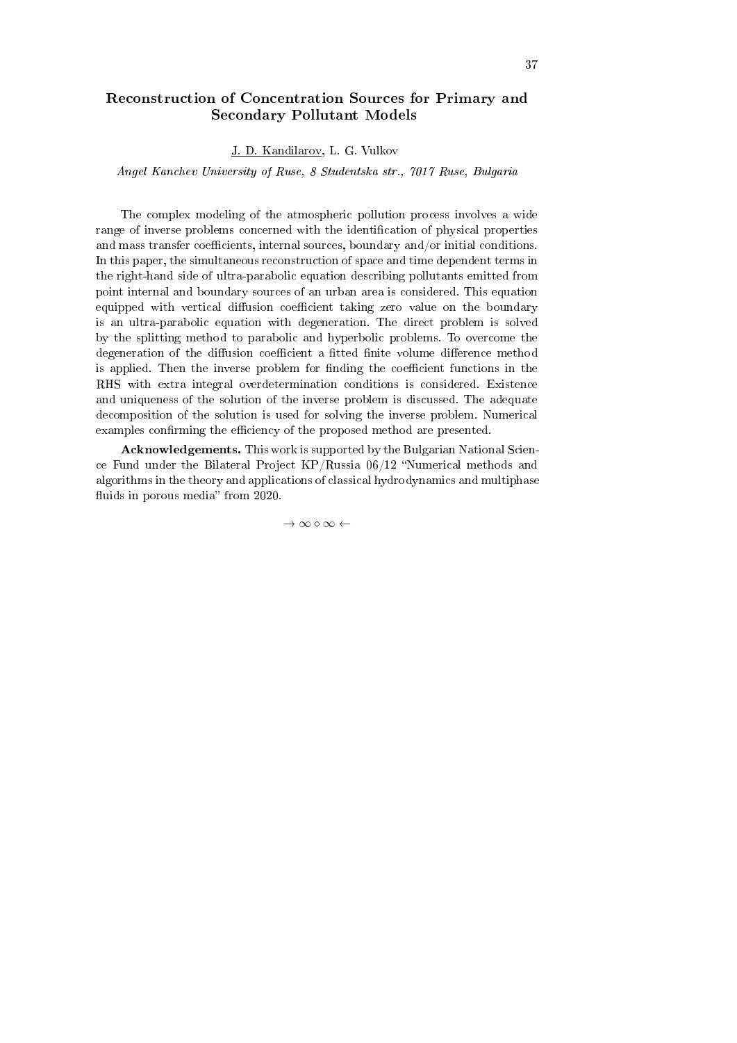# Reconstruction of Concentration Sources for Primary and Secondary Pollutant Models

J. D. Kandilarov, L. G. Vulkov

*Angel Kanchev University of Ruse, 8 Studentska str., 7017 Ruse, Bulgaria*

The complex modeling of the atmospheric pollution process involves a wide range of inverse problems concerned with the identification of physical properties and mass transfer coefficients, internal sources, boundary and/or initial conditions. In this paper, the simultaneous reconstruction of space and time dependent terms in the right-hand side of ultra-parabolic equation describing pollutants emitted from point internal and boundary sources of an urban area is considered. This equation equipped with vertical diffusion coefficient taking zero value on the boundary is an ultra-parabolic equation with degeneration. The direct problem is solved by the splitting method to parabolic and hyperbolic problems. To overcome the degeneration of the diffusion coefficient a fitted finite volume difference method is applied. Then the inverse problem for finding the coefficient functions in the RHS with extra integral overdetermination conditions is considered. Existence and uniqueness of the solution of the inverse problem is discussed. The adequate decomposition of the solution is used for solving the inverse problem. Numerical examples confirming the efficiency of the proposed method are presented.

**Acknowledgements.** This work is supported by the Bulgarian National Science Fund under the Bilateral Project KP/Russia 06/12 "Numerical methods and algorithms in the theory and applications of classical hydrodynamics and multiphase fluids in porous media" from 2020.

$\rightarrow \infty \diamond \infty \leftarrow$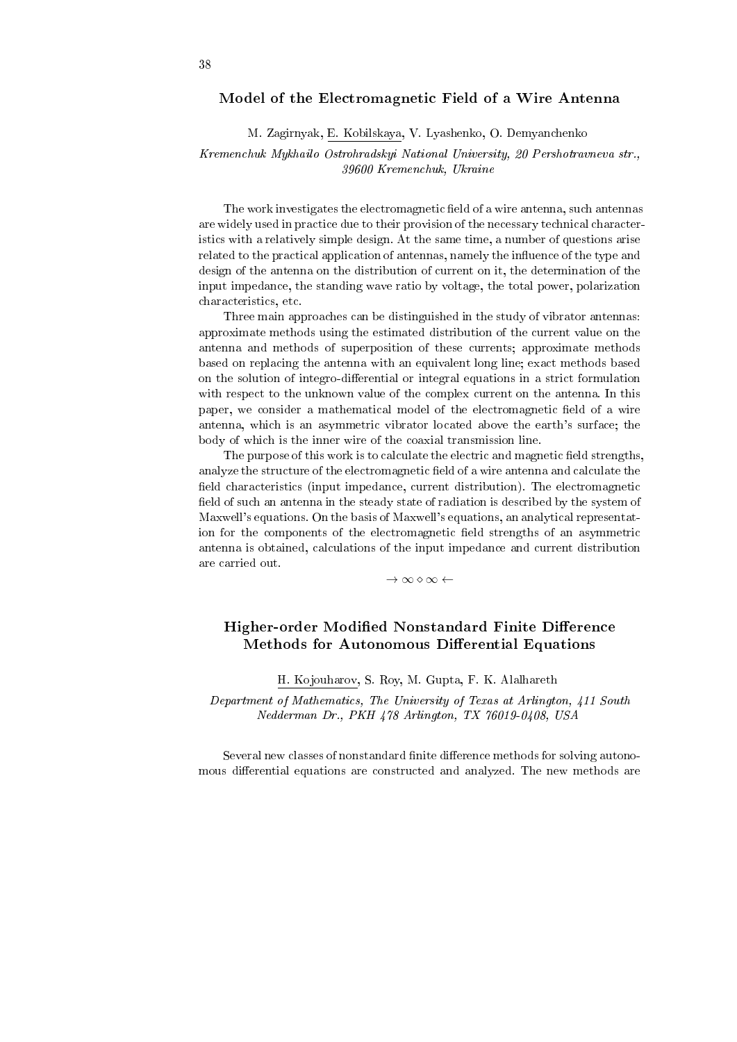## Model of the Electromagnetic Field of a Wire Antenna

M. Zagirnyak, E. Kobilskaya, V. Lyashenko, O. Demyanchenko

*Kremenchuk Mykhailo Ostrohradskyi National University, 20 Pershotravneva str., 39600 Kremenchuk, Ukraine*

The work investigates the electromagnetic field of a wire antenna, such antennas are widely used in practice due to their provision of the necessary technical characteristics with a relatively simple design. At the same time, a number of questions arise related to the practical application of antennas, namely the influence of the type and design of the antenna on the distribution of current on it, the determination of the input impedance, the standing wave ratio by voltage, the total power, polarization characteristics, etc.

Three main approaches can be distinguished in the study of vibrator antennas: approximate methods using the estimated distribution of the current value on the antenna and methods of superposition of these currents; approximate methods based on replacing the antenna with an equivalent long line; exact methods based on the solution of integro-differential or integral equations in a strict formulation with respect to the unknown value of the complex current on the antenna. In this paper, we consider a mathematical model of the electromagnetic field of a wire antenna, which is an asymmetric vibrator located above the earth's surface; the body of which is the inner wire of the coaxial transmission line.

The purpose of this work is to calculate the electric and magnetic field strengths, analyze the structure of the electromagnetic field of a wire antenna and calculate the field characteristics (input impedance, current distribution). The electromagnetic field of such an antenna in the steady state of radiation is described by the system of Maxwell's equations. On the basis of Maxwell's equations, an analytical representation for the components of the electromagnetic field strengths of an asymmetric antenna is obtained, calculations of the input impedance and current distribution are carried out.

$\rightarrow \infty \diamond \infty \leftarrow$

## Higher-order Modified Nonstandard Finite Difference Methods for Autonomous Differential Equations

H. Kojouharov, S. Roy, M. Gupta, F. K. Alalhareth

*Department of Mathematics, The University of Texas at Arlington, 411 South Nedderman Dr., PKH 478 Arlington, TX 76019-0408, USA*

Several new classes of nonstandard finite difference methods for solving autonomous differential equations are constructed and analyzed. The new methods are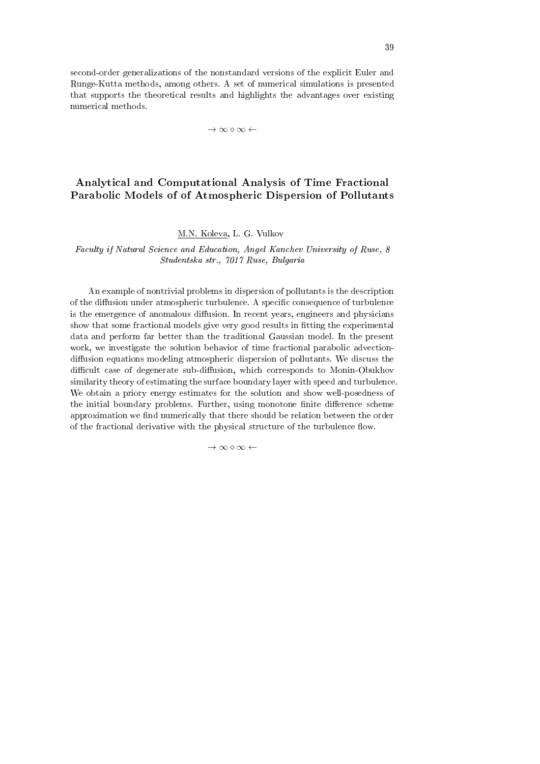second-order generalizations of the nonstandard versions of the explicit Euler and Runge-Kutta methods, among others. A set of numerical simulations is presented that supports the theoretical results and highlights the advantages over existing numerical methods.

$\rightarrow \infty \diamond \infty \leftarrow$

## Analytical and Computational Analysis of Time Fractional Parabolic Models of of Atmospheric Dispersion of Pollutants

M.N. Koleva, L. G. Vulkov

*Faculty if Natural Science and Education, Angel Kanchev University of Ruse, 8 Studentska str., 7017 Ruse, Bulgaria*

An example of nontrivial problems in dispersion of pollutants is the description of the diffusion under atmospheric turbulence. A specific consequence of turbulence is the emergence of anomalous diffusion. In recent years, engineers and physicians show that some fractional models give very good results in fitting the experimental data and perform far better than the traditional Gaussian model. In the present work, we investigate the solution behavior of time fractional parabolic advection-diffusion equations modeling atmospheric dispersion of pollutants. We discuss the difficult case of degenerate sub-diffusion, which corresponds to Monin-Obukhov similarity theory of estimating the surface boundary layer with speed and turbulence. We obtain a priory energy estimates for the solution and show well-posedness of the initial boundary problems. Further, using monotone finite difference scheme approximation we find numerically that there should be relation between the order of the fractional derivative with the physical structure of the turbulence flow.

$\rightarrow \infty \diamond \infty \leftarrow$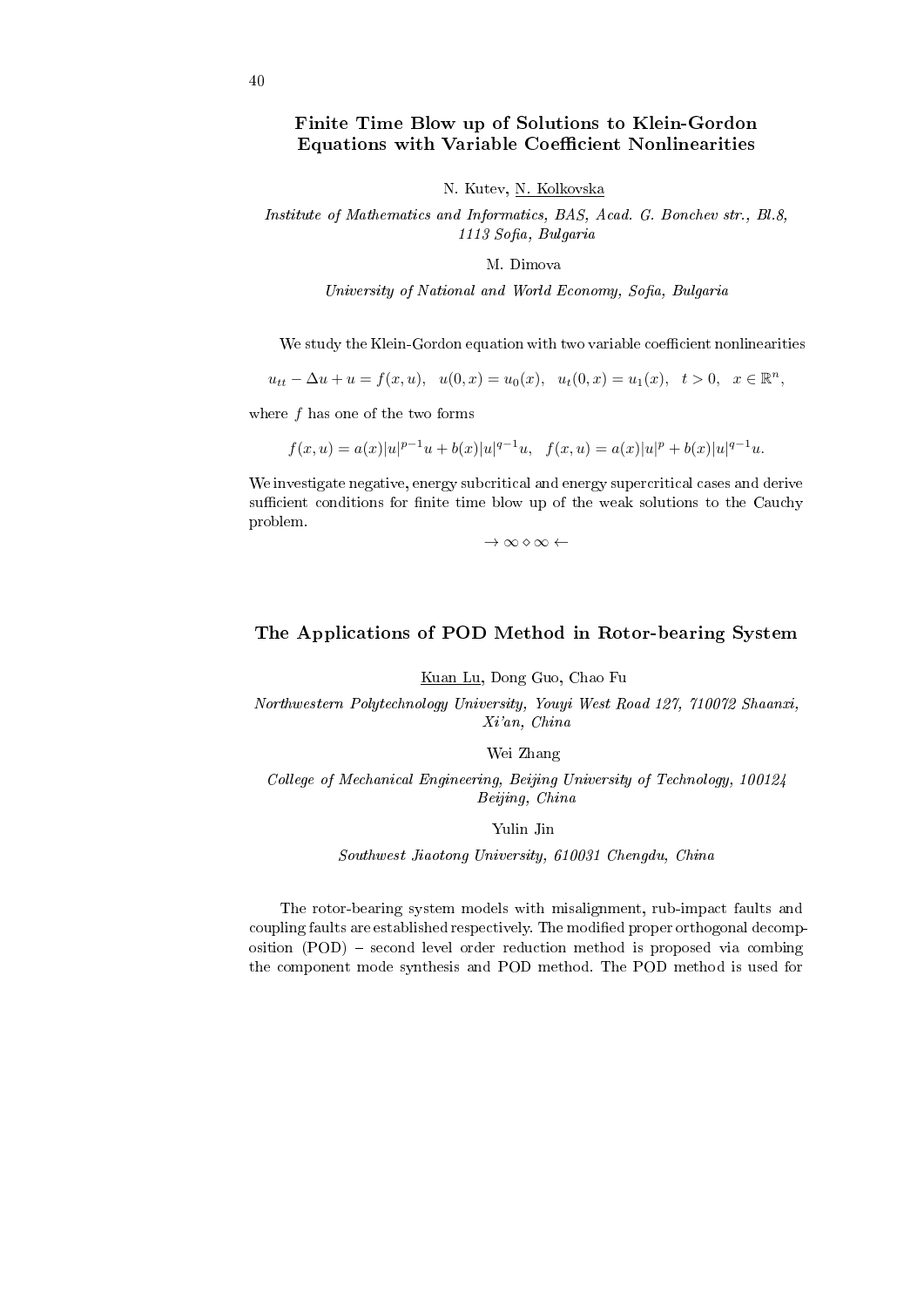## Finite Time Blow up of Solutions to Klein-Gordon Equations with Variable Coefficient Nonlinearities

N. Kutev, N. Kolkovska

*Institute of Mathematics and Informatics, BAS, Acad. G. Bonchev str., Bl.8, 1113 Sofia, Bulgaria*

M. Dimova

*University of National and World Economy, Sofia, Bulgaria*

We study the Klein-Gordon equation with two variable coefficient nonlinearities

$$u_{tt} - \Delta u + u = f(x, u), \quad u(0, x) = u_0(x), \quad u_t(0, x) = u_1(x), \quad t > 0, \quad x \in \mathbb{R}^n,$$

where $f$ has one of the two forms

$$f(x, u) = a(x)|u|^{p-1}u + b(x)|u|^{q-1}u, \quad f(x, u) = a(x)|u|^{p} + b(x)|u|^{q-1}u.$$

We investigate negative, energy subcritical and energy supercritical cases and derive sufficient conditions for finite time blow up of the weak solutions to the Cauchy problem.

$\rightarrow \infty \diamond \infty \leftarrow$

## The Applications of POD Method in Rotor-bearing System

Kuan Lu, Dong Guo, Chao Fu

*Northwestern Polytechnology University, Youyi West Road 127, 710072 Shaanxi, Xi'an, China*

Wei Zhang

*College of Mechanical Engineering, Beijing University of Technology, 100124 Beijing, China*

Yulin Jin

*Southwest Jiaotong University, 610031 Chengdu, China*

The rotor-bearing system models with misalignment, rub-impact faults and coupling faults are established respectively. The modified proper orthogonal decomposition (POD) – second level order reduction method is proposed via combing the component mode synthesis and POD method. The POD method is used for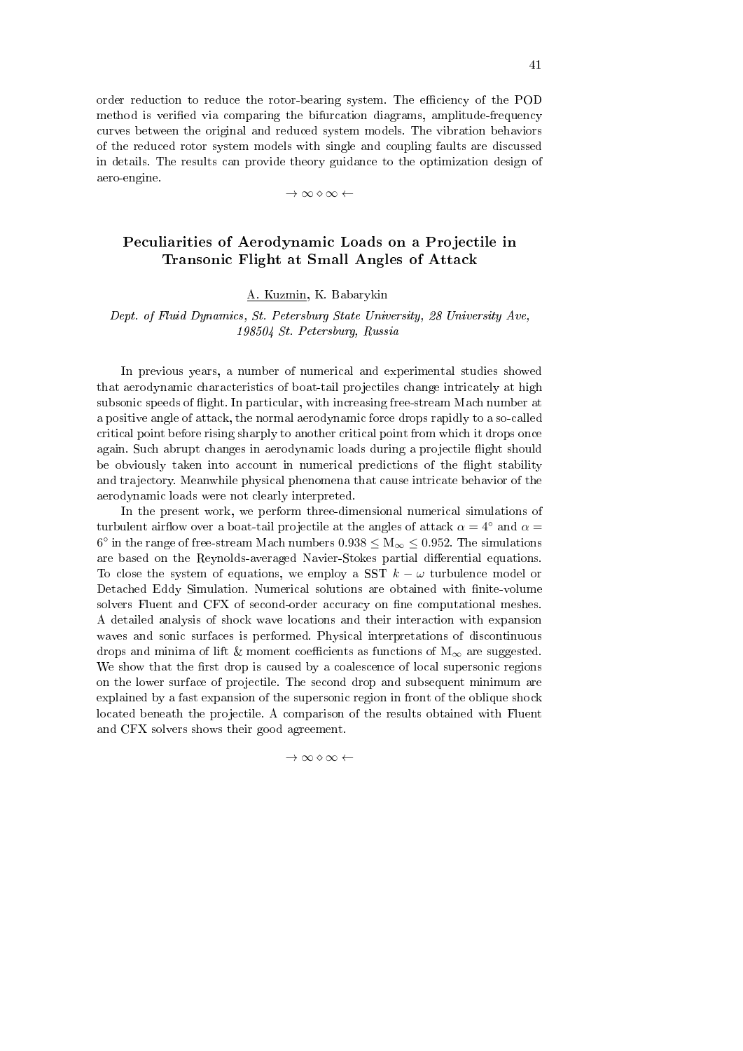order reduction to reduce the rotor-bearing system. The efficiency of the POD method is verified via comparing the bifurcation diagrams, amplitude-frequency curves between the original and reduced system models. The vibration behaviors of the reduced rotor system models with single and coupling faults are discussed in details. The results can provide theory guidance to the optimization design of aero-engine.

$\rightarrow \infty \diamond \infty \leftarrow$

## Peculiarities of Aerodynamic Loads on a Projectile in Transonic Flight at Small Angles of Attack

A. Kuzmin, K. Babarykin

*Dept. of Fluid Dynamics, St. Petersburg State University, 28 University Ave, 198504 St. Petersburg, Russia*

In previous years, a number of numerical and experimental studies showed that aerodynamic characteristics of boat-tail projectiles change intricately at high subsonic speeds of flight. In particular, with increasing free-stream Mach number at a positive angle of attack, the normal aerodynamic force drops rapidly to a so-called critical point before rising sharply to another critical point from which it drops once again. Such abrupt changes in aerodynamic loads during a projectile flight should be obviously taken into account in numerical predictions of the flight stability and trajectory. Meanwhile physical phenomena that cause intricate behavior of the aerodynamic loads were not clearly interpreted.

In the present work, we perform three-dimensional numerical simulations of turbulent airflow over a boat-tail projectile at the angles of attack $\alpha = 4^{\circ}$ and $\alpha = 6^{\circ}$ in the range of free-stream Mach numbers $0.938 \leq \mathrm{M}_{\infty} \leq 0.952$. The simulations are based on the Reynolds-averaged Navier-Stokes partial differential equations. To close the system of equations, we employ a SST $k - \omega$ turbulence model or Detached Eddy Simulation. Numerical solutions are obtained with finite-volume solvers Fluent and CFX of second-order accuracy on fine computational meshes. A detailed analysis of shock wave locations and their interaction with expansion waves and sonic surfaces is performed. Physical interpretations of discontinuous drops and minima of lift & moment coefficients as functions of $\mathrm{M}_{\infty}$ are suggested. We show that the first drop is caused by a coalescence of local supersonic regions on the lower surface of projectile. The second drop and subsequent minimum are explained by a fast expansion of the supersonic region in front of the oblique shock located beneath the projectile. A comparison of the results obtained with Fluent and CFX solvers shows their good agreement.

$\rightarrow \infty \diamond \infty \leftarrow$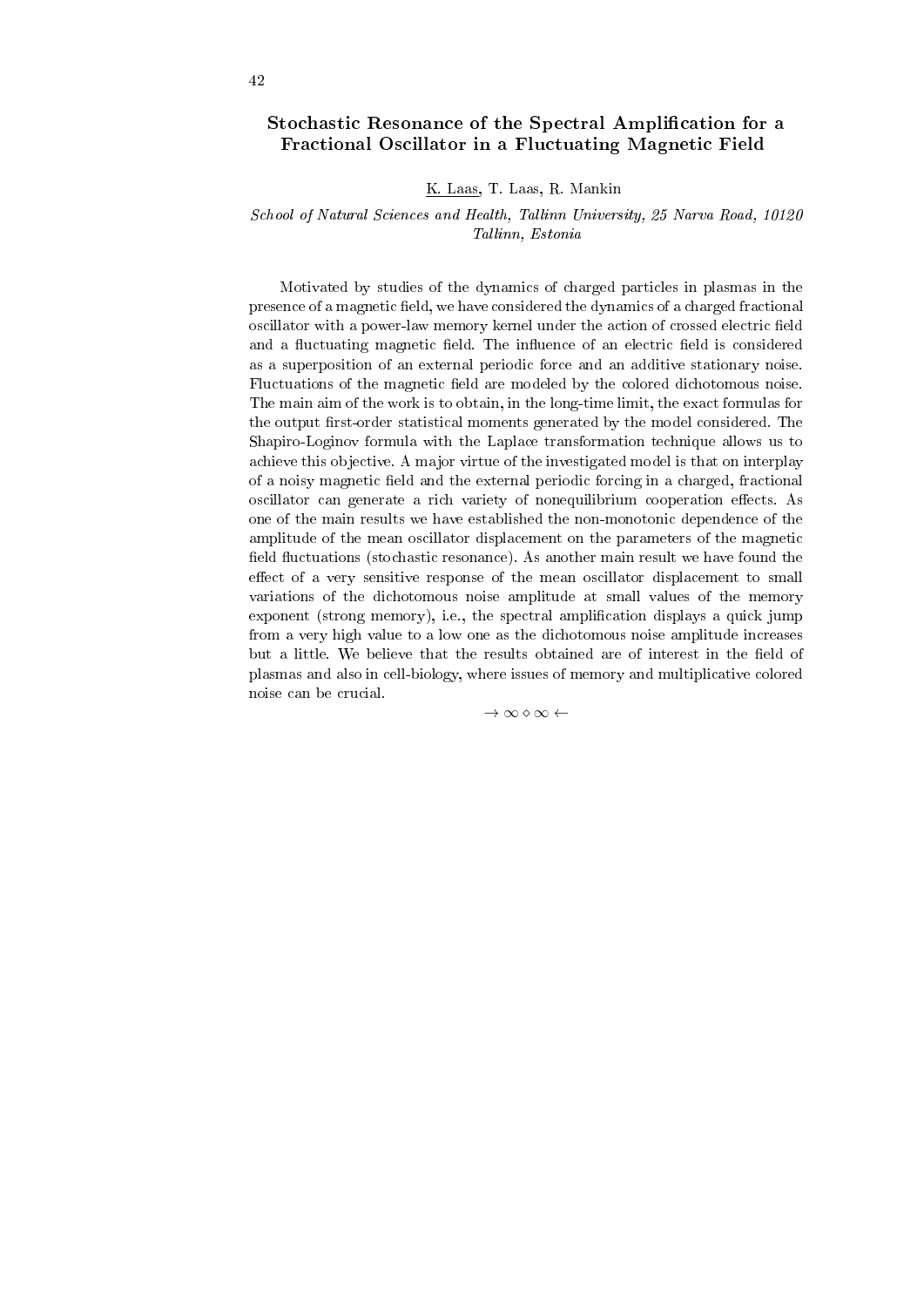## Stochastic Resonance of the Spectral Amplification for a Fractional Oscillator in a Fluctuating Magnetic Field

K. Laas, T. Laas, R. Mankin

*School of Natural Sciences and Health, Tallinn University, 25 Narva Road, 10120 Tallinn, Estonia*

Motivated by studies of the dynamics of charged particles in plasmas in the presence of a magnetic field, we have considered the dynamics of a charged fractional oscillator with a power-law memory kernel under the action of crossed electric field and a fluctuating magnetic field. The influence of an electric field is considered as a superposition of an external periodic force and an additive stationary noise. Fluctuations of the magnetic field are modeled by the colored dichotomous noise. The main aim of the work is to obtain, in the long-time limit, the exact formulas for the output first-order statistical moments generated by the model considered. The Shapiro-Loginov formula with the Laplace transformation technique allows us to achieve this objective. A major virtue of the investigated model is that on interplay of a noisy magnetic field and the external periodic forcing in a charged, fractional oscillator can generate a rich variety of nonequilibrium cooperation effects. As one of the main results we have established the non-monotonic dependence of the amplitude of the mean oscillator displacement on the parameters of the magnetic field fluctuations (stochastic resonance). As another main result we have found the effect of a very sensitive response of the mean oscillator displacement to small variations of the dichotomous noise amplitude at small values of the memory exponent (strong memory), i.e., the spectral amplification displays a quick jump from a very high value to a low one as the dichotomous noise amplitude increases but a little. We believe that the results obtained are of interest in the field of plasmas and also in cell-biology, where issues of memory and multiplicative colored noise can be crucial.

$\rightarrow \infty \diamond \infty \leftarrow$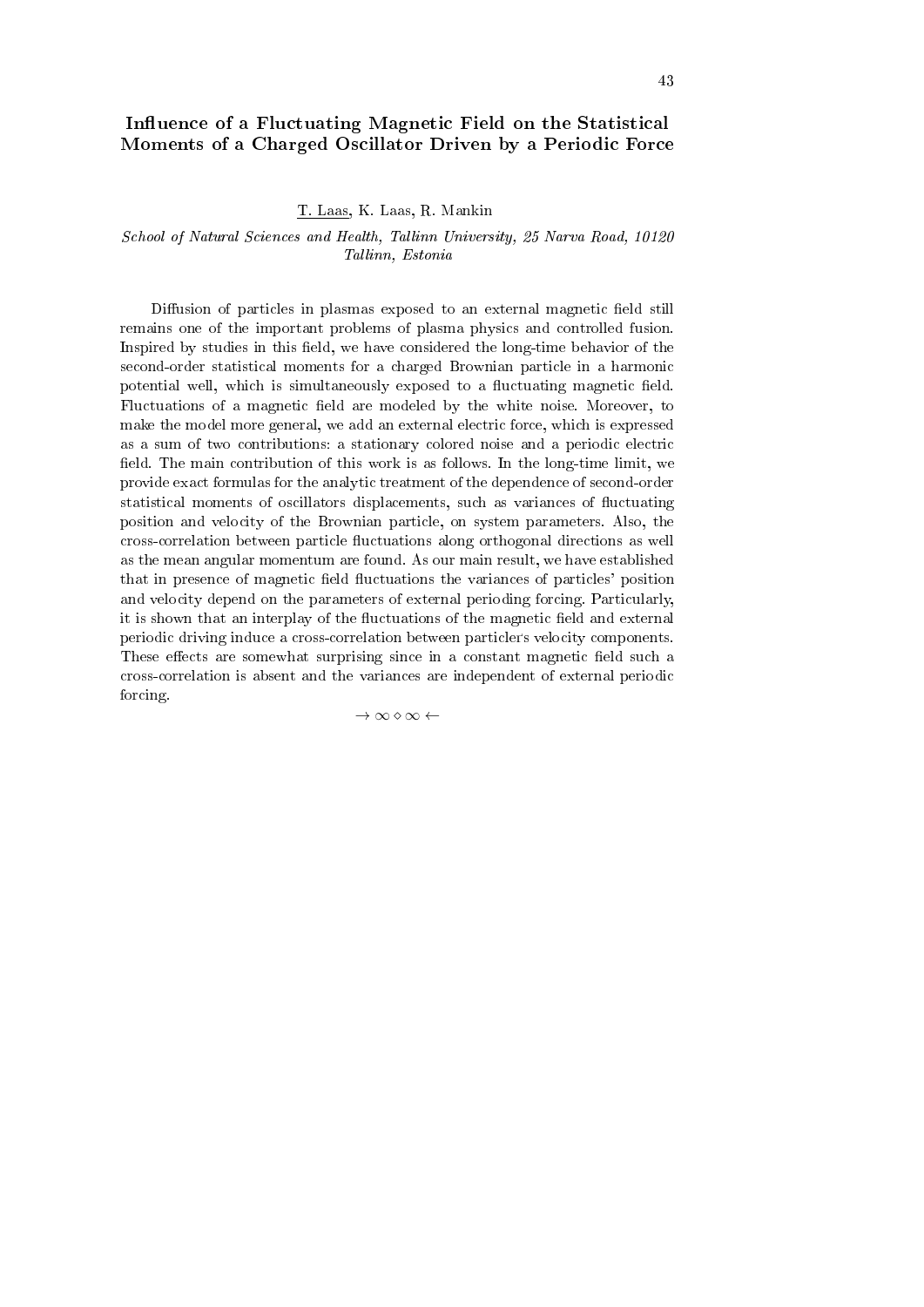# Influence of a Fluctuating Magnetic Field on the Statistical Moments of a Charged Oscillator Driven by a Periodic Force

<u>T. Laas</u>, K. Laas, R. Mankin

*School of Natural Sciences and Health, Tallinn University, 25 Narva Road, 10120 Tallinn, Estonia*

Diffusion of particles in plasmas exposed to an external magnetic field still remains one of the important problems of plasma physics and controlled fusion. Inspired by studies in this field, we have considered the long-time behavior of the second-order statistical moments for a charged Brownian particle in a harmonic potential well, which is simultaneously exposed to a fluctuating magnetic field. Fluctuations of a magnetic field are modeled by the white noise. Moreover, to make the model more general, we add an external electric force, which is expressed as a sum of two contributions: a stationary colored noise and a periodic electric field. The main contribution of this work is as follows. In the long-time limit, we provide exact formulas for the analytic treatment of the dependence of second-order statistical moments of oscillators displacements, such as variances of fluctuating position and velocity of the Brownian particle, on system parameters. Also, the cross-correlation between particle fluctuations along orthogonal directions as well as the mean angular momentum are found. As our main result, we have established that in presence of magnetic field fluctuations the variances of particles' position and velocity depend on the parameters of external perioding forcing. Particularly, it is shown that an interplay of the fluctuations of the magnetic field and external periodic driving induce a cross-correlation between particlers velocity components. These effects are somewhat surprising since in a constant magnetic field such a cross-correlation is absent and the variances are independent of external periodic forcing.

$\rightarrow \infty \diamond \infty \leftarrow$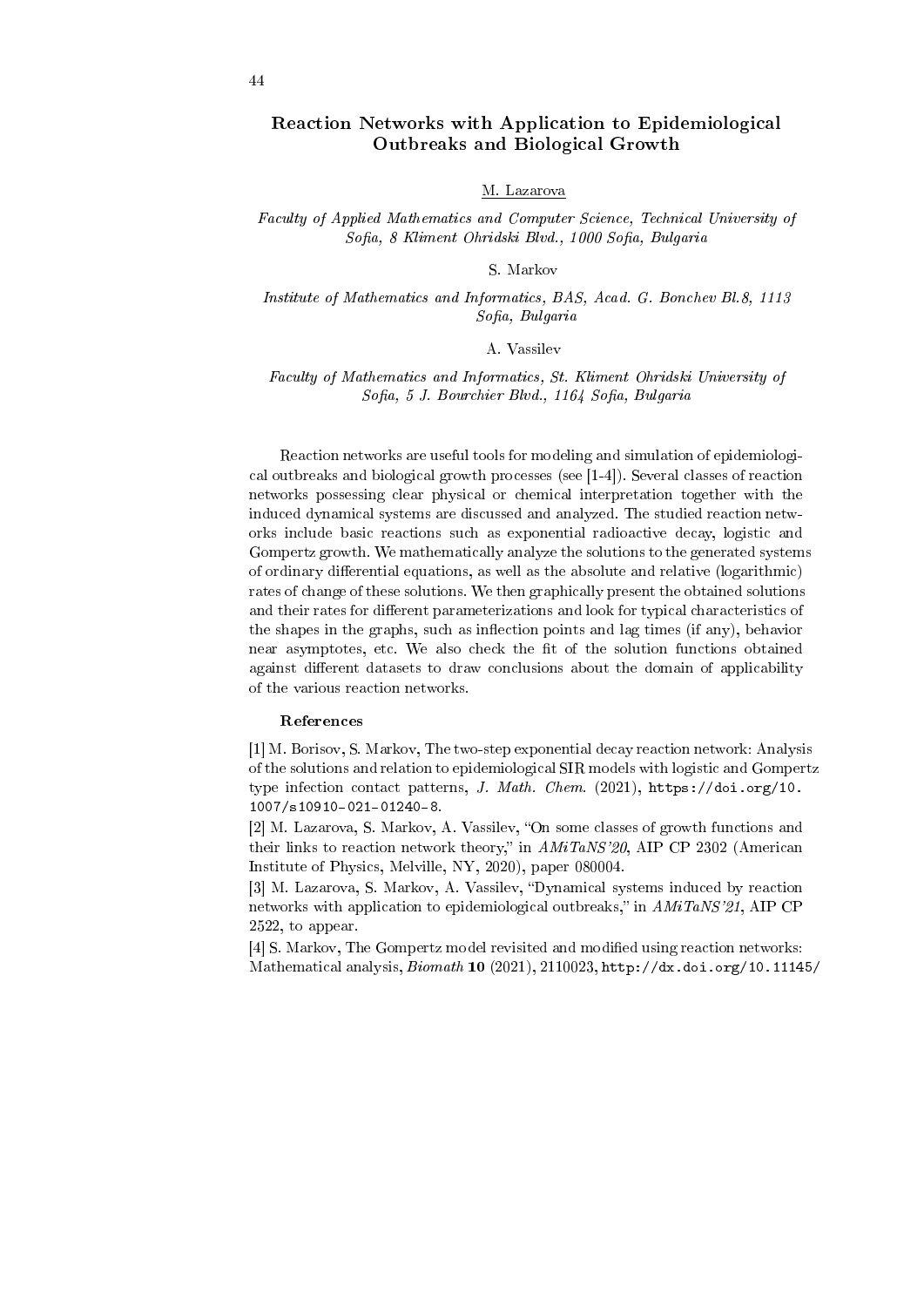# Reaction Networks with Application to Epidemiological Outbreaks and Biological Growth

M. Lazarova

*Faculty of Applied Mathematics and Computer Science, Technical University of Sofia, 8 Kliment Ohridski Blvd., 1000 Sofia, Bulgaria*

S. Markov

*Institute of Mathematics and Informatics, BAS, Acad. G. Bonchev Bl.8, 1113 Sofia, Bulgaria*

A. Vassilev

*Faculty of Mathematics and Informatics, St. Kliment Ohridski University of Sofia, 5 J. Bourchier Blvd., 1164 Sofia, Bulgaria*

Reaction networks are useful tools for modeling and simulation of epidemiological outbreaks and biological growth processes (see [1-4]). Several classes of reaction networks possessing clear physical or chemical interpretation together with the induced dynamical systems are discussed and analyzed. The studied reaction networks include basic reactions such as exponential radioactive decay, logistic and Gompertz growth. We mathematically analyze the solutions to the generated systems of ordinary differential equations, as well as the absolute and relative (logarithmic) rates of change of these solutions. We then graphically present the obtained solutions and their rates for different parameterizations and look for typical characteristics of the shapes in the graphs, such as inflection points and lag times (if any), behavior near asymptotes, etc. We also check the fit of the solution functions obtained against different datasets to draw conclusions about the domain of applicability of the various reaction networks.

## References

[1] M. Borisov, S. Markov, The two-step exponential decay reaction network: Analysis of the solutions and relation to epidemiological SIR models with logistic and Gompertz type infection contact patterns, *J. Math. Chem.* (2021), https://doi.org/10.1007/s10910-021-01240-8.

[2] M. Lazarova, S. Markov, A. Vassilev, "On some classes of growth functions and their links to reaction network theory," in *AMiTaNS'20*, AIP CP 2302 (American Institute of Physics, Melville, NY, 2020), paper 080004.

[3] M. Lazarova, S. Markov, A. Vassilev, "Dynamical systems induced by reaction networks with application to epidemiological outbreaks," in *AMiTaNS'21*, AIP CP 2522, to appear.

[4] S. Markov, The Gompertz model revisited and modified using reaction networks: Mathematical analysis, *Biomath* **10** (2021), 2110023, http://dx.doi.org/10.11145/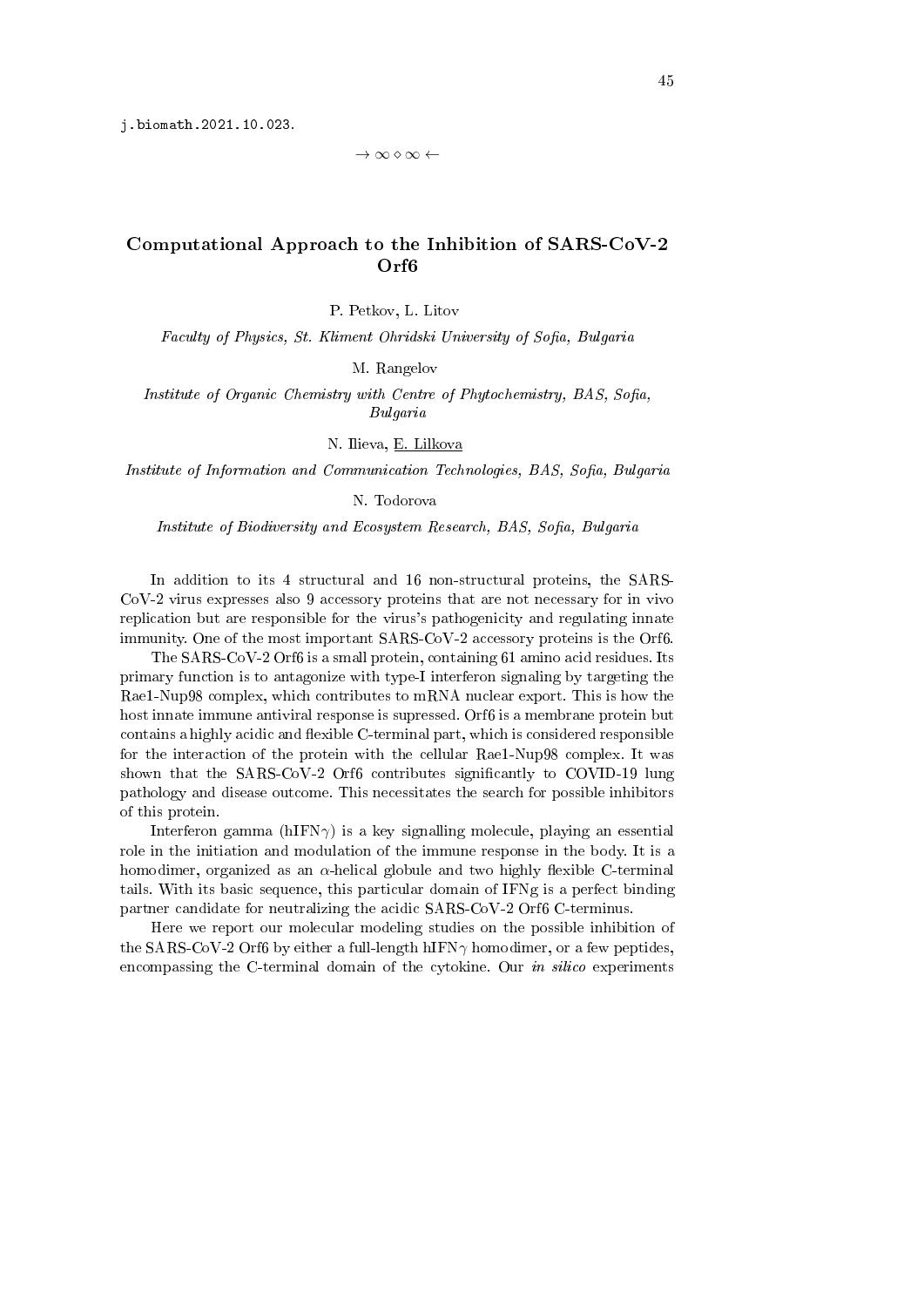j.biomath.2021.10.023.

$\rightarrow \infty \diamond \infty \leftarrow$

## Computational Approach to the Inhibition of SARS-CoV-2 Orf6

P. Petkov, L. Litov

*Faculty of Physics, St. Kliment Ohridski University of Sofia, Bulgaria*

M. Rangelov

*Institute of Organic Chemistry with Centre of Phytochemistry, BAS, Sofia, Bulgaria*

N. Ilieva, E. Lilkova

*Institute of Information and Communication Technologies, BAS, Sofia, Bulgaria*

N. Todorova

*Institute of Biodiversity and Ecosystem Research, BAS, Sofia, Bulgaria*

In addition to its 4 structural and 16 non-structural proteins, the SARS-CoV-2 virus expresses also 9 accessory proteins that are not necessary for in vivo replication but are responsible for the virus's pathogenicity and regulating innate immunity. One of the most important SARS-CoV-2 accessory proteins is the Orf6.

The SARS-CoV-2 Orf6 is a small protein, containing 61 amino acid residues. Its primary function is to antagonize with type-I interferon signaling by targeting the Rae1-Nup98 complex, which contributes to mRNA nuclear export. This is how the host innate immune antiviral response is supressed. Orf6 is a membrane protein but contains a highly acidic and flexible C-terminal part, which is considered responsible for the interaction of the protein with the cellular Rae1-Nup98 complex. It was shown that the SARS-CoV-2 Orf6 contributes significantly to COVID-19 lung pathology and disease outcome. This necessitates the search for possible inhibitors of this protein.

Interferon gamma (hIFN$\gamma$) is a key signalling molecule, playing an essential role in the initiation and modulation of the immune response in the body. It is a homodimer, organized as an $\alpha$-helical globule and two highly flexible C-terminal tails. With its basic sequence, this particular domain of IFNg is a perfect binding partner candidate for neutralizing the acidic SARS-CoV-2 Orf6 C-terminus.

Here we report our molecular modeling studies on the possible inhibition of the SARS-CoV-2 Orf6 by either a full-length hIFN$\gamma$ homodimer, or a few peptides, encompassing the C-terminal domain of the cytokine. Our *in silico* experiments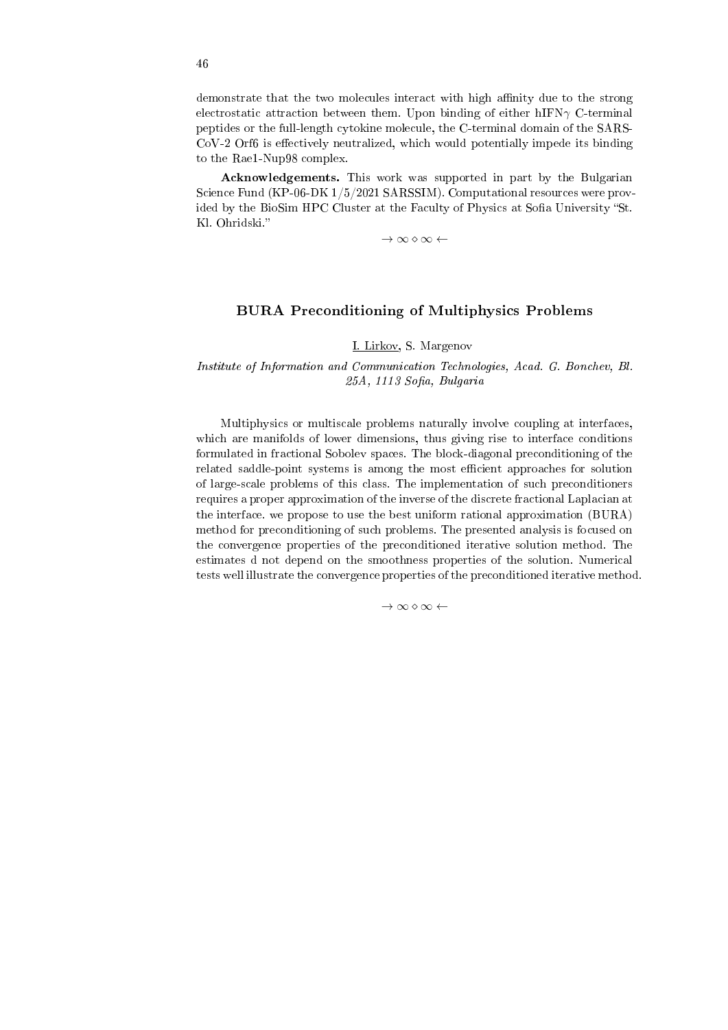demonstrate that the two molecules interact with high affinity due to the strong electrostatic attraction between them. Upon binding of either hIFN$\gamma$ C-terminal peptides or the full-length cytokine molecule, the C-terminal domain of the SARS-CoV-2 Orf6 is effectively neutralized, which would potentially impede its binding to the Rae1-Nup98 complex.

**Acknowledgements.** This work was supported in part by the Bulgarian Science Fund (KP-06-DK 1/5/2021 SARSSIM). Computational resources were provided by the BioSim HPC Cluster at the Faculty of Physics at Sofia University "St. Kl. Ohridski."

$\rightarrow \infty \diamond \infty \leftarrow$

## BURA Preconditioning of Multiphysics Problems

I. Lirkov, S. Margenov

*Institute of Information and Communication Technologies, Acad. G. Bonchev, Bl. 25A, 1113 Sofia, Bulgaria*

Multiphysics or multiscale problems naturally involve coupling at interfaces, which are manifolds of lower dimensions, thus giving rise to interface conditions formulated in fractional Sobolev spaces. The block-diagonal preconditioning of the related saddle-point systems is among the most efficient approaches for solution of large-scale problems of this class. The implementation of such preconditioners requires a proper approximation of the inverse of the discrete fractional Laplacian at the interface. we propose to use the best uniform rational approximation (BURA) method for preconditioning of such problems. The presented analysis is focused on the convergence properties of the preconditioned iterative solution method. The estimates d not depend on the smoothness properties of the solution. Numerical tests well illustrate the convergence properties of the preconditioned iterative method.

$\rightarrow \infty \diamond \infty \leftarrow$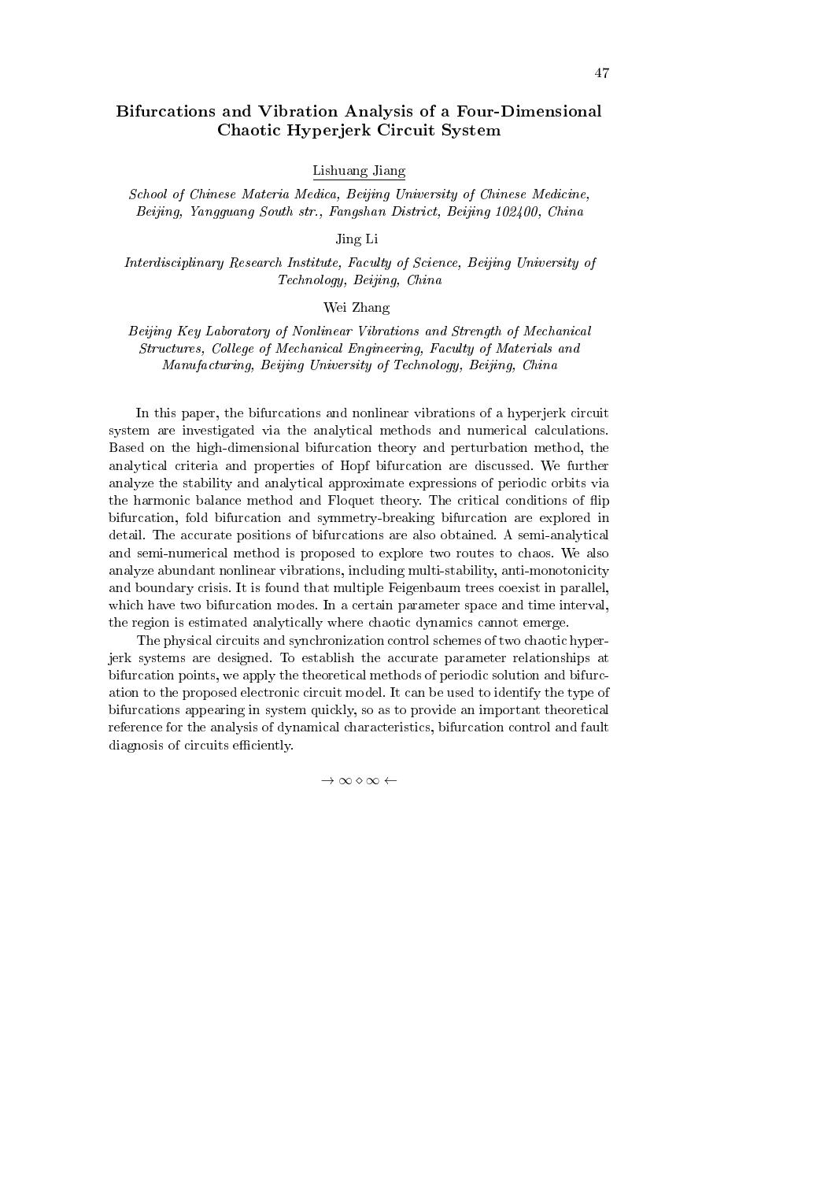## Bifurcations and Vibration Analysis of a Four-Dimensional Chaotic Hyperjerk Circuit System

Lishuang Jiang

*School of Chinese Materia Medica, Beijing University of Chinese Medicine, Beijing, Yangguang South str., Fangshan District, Beijing 102400, China*

Jing Li

*Interdisciplinary Research Institute, Faculty of Science, Beijing University of Technology, Beijing, China*

Wei Zhang

*Beijing Key Laboratory of Nonlinear Vibrations and Strength of Mechanical Structures, College of Mechanical Engineering, Faculty of Materials and Manufacturing, Beijing University of Technology, Beijing, China*

In this paper, the bifurcations and nonlinear vibrations of a hyperjerk circuit system are investigated via the analytical methods and numerical calculations. Based on the high-dimensional bifurcation theory and perturbation method, the analytical criteria and properties of Hopf bifurcation are discussed. We further analyze the stability and analytical approximate expressions of periodic orbits via the harmonic balance method and Floquet theory. The critical conditions of flip bifurcation, fold bifurcation and symmetry-breaking bifurcation are explored in detail. The accurate positions of bifurcations are also obtained. A semi-analytical and semi-numerical method is proposed to explore two routes to chaos. We also analyze abundant nonlinear vibrations, including multi-stability, anti-monotonicity and boundary crisis. It is found that multiple Feigenbaum trees coexist in parallel, which have two bifurcation modes. In a certain parameter space and time interval, the region is estimated analytically where chaotic dynamics cannot emerge.

The physical circuits and synchronization control schemes of two chaotic hyperjerk systems are designed. To establish the accurate parameter relationships at bifurcation points, we apply the theoretical methods of periodic solution and bifurcation to the proposed electronic circuit model. It can be used to identify the type of bifurcations appearing in system quickly, so as to provide an important theoretical reference for the analysis of dynamical characteristics, bifurcation control and fault diagnosis of circuits efficiently.

$\rightarrow \infty \diamond \infty \leftarrow$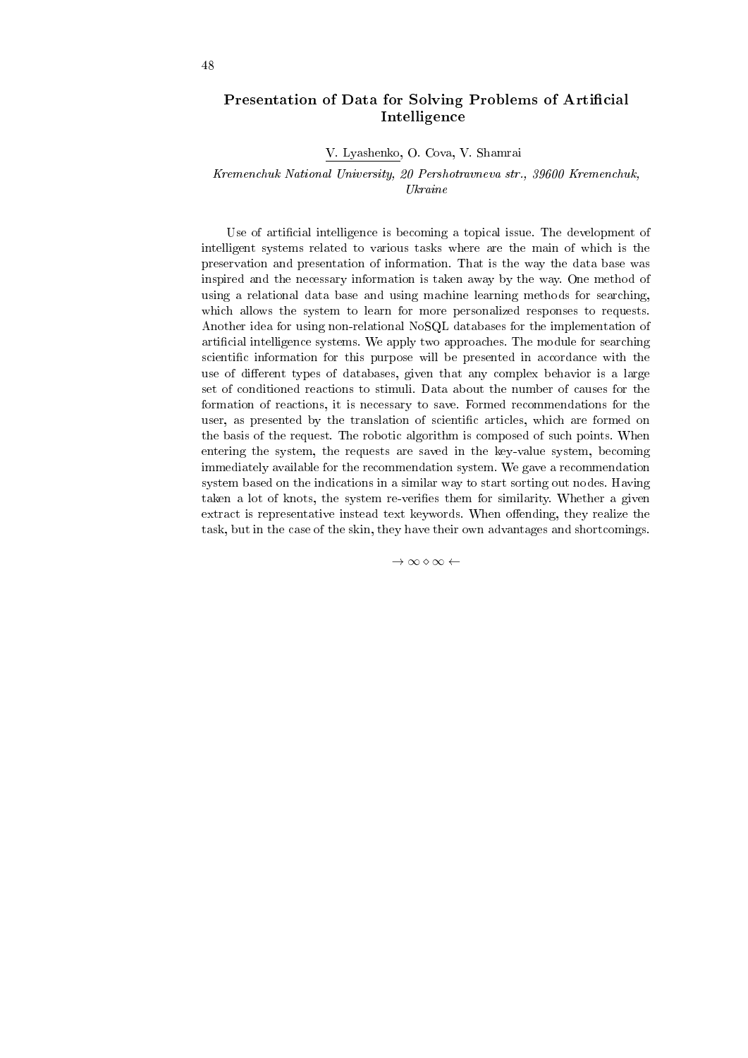## Presentation of Data for Solving Problems of Artificial Intelligence

V. Lyashenko, O. Cova, V. Shamrai

*Kremenchuk National University, 20 Pershotravneva str., 39600 Kremenchuk, Ukraine*

Use of artificial intelligence is becoming a topical issue. The development of intelligent systems related to various tasks where are the main of which is the preservation and presentation of information. That is the way the data base was inspired and the necessary information is taken away by the way. One method of using a relational data base and using machine learning methods for searching, which allows the system to learn for more personalized responses to requests. Another idea for using non-relational NoSQL databases for the implementation of artificial intelligence systems. We apply two approaches. The module for searching scientific information for this purpose will be presented in accordance with the use of different types of databases, given that any complex behavior is a large set of conditioned reactions to stimuli. Data about the number of causes for the formation of reactions, it is necessary to save. Formed recommendations for the user, as presented by the translation of scientific articles, which are formed on the basis of the request. The robotic algorithm is composed of such points. When entering the system, the requests are saved in the key-value system, becoming immediately available for the recommendation system. We gave a recommendation system based on the indications in a similar way to start sorting out nodes. Having taken a lot of knots, the system re-verifies them for similarity. Whether a given extract is representative instead text keywords. When offending, they realize the task, but in the case of the skin, they have their own advantages and shortcomings.

$\rightarrow \infty \diamond \infty \leftarrow$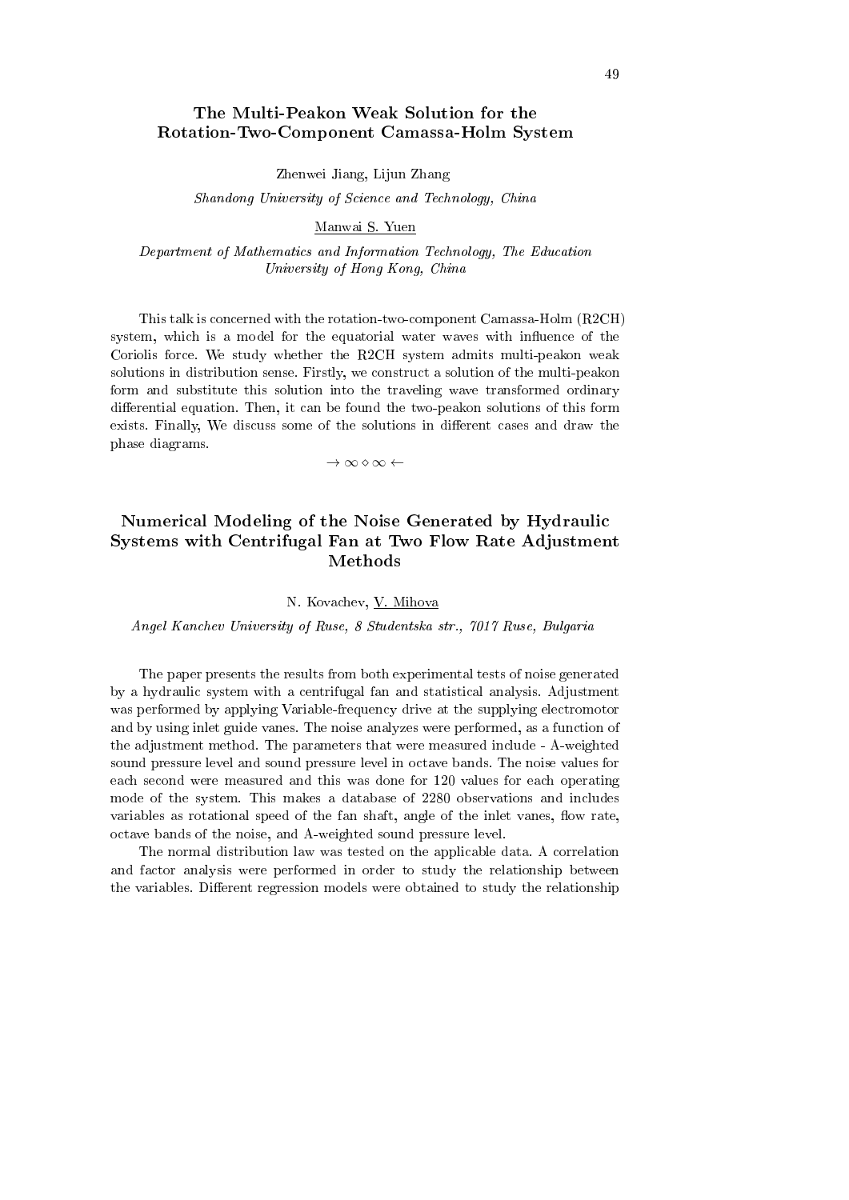## The Multi-Peakon Weak Solution for the Rotation-Two-Component Camassa-Holm System

Zhenwei Jiang, Lijun Zhang

*Shandong University of Science and Technology, China*

Manwai S. Yuen

*Department of Mathematics and Information Technology, The Education University of Hong Kong, China*

This talk is concerned with the rotation-two-component Camassa-Holm (R2CH) system, which is a model for the equatorial water waves with influence of the Coriolis force. We study whether the R2CH system admits multi-peakon weak solutions in distribution sense. Firstly, we construct a solution of the multi-peakon form and substitute this solution into the traveling wave transformed ordinary differential equation. Then, it can be found the two-peakon solutions of this form exists. Finally, We discuss some of the solutions in different cases and draw the phase diagrams.

$\rightarrow \infty \diamond \infty \leftarrow$

## Numerical Modeling of the Noise Generated by Hydraulic Systems with Centrifugal Fan at Two Flow Rate Adjustment Methods

N. Kovachev, V. Mihova

*Angel Kanchev University of Ruse, 8 Studentska str., 7017 Ruse, Bulgaria*

The paper presents the results from both experimental tests of noise generated by a hydraulic system with a centrifugal fan and statistical analysis. Adjustment was performed by applying Variable-frequency drive at the supplying electromotor and by using inlet guide vanes. The noise analyzes were performed, as a function of the adjustment method. The parameters that were measured include - A-weighted sound pressure level and sound pressure level in octave bands. The noise values for each second were measured and this was done for 120 values for each operating mode of the system. This makes a database of 2280 observations and includes variables as rotational speed of the fan shaft, angle of the inlet vanes, flow rate, octave bands of the noise, and A-weighted sound pressure level.

The normal distribution law was tested on the applicable data. A correlation and factor analysis were performed in order to study the relationship between the variables. Different regression models were obtained to study the relationship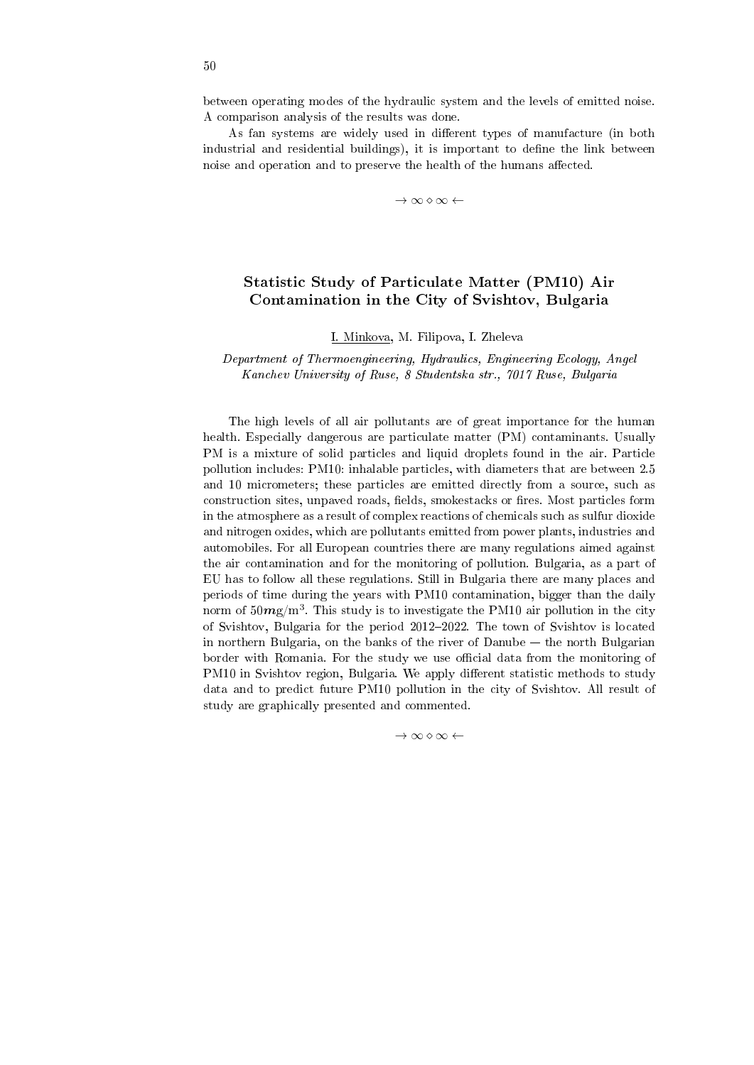between operating modes of the hydraulic system and the levels of emitted noise. A comparison analysis of the results was done.

As fan systems are widely used in different types of manufacture (in both industrial and residential buildings), it is important to define the link between noise and operation and to preserve the health of the humans affected.

$\rightarrow \infty \diamond \infty \leftarrow$

## Statistic Study of Particulate Matter (PM10) Air Contamination in the City of Svishtov, Bulgaria

<u>I. Minkova</u>, M. Filipova, I. Zheleva

*Department of Thermoengineering, Hydraulics, Engineering Ecology, Angel Kanchev University of Ruse, 8 Studentska str., 7017 Ruse, Bulgaria*

The high levels of all air pollutants are of great importance for the human health. Especially dangerous are particulate matter (PM) contaminants. Usually PM is a mixture of solid particles and liquid droplets found in the air. Particle pollution includes: PM10: inhalable particles, with diameters that are between 2.5 and 10 micrometers; these particles are emitted directly from a source, such as construction sites, unpaved roads, fields, smokestacks or fires. Most particles form in the atmosphere as a result of complex reactions of chemicals such as sulfur dioxide and nitrogen oxides, which are pollutants emitted from power plants, industries and automobiles. For all European countries there are many regulations aimed against the air contamination and for the monitoring of pollution. Bulgaria, as a part of EU has to follow all these regulations. Still in Bulgaria there are many places and periods of time during the years with PM10 contamination, bigger than the daily norm of $50\boldsymbol{m}\mathrm{g/m}^3$. This study is to investigate the PM10 air pollution in the city of Svishtov, Bulgaria for the period 2012–2022. The town of Svishtov is located in northern Bulgaria, on the banks of the river of Danube — the north Bulgarian border with Romania. For the study we use official data from the monitoring of PM10 in Svishtov region, Bulgaria. We apply different statistic methods to study data and to predict future PM10 pollution in the city of Svishtov. All result of study are graphically presented and commented.

$\rightarrow \infty \diamond \infty \leftarrow$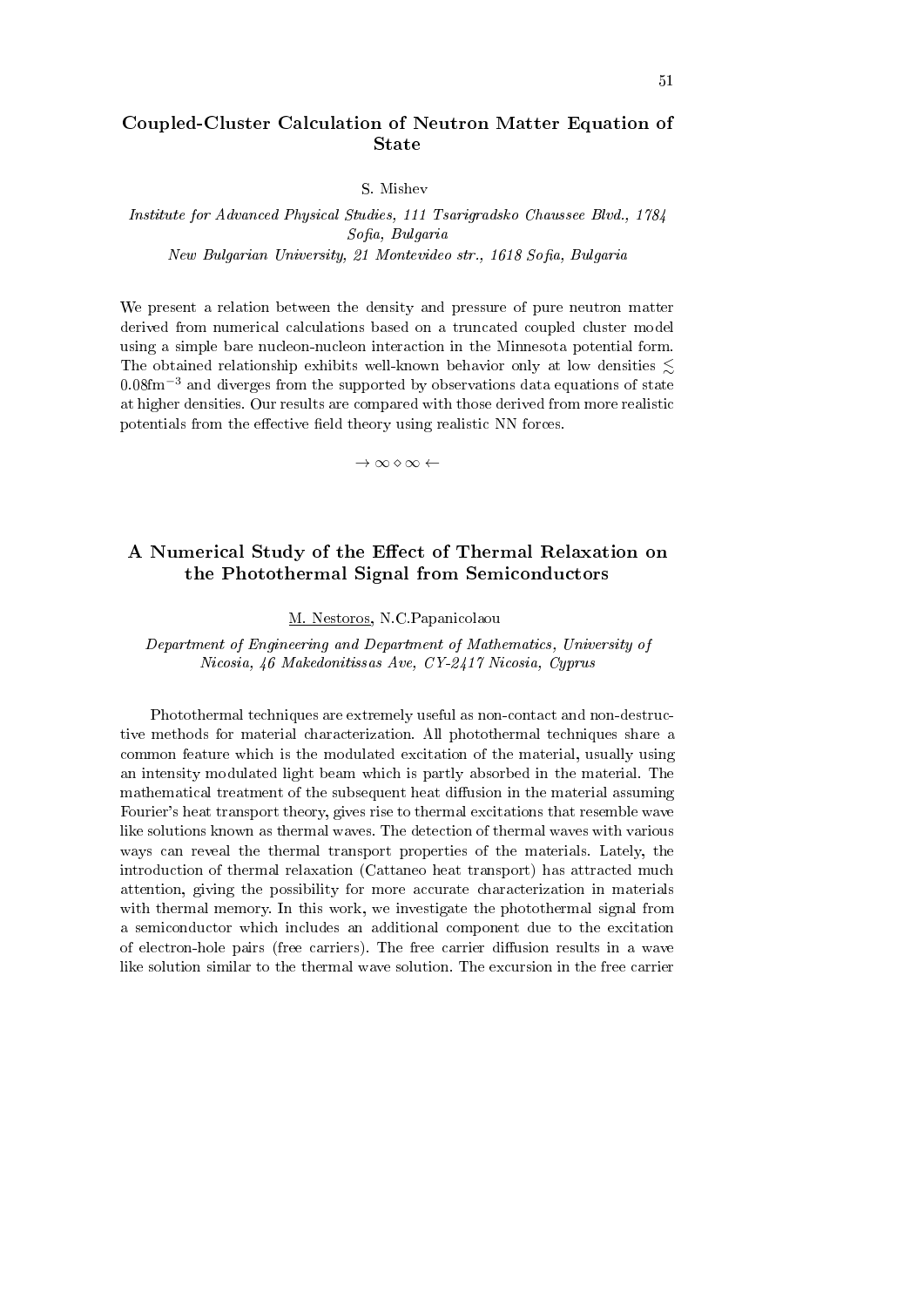## Coupled-Cluster Calculation of Neutron Matter Equation of State

S. Mishev

*Institute for Advanced Physical Studies, 111 Tsarigradsko Chaussee Blvd., 1784 Sofia, Bulgaria*
*New Bulgarian University, 21 Montevideo str., 1618 Sofia, Bulgaria*

We present a relation between the density and pressure of pure neutron matter derived from numerical calculations based on a truncated coupled cluster model using a simple bare nucleon-nucleon interaction in the Minnesota potential form. The obtained relationship exhibits well-known behavior only at low densities $\lesssim 0.08\text{fm}^{-3}$ and diverges from the supported by observations data equations of state at higher densities. Our results are compared with those derived from more realistic potentials from the effective field theory using realistic NN forces.

$\rightarrow \infty \diamond \infty \leftarrow$

## A Numerical Study of the Effect of Thermal Relaxation on the Photothermal Signal from Semiconductors

M. Nestoros, N.C.Papanicolaou

*Department of Engineering and Department of Mathematics, University of Nicosia, 46 Makedonitissas Ave, CY-2417 Nicosia, Cyprus*

Photothermal techniques are extremely useful as non-contact and non-destructive methods for material characterization. All photothermal techniques share a common feature which is the modulated excitation of the material, usually using an intensity modulated light beam which is partly absorbed in the material. The mathematical treatment of the subsequent heat diffusion in the material assuming Fourier's heat transport theory, gives rise to thermal excitations that resemble wave like solutions known as thermal waves. The detection of thermal waves with various ways can reveal the thermal transport properties of the materials. Lately, the introduction of thermal relaxation (Cattaneo heat transport) has attracted much attention, giving the possibility for more accurate characterization in materials with thermal memory. In this work, we investigate the photothermal signal from a semiconductor which includes an additional component due to the excitation of electron-hole pairs (free carriers). The free carrier diffusion results in a wave like solution similar to the thermal wave solution. The excursion in the free carrier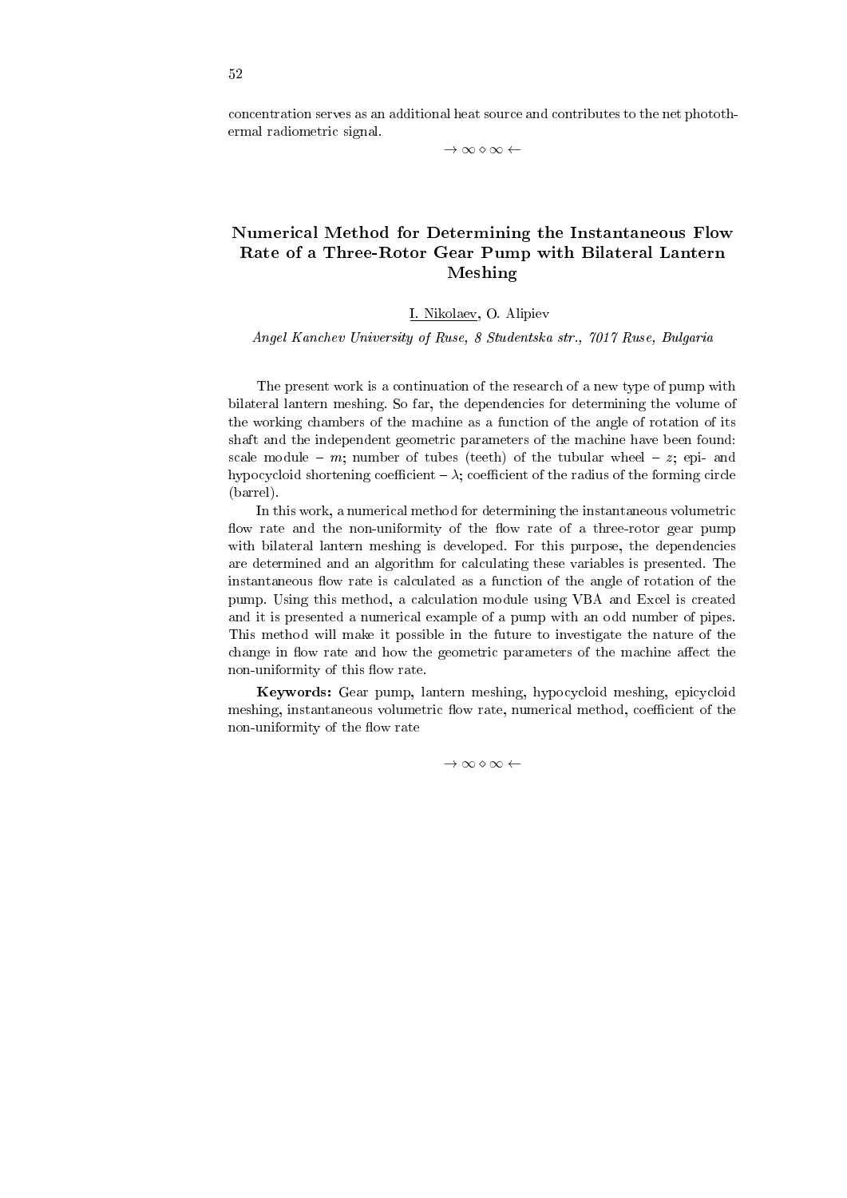concentration serves as an additional heat source and contributes to the net photothermal radiometric signal.

$\rightarrow \infty \diamond \infty \leftarrow$

## Numerical Method for Determining the Instantaneous Flow Rate of a Three-Rotor Gear Pump with Bilateral Lantern Meshing

I. Nikolaev, O. Alipiev

*Angel Kanchev University of Ruse, 8 Studentska str., 7017 Ruse, Bulgaria*

The present work is a continuation of the research of a new type of pump with bilateral lantern meshing. So far, the dependencies for determining the volume of the working chambers of the machine as a function of the angle of rotation of its shaft and the independent geometric parameters of the machine have been found: scale module – $m$; number of tubes (teeth) of the tubular wheel – $z$; epi- and hypocycloid shortening coefficient – $\lambda$; coefficient of the radius of the forming circle (barrel).

In this work, a numerical method for determining the instantaneous volumetric flow rate and the non-uniformity of the flow rate of a three-rotor gear pump with bilateral lantern meshing is developed. For this purpose, the dependencies are determined and an algorithm for calculating these variables is presented. The instantaneous flow rate is calculated as a function of the angle of rotation of the pump. Using this method, a calculation module using VBA and Excel is created and it is presented a numerical example of a pump with an odd number of pipes. This method will make it possible in the future to investigate the nature of the change in flow rate and how the geometric parameters of the machine affect the non-uniformity of this flow rate.

**Keywords:** Gear pump, lantern meshing, hypocycloid meshing, epicycloid meshing, instantaneous volumetric flow rate, numerical method, coefficient of the non-uniformity of the flow rate

$\rightarrow \infty \diamond \infty \leftarrow$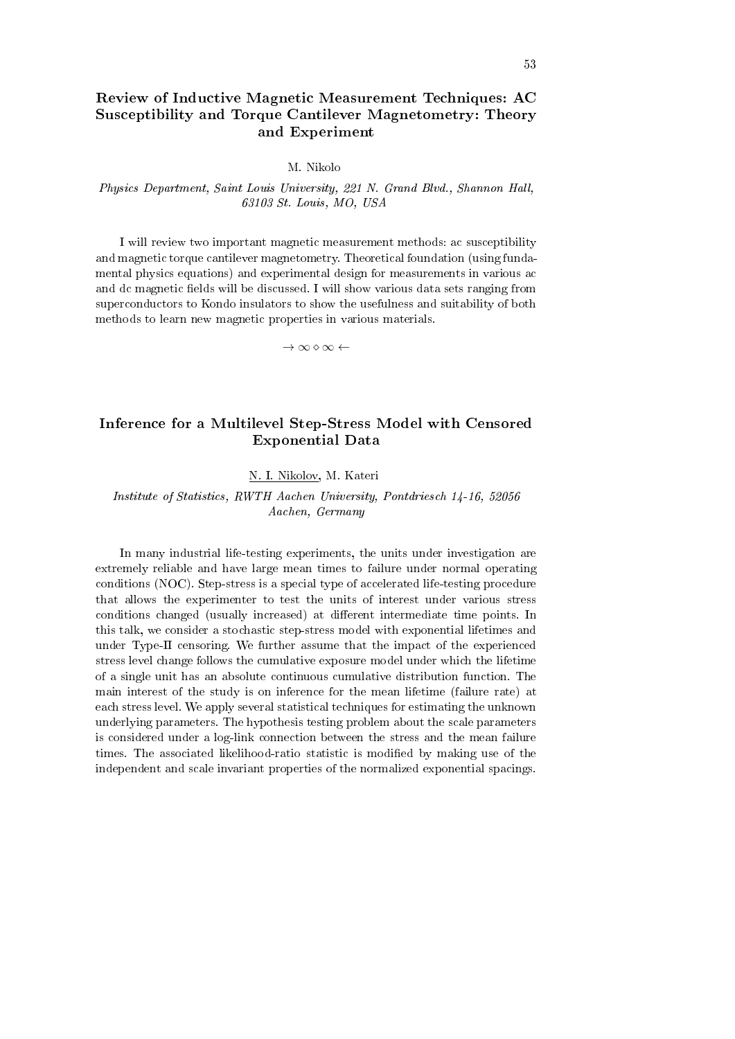## Review of Inductive Magnetic Measurement Techniques: AC Susceptibility and Torque Cantilever Magnetometry: Theory and Experiment

M. Nikolo

*Physics Department, Saint Louis University, 221 N. Grand Blvd., Shannon Hall, 63103 St. Louis, MO, USA*

I will review two important magnetic measurement methods: ac susceptibility and magnetic torque cantilever magnetometry. Theoretical foundation (using fundamental physics equations) and experimental design for measurements in various ac and dc magnetic fields will be discussed. I will show various data sets ranging from superconductors to Kondo insulators to show the usefulness and suitability of both methods to learn new magnetic properties in various materials.

$\rightarrow \infty \diamond \infty \leftarrow$

## Inference for a Multilevel Step-Stress Model with Censored Exponential Data

N. I. Nikolov, M. Kateri

*Institute of Statistics, RWTH Aachen University, Pontdriesch 14-16, 52056 Aachen, Germany*

In many industrial life-testing experiments, the units under investigation are extremely reliable and have large mean times to failure under normal operating conditions (NOC). Step-stress is a special type of accelerated life-testing procedure that allows the experimenter to test the units of interest under various stress conditions changed (usually increased) at different intermediate time points. In this talk, we consider a stochastic step-stress model with exponential lifetimes and under Type-II censoring. We further assume that the impact of the experienced stress level change follows the cumulative exposure model under which the lifetime of a single unit has an absolute continuous cumulative distribution function. The main interest of the study is on inference for the mean lifetime (failure rate) at each stress level. We apply several statistical techniques for estimating the unknown underlying parameters. The hypothesis testing problem about the scale parameters is considered under a log-link connection between the stress and the mean failure times. The associated likelihood-ratio statistic is modified by making use of the independent and scale invariant properties of the normalized exponential spacings.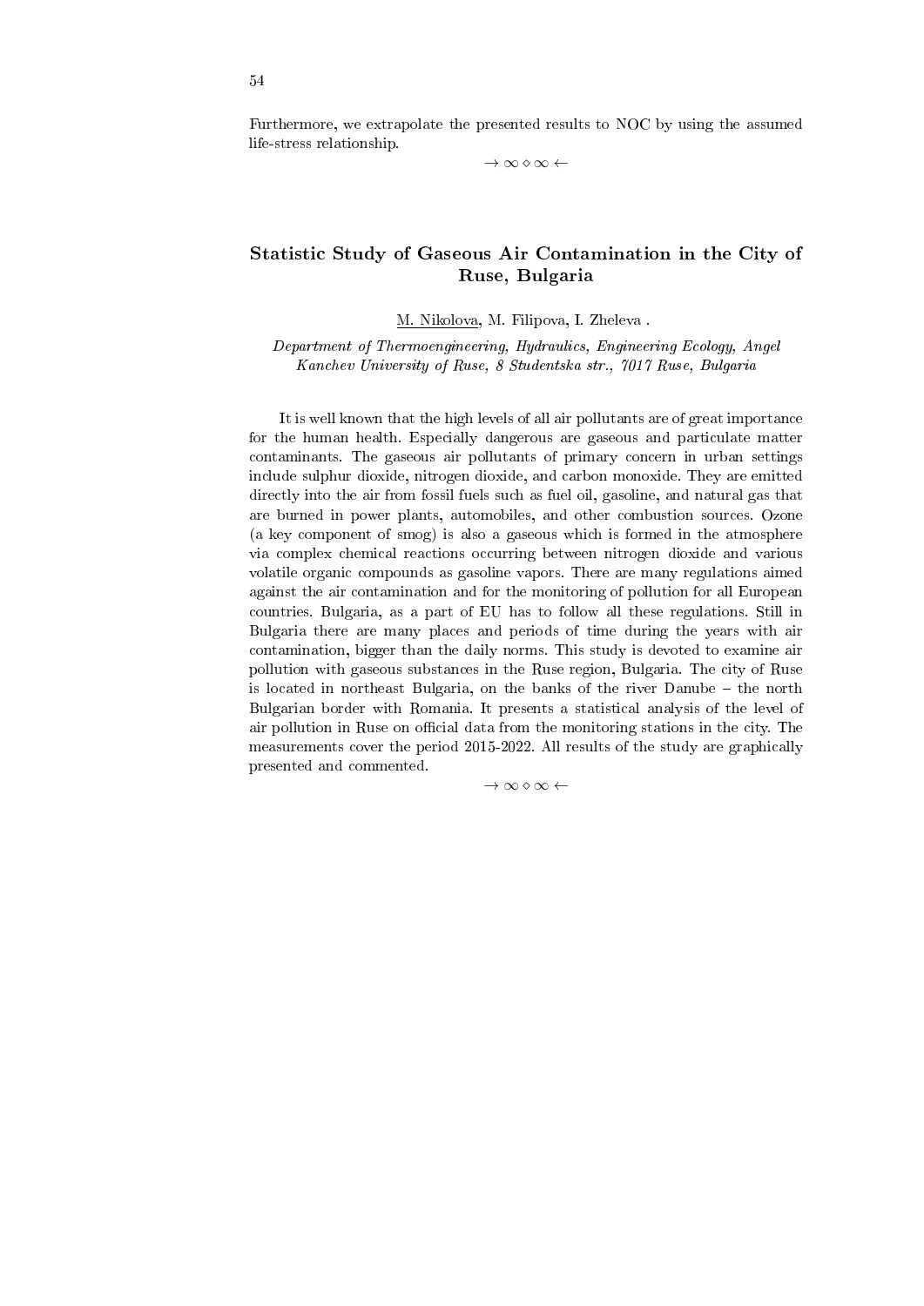Furthermore, we extrapolate the presented results to NOC by using the assumed life-stress relationship.

$\rightarrow \infty \diamond \infty \leftarrow$

## Statistic Study of Gaseous Air Contamination in the City of Ruse, Bulgaria

M. Nikolova, M. Filipova, I. Zheleva .

*Department of Thermoengineering, Hydraulics, Engineering Ecology, Angel Kanchev University of Ruse, 8 Studentska str., 7017 Ruse, Bulgaria*

It is well known that the high levels of all air pollutants are of great importance for the human health. Especially dangerous are gaseous and particulate matter contaminants. The gaseous air pollutants of primary concern in urban settings include sulphur dioxide, nitrogen dioxide, and carbon monoxide. They are emitted directly into the air from fossil fuels such as fuel oil, gasoline, and natural gas that are burned in power plants, automobiles, and other combustion sources. Ozone (a key component of smog) is also a gaseous which is formed in the atmosphere via complex chemical reactions occurring between nitrogen dioxide and various volatile organic compounds as gasoline vapors. There are many regulations aimed against the air contamination and for the monitoring of pollution for all European countries. Bulgaria, as a part of EU has to follow all these regulations. Still in Bulgaria there are many places and periods of time during the years with air contamination, bigger than the daily norms. This study is devoted to examine air pollution with gaseous substances in the Ruse region, Bulgaria. The city of Ruse is located in northeast Bulgaria, on the banks of the river Danube – the north Bulgarian border with Romania. It presents a statistical analysis of the level of air pollution in Ruse on official data from the monitoring stations in the city. The measurements cover the period 2015-2022. All results of the study are graphically presented and commented.

$\rightarrow \infty \diamond \infty \leftarrow$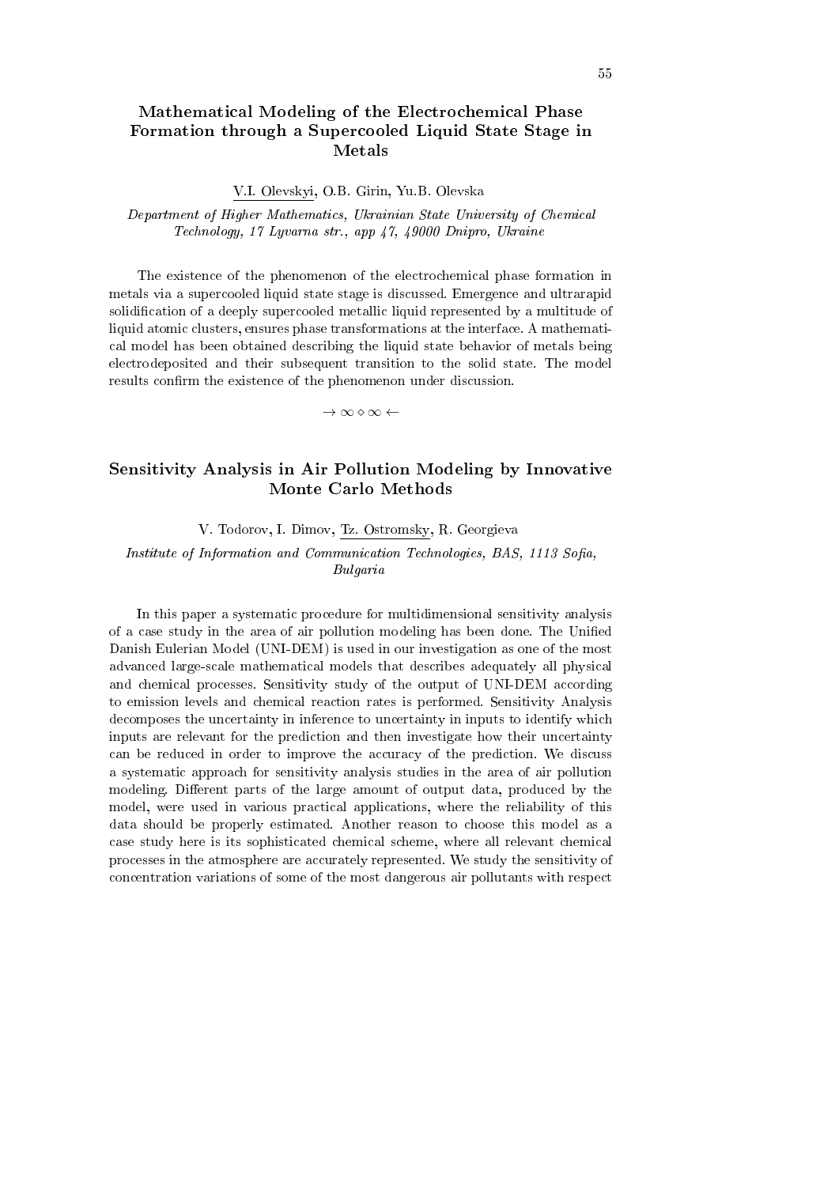## Mathematical Modeling of the Electrochemical Phase Formation through a Supercooled Liquid State Stage in Metals

V.I. Olevskyi, O.B. Girin, Yu.B. Olevska

*Department of Higher Mathematics, Ukrainian State University of Chemical Technology, 17 Lyvarna str., app 47, 49000 Dnipro, Ukraine*

The existence of the phenomenon of the electrochemical phase formation in metals via a supercooled liquid state stage is discussed. Emergence and ultrarapid solidification of a deeply supercooled metallic liquid represented by a multitude of liquid atomic clusters, ensures phase transformations at the interface. A mathematical model has been obtained describing the liquid state behavior of metals being electrodeposited and their subsequent transition to the solid state. The model results confirm the existence of the phenomenon under discussion.

$\rightarrow \infty \diamond \infty \leftarrow$

## Sensitivity Analysis in Air Pollution Modeling by Innovative Monte Carlo Methods

V. Todorov, I. Dimov, Tz. Ostromsky, R. Georgieva

*Institute of Information and Communication Technologies, BAS, 1113 Sofia, Bulgaria*

In this paper a systematic procedure for multidimensional sensitivity analysis of a case study in the area of air pollution modeling has been done. The Unified Danish Eulerian Model (UNI-DEM) is used in our investigation as one of the most advanced large-scale mathematical models that describes adequately all physical and chemical processes. Sensitivity study of the output of UNI-DEM according to emission levels and chemical reaction rates is performed. Sensitivity Analysis decomposes the uncertainty in inference to uncertainty in inputs to identify which inputs are relevant for the prediction and then investigate how their uncertainty can be reduced in order to improve the accuracy of the prediction. We discuss a systematic approach for sensitivity analysis studies in the area of air pollution modeling. Different parts of the large amount of output data, produced by the model, were used in various practical applications, where the reliability of this data should be properly estimated. Another reason to choose this model as a case study here is its sophisticated chemical scheme, where all relevant chemical processes in the atmosphere are accurately represented. We study the sensitivity of concentration variations of some of the most dangerous air pollutants with respect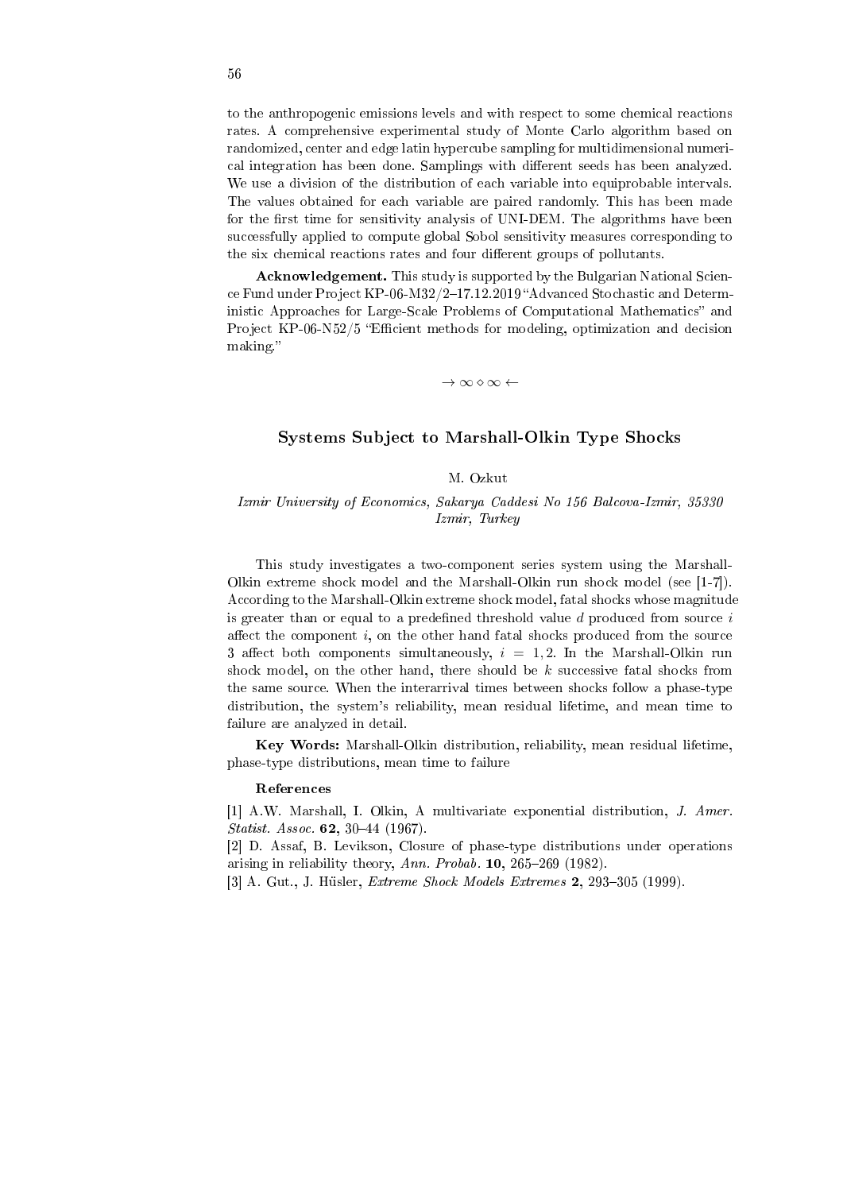to the anthropogenic emissions levels and with respect to some chemical reactions rates. A comprehensive experimental study of Monte Carlo algorithm based on randomized, center and edge latin hypercube sampling for multidimensional numerical integration has been done. Samplings with different seeds has been analyzed. We use a division of the distribution of each variable into equiprobable intervals. The values obtained for each variable are paired randomly. This has been made for the first time for sensitivity analysis of UNI-DEM. The algorithms have been successfully applied to compute global Sobol sensitivity measures corresponding to the six chemical reactions rates and four different groups of pollutants.

**Acknowledgement.** This study is supported by the Bulgarian National Science Fund under Project KP-06-M32/2–17.12.2019 "Advanced Stochastic and Deterministic Approaches for Large-Scale Problems of Computational Mathematics" and Project KP-06-N52/5 "Efficient methods for modeling, optimization and decision making."

$\rightarrow \infty \diamond \infty \leftarrow$

## Systems Subject to Marshall-Olkin Type Shocks

M. Ozkut

*Izmir University of Economics, Sakarya Caddesi No 156 Balcova-Izmir, 35330 Izmir, Turkey*

This study investigates a two-component series system using the Marshall-Olkin extreme shock model and the Marshall-Olkin run shock model (see [1-7]). According to the Marshall-Olkin extreme shock model, fatal shocks whose magnitude is greater than or equal to a predefined threshold value $d$ produced from source $i$ affect the component $i$, on the other hand fatal shocks produced from the source 3 affect both components simultaneously, $i = 1, 2$. In the Marshall-Olkin run shock model, on the other hand, there should be $k$ successive fatal shocks from the same source. When the interarrival times between shocks follow a phase-type distribution, the system's reliability, mean residual lifetime, and mean time to failure are analyzed in detail.

**Key Words:** Marshall-Olkin distribution, reliability, mean residual lifetime, phase-type distributions, mean time to failure

**References**

[1] A.W. Marshall, I. Olkin, A multivariate exponential distribution, *J. Amer. Statist. Assoc.* **62**, 30–44 (1967).

[2] D. Assaf, B. Levikson, Closure of phase-type distributions under operations arising in reliability theory, *Ann. Probab.* **10**, 265–269 (1982).

[3] A. Gut., J. Hüsler, *Extreme Shock Models Extremes* **2**, 293–305 (1999).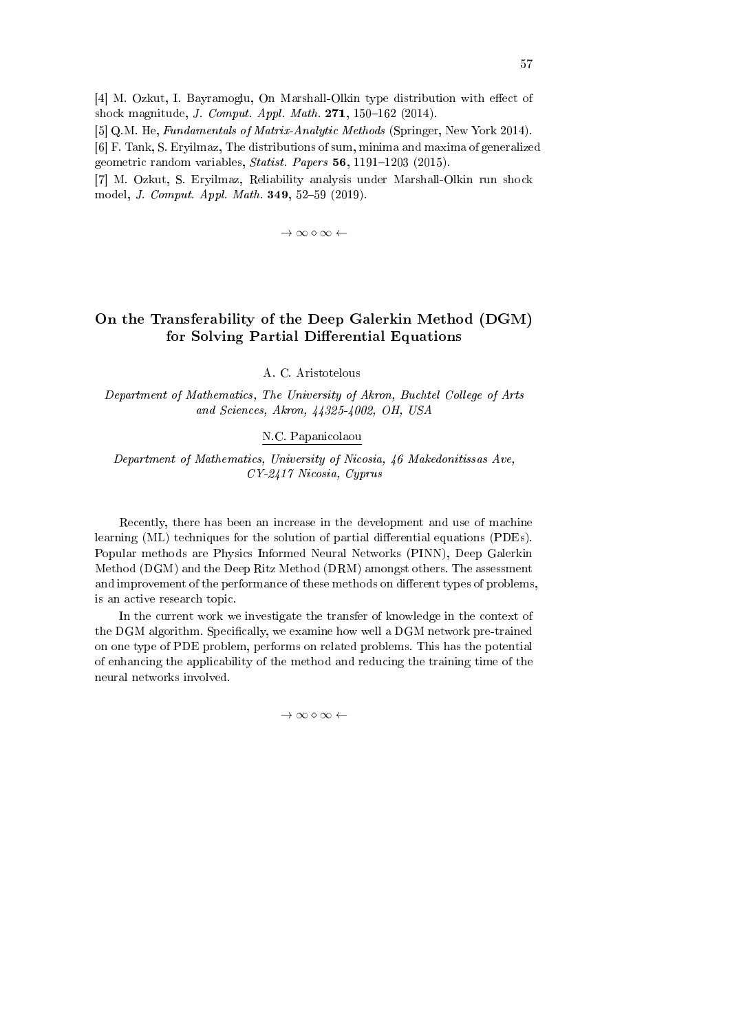[4] M. Ozkut, I. Bayramoglu, On Marshall-Olkin type distribution with effect of shock magnitude, *J. Comput. Appl. Math.* **271**, 150–162 (2014).

[5] Q.M. He, *Fundamentals of Matrix-Analytic Methods* (Springer, New York 2014).

[6] F. Tank, S. Eryilmaz, The distributions of sum, minima and maxima of generalized geometric random variables, *Statist. Papers* **56**, 1191–1203 (2015).

[7] M. Ozkut, S. Eryilmaz, Reliability analysis under Marshall-Olkin run shock model, *J. Comput. Appl. Math.* **349**, 52–59 (2019).

$\rightarrow \infty \diamond \infty \leftarrow$

## On the Transferability of the Deep Galerkin Method (DGM) for Solving Partial Differential Equations

A. C. Aristotelous

*Department of Mathematics, The University of Akron, Buchtel College of Arts and Sciences, Akron, 44325-4002, OH, USA*

N.C. Papanicolaou

*Department of Mathematics, University of Nicosia, 46 Makedonitissas Ave, CY-2417 Nicosia, Cyprus*

Recently, there has been an increase in the development and use of machine learning (ML) techniques for the solution of partial differential equations (PDEs). Popular methods are Physics Informed Neural Networks (PINN), Deep Galerkin Method (DGM) and the Deep Ritz Method (DRM) amongst others. The assessment and improvement of the performance of these methods on different types of problems, is an active research topic.

In the current work we investigate the transfer of knowledge in the context of the DGM algorithm. Specifically, we examine how well a DGM network pre-trained on one type of PDE problem, performs on related problems. This has the potential of enhancing the applicability of the method and reducing the training time of the neural networks involved.

$\rightarrow \infty \diamond \infty \leftarrow$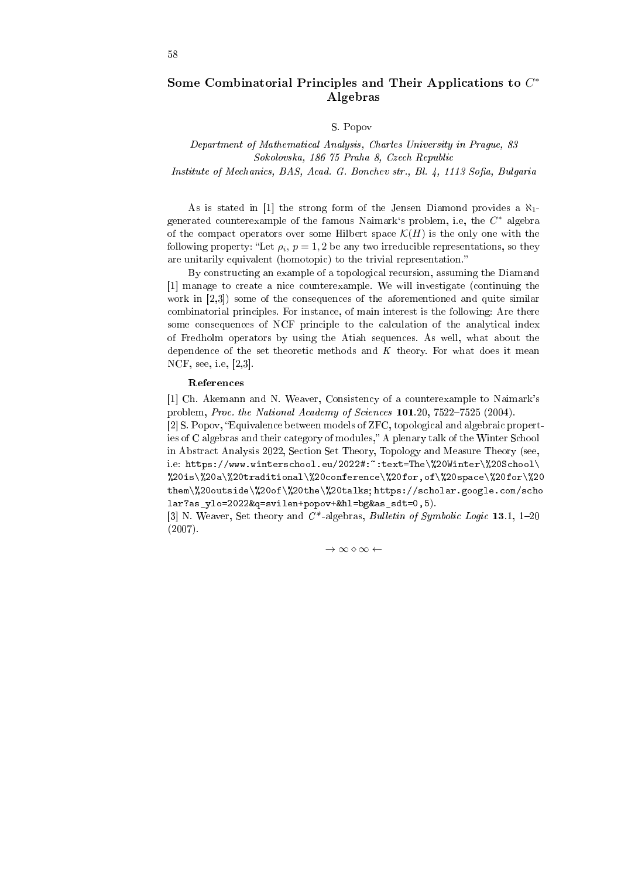## Some Combinatorial Principles and Their Applications to $C^*$ Algebras

S. Popov

*Department of Mathematical Analysis, Charles University in Prague, 83 Sokolovska, 186 75 Praha 8, Czech Republic*
*Institute of Mechanics, BAS, Acad. G. Bonchev str., Bl. 4, 1113 Sofia, Bulgaria*

As is stated in [1] the strong form of the Jensen Diamond provides a $\aleph_1$-generated counterexample of the famous Naimark's problem, i.e, the $C^*$ algebra of the compact operators over some Hilbert space $\mathcal{K}(H)$ is the only one with the following property: "Let $\rho_i$, $p = 1, 2$ be any two irreducible representations, so they are unitarily equivalent (homotopic) to the trivial representation."

By constructing an example of a topological recursion, assuming the Diamand [1] manage to create a nice counterexample. We will investigate (continuing the work in [2,3]) some of the consequences of the aforementioned and quite similar combinatorial principles. For instance, of main interest is the following: Are there some consequences of NCF principle to the calculation of the analytical index of Fredholm operators by using the Atiah sequences. As well, what about the dependence of the set theoretic methods and $K$ theory. For what does it mean NCF, see, i.e, [2,3].

### References

[1] Ch. Akemann and N. Weaver, Consistency of a counterexample to Naimark's problem, *Proc. the National Academy of Sciences* **101**.20, 7522–7525 (2004).
[2] S. Popov, "Equivalence between models of ZFC, topological and algebraic properties of C algebras and their category of modules," A plenary talk of the Winter School in Abstract Analysis 2022, Section Set Theory, Topology and Measure Theory (see, i.e: `https://www.winterschool.eu/2022#:~:text=The\%20Winter\%20School\%20is\%20a\%20traditional\%20conference\%20for,of\%20space\%20for\%20them\%20outside\%20of\%20the\%20talks`; `https://scholar.google.com/scholar?as_ylo=2022&q=svilen+popov+&hl=bg&as_sdt=0,5`).
[3] N. Weaver, Set theory and $C^*$-algebras, *Bulletin of Symbolic Logic* **13**.1, 1–20 (2007).

$\rightarrow \infty \diamond \infty \leftarrow$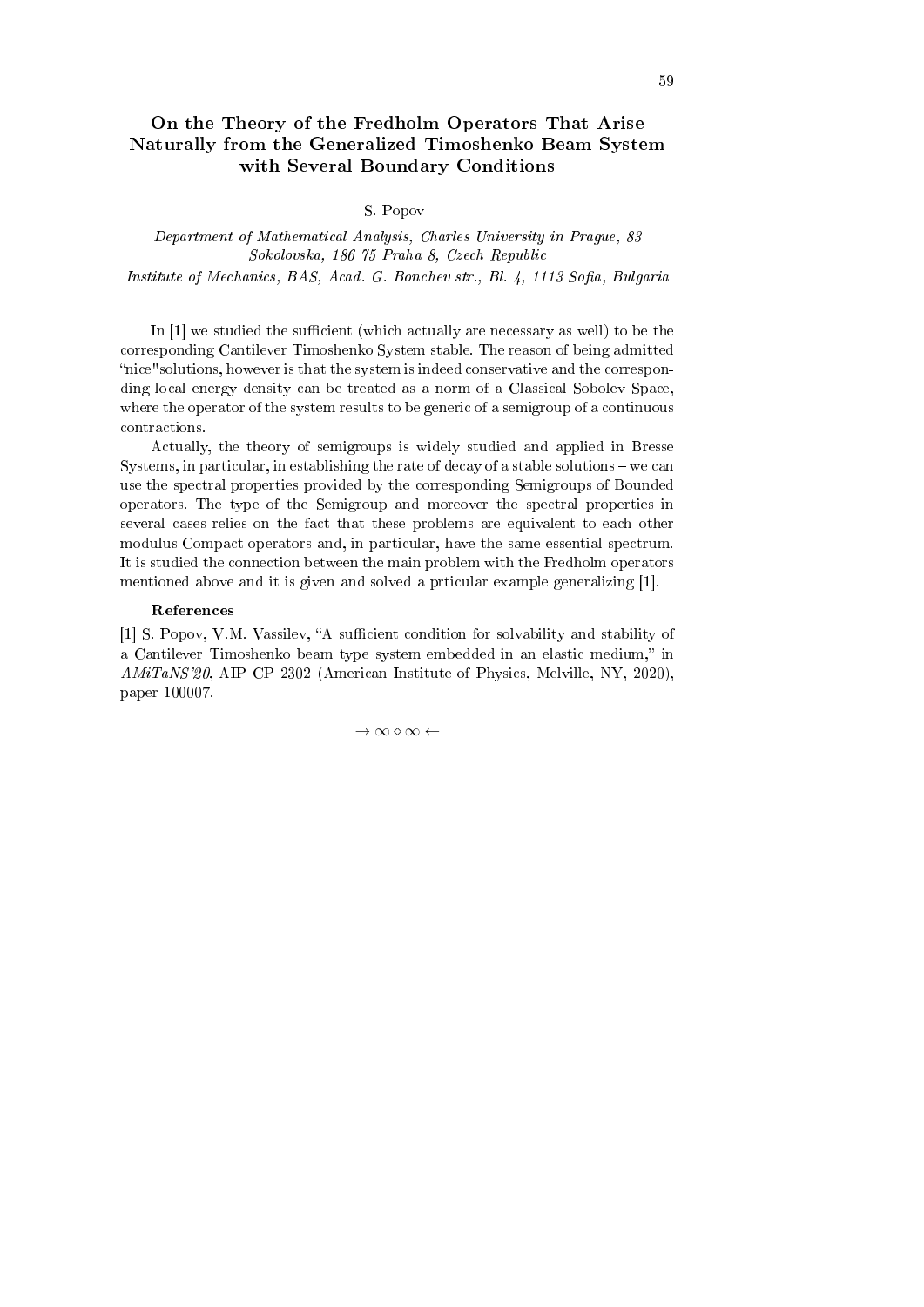# On the Theory of the Fredholm Operators That Arise Naturally from the Generalized Timoshenko Beam System with Several Boundary Conditions

S. Popov

*Department of Mathematical Analysis, Charles University in Prague, 83 Sokolovska, 186 75 Praha 8, Czech Republic*

*Institute of Mechanics, BAS, Acad. G. Bonchev str., Bl. 4, 1113 Sofia, Bulgaria*

In [1] we studied the sufficient (which actually are necessary as well) to be the corresponding Cantilever Timoshenko System stable. The reason of being admitted 'nice"solutions, however is that the system is indeed conservative and the corresponding local energy density can be treated as a norm of a Classical Sobolev Space, where the operator of the system results to be generic of a semigroup of a continuous contractions.

Actually, the theory of semigroups is widely studied and applied in Bresse Systems, in particular, in establishing the rate of decay of a stable solutions – we can use the spectral properties provided by the corresponding Semigroups of Bounded operators. The type of the Semigroup and moreover the spectral properties in several cases relies on the fact that these problems are equivalent to each other modulus Compact operators and, in particular, have the same essential spectrum. It is studied the connection between the main problem with the Fredholm operators mentioned above and it is given and solved a prticular example generalizing [1].

**References**

[1] S. Popov, V.M. Vassilev, "A sufficient condition for solvability and stability of a Cantilever Timoshenko beam type system embedded in an elastic medium," in *AMiTaNS'20*, AIP CP 2302 (American Institute of Physics, Melville, NY, 2020), paper 100007.

$\rightarrow \infty \diamond \infty \leftarrow$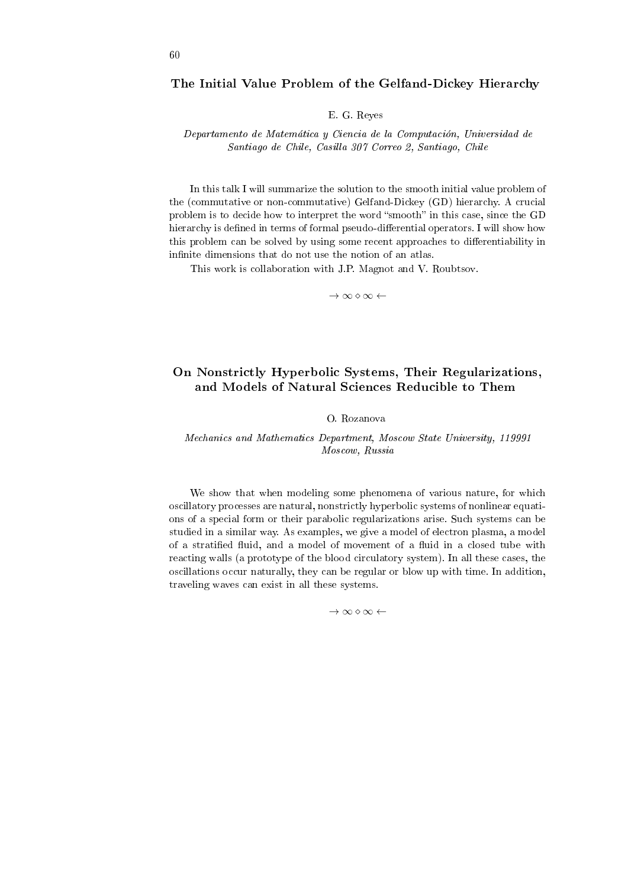## The Initial Value Problem of the Gelfand-Dickey Hierarchy

E. G. Reyes

*Departamento de Matemática y Ciencia de la Computación, Universidad de Santiago de Chile, Casilla 307 Correo 2, Santiago, Chile*

In this talk I will summarize the solution to the smooth initial value problem of the (commutative or non-commutative) Gelfand-Dickey (GD) hierarchy. A crucial problem is to decide how to interpret the word "smooth" in this case, since the GD hierarchy is defined in terms of formal pseudo-differential operators. I will show how this problem can be solved by using some recent approaches to differentiability in infinite dimensions that do not use the notion of an atlas.

This work is collaboration with J.P. Magnot and V. Roubtsov.

$\rightarrow \infty \diamond \infty \leftarrow$

## On Nonstrictly Hyperbolic Systems, Their Regularizations, and Models of Natural Sciences Reducible to Them

O. Rozanova

*Mechanics and Mathematics Department, Moscow State University, 119991 Moscow, Russia*

We show that when modeling some phenomena of various nature, for which oscillatory processes are natural, nonstrictly hyperbolic systems of nonlinear equations of a special form or their parabolic regularizations arise. Such systems can be studied in a similar way. As examples, we give a model of electron plasma, a model of a stratified fluid, and a model of movement of a fluid in a closed tube with reacting walls (a prototype of the blood circulatory system). In all these cases, the oscillations occur naturally, they can be regular or blow up with time. In addition, traveling waves can exist in all these systems.

$\rightarrow \infty \diamond \infty \leftarrow$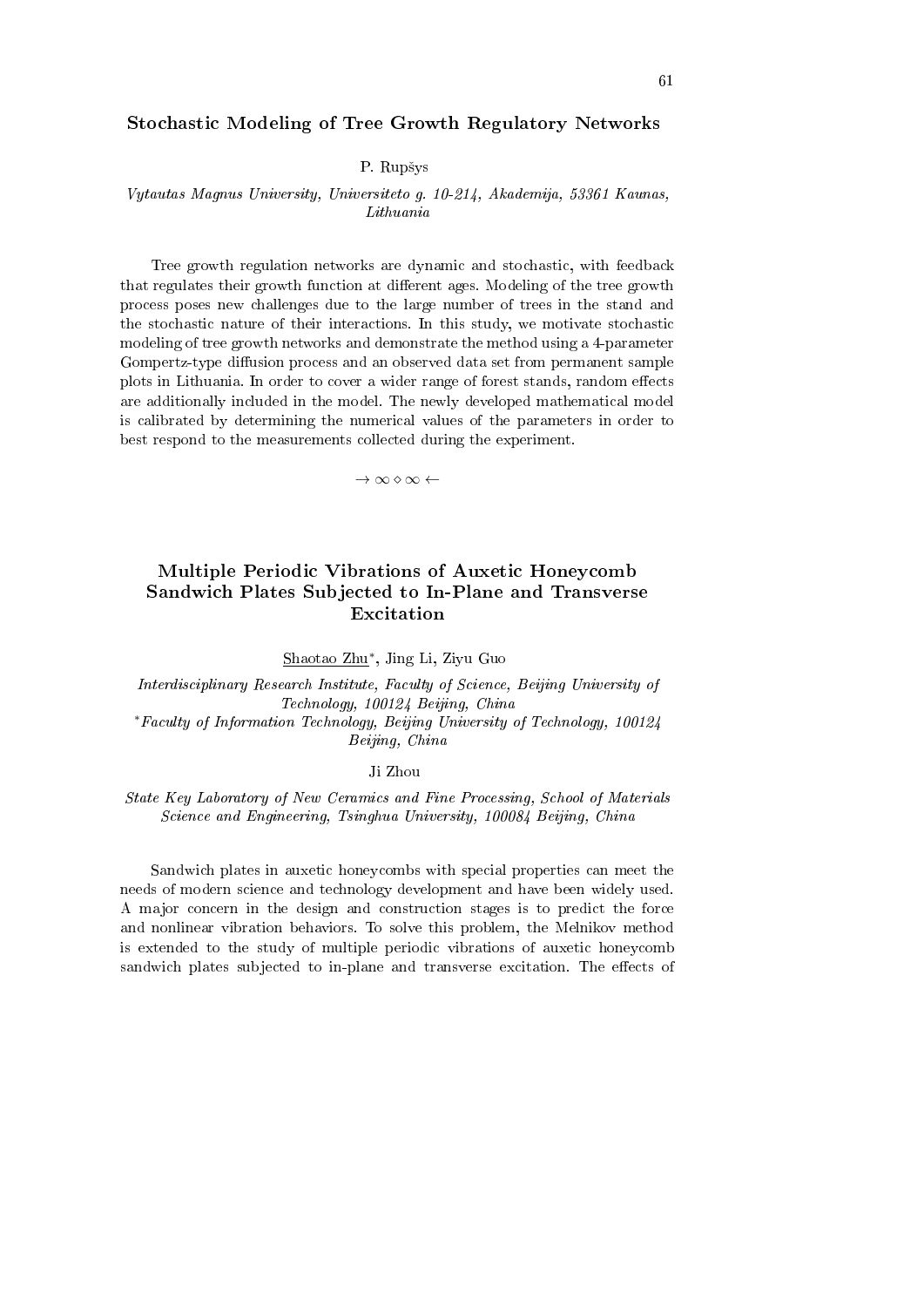## Stochastic Modeling of Tree Growth Regulatory Networks

P. Rupšys

*Vytautas Magnus University, Universiteto g. 10-214, Akademija, 53361 Kaunas, Lithuania*

Tree growth regulation networks are dynamic and stochastic, with feedback that regulates their growth function at different ages. Modeling of the tree growth process poses new challenges due to the large number of trees in the stand and the stochastic nature of their interactions. In this study, we motivate stochastic modeling of tree growth networks and demonstrate the method using a 4-parameter Gompertz-type diffusion process and an observed data set from permanent sample plots in Lithuania. In order to cover a wider range of forest stands, random effects are additionally included in the model. The newly developed mathematical model is calibrated by determining the numerical values of the parameters in order to best respond to the measurements collected during the experiment.

$\rightarrow \infty \diamond \infty \leftarrow$

## Multiple Periodic Vibrations of Auxetic Honeycomb Sandwich Plates Subjected to In-Plane and Transverse Excitation

Shaotao Zhu*, Jing Li, Ziyu Guo

*Interdisciplinary Research Institute, Faculty of Science, Beijing University of Technology, 100124 Beijing, China*
*\*Faculty of Information Technology, Beijing University of Technology, 100124 Beijing, China*

Ji Zhou

*State Key Laboratory of New Ceramics and Fine Processing, School of Materials Science and Engineering, Tsinghua University, 100084 Beijing, China*

Sandwich plates in auxetic honeycombs with special properties can meet the needs of modern science and technology development and have been widely used. A major concern in the design and construction stages is to predict the force and nonlinear vibration behaviors. To solve this problem, the Melnikov method is extended to the study of multiple periodic vibrations of auxetic honeycomb sandwich plates subjected to in-plane and transverse excitation. The effects of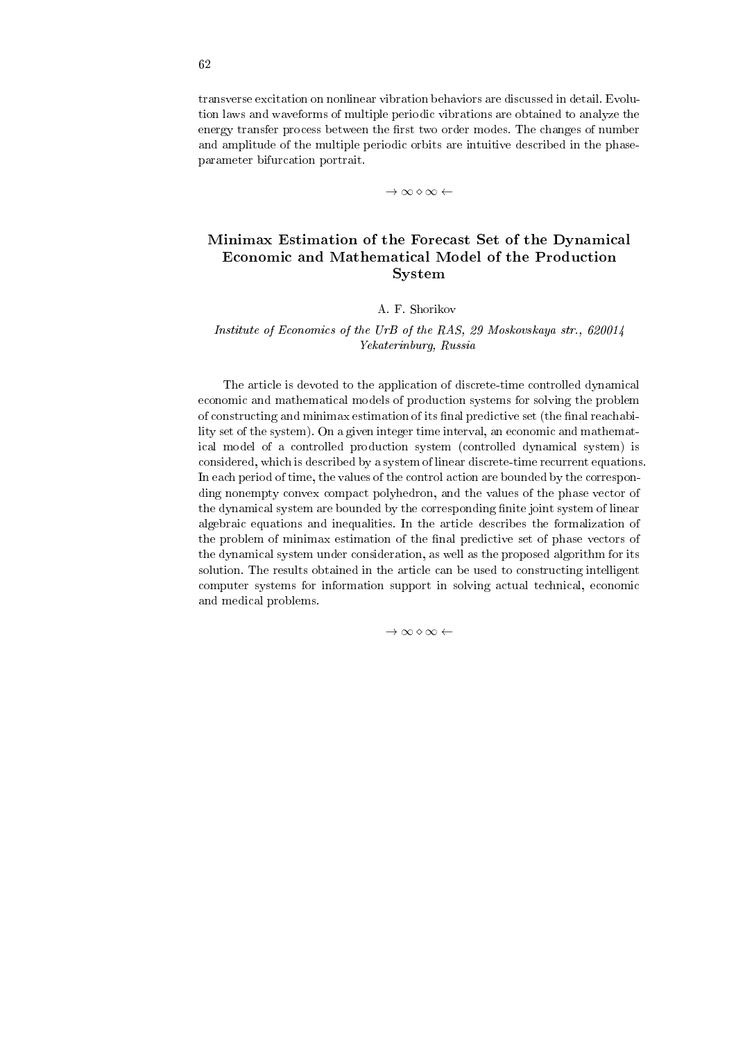transverse excitation on nonlinear vibration behaviors are discussed in detail. Evolution laws and waveforms of multiple periodic vibrations are obtained to analyze the energy transfer process between the first two order modes. The changes of number and amplitude of the multiple periodic orbits are intuitive described in the phase-parameter bifurcation portrait.

$\rightarrow \infty \diamond \infty \leftarrow$

## Minimax Estimation of the Forecast Set of the Dynamical Economic and Mathematical Model of the Production System

A. F. Shorikov

*Institute of Economics of the UrB of the RAS, 29 Moskovskaya str., 620014 Yekaterinburg, Russia*

The article is devoted to the application of discrete-time controlled dynamical economic and mathematical models of production systems for solving the problem of constructing and minimax estimation of its final predictive set (the final reachability set of the system). On a given integer time interval, an economic and mathematical model of a controlled production system (controlled dynamical system) is considered, which is described by a system of linear discrete-time recurrent equations. In each period of time, the values of the control action are bounded by the corresponding nonempty convex compact polyhedron, and the values of the phase vector of the dynamical system are bounded by the corresponding finite joint system of linear algebraic equations and inequalities. In the article describes the formalization of the problem of minimax estimation of the final predictive set of phase vectors of the dynamical system under consideration, as well as the proposed algorithm for its solution. The results obtained in the article can be used to constructing intelligent computer systems for information support in solving actual technical, economic and medical problems.

$\rightarrow \infty \diamond \infty \leftarrow$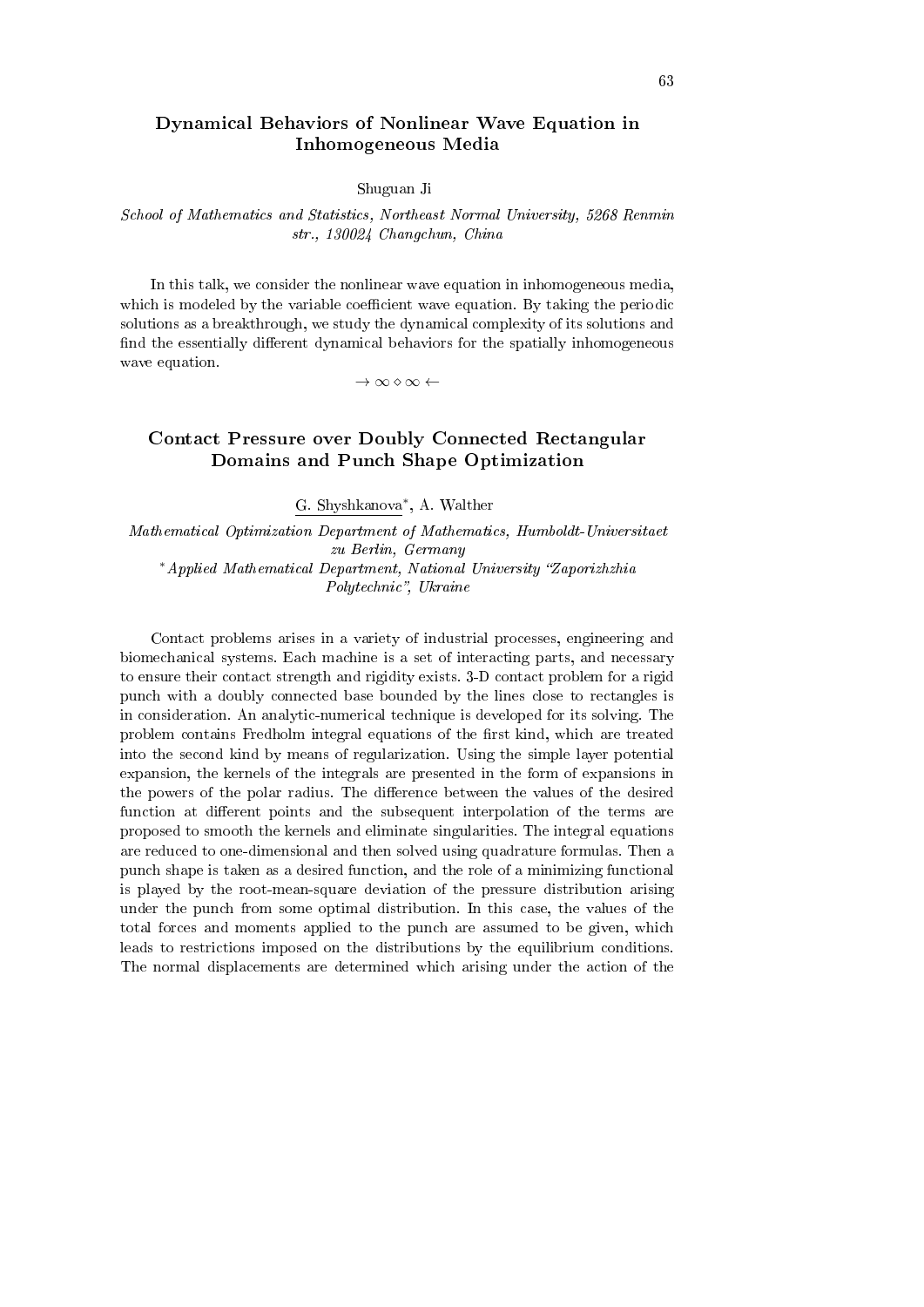## Dynamical Behaviors of Nonlinear Wave Equation in Inhomogeneous Media

Shuguan Ji

*School of Mathematics and Statistics, Northeast Normal University, 5268 Renmin str., 130024 Changchun, China*

In this talk, we consider the nonlinear wave equation in inhomogeneous media, which is modeled by the variable coefficient wave equation. By taking the periodic solutions as a breakthrough, we study the dynamical complexity of its solutions and find the essentially different dynamical behaviors for the spatially inhomogeneous wave equation.

$\to \infty \diamond \infty \leftarrow$

## Contact Pressure over Doubly Connected Rectangular Domains and Punch Shape Optimization

G. Shyshkanova[*], A. Walther

*Mathematical Optimization Department of Mathematics, Humboldt-Universitaet zu Berlin, Germany*
[*] *Applied Mathematical Department, National University "Zaporizhzhia Polytechnic", Ukraine*

Contact problems arises in a variety of industrial processes, engineering and biomechanical systems. Each machine is a set of interacting parts, and necessary to ensure their contact strength and rigidity exists. 3-D contact problem for a rigid punch with a doubly connected base bounded by the lines close to rectangles is in consideration. An analytic-numerical technique is developed for its solving. The problem contains Fredholm integral equations of the first kind, which are treated into the second kind by means of regularization. Using the simple layer potential expansion, the kernels of the integrals are presented in the form of expansions in the powers of the polar radius. The difference between the values of the desired function at different points and the subsequent interpolation of the terms are proposed to smooth the kernels and eliminate singularities. The integral equations are reduced to one-dimensional and then solved using quadrature formulas. Then a punch shape is taken as a desired function, and the role of a minimizing functional is played by the root-mean-square deviation of the pressure distribution arising under the punch from some optimal distribution. In this case, the values of the total forces and moments applied to the punch are assumed to be given, which leads to restrictions imposed on the distributions by the equilibrium conditions. The normal displacements are determined which arising under the action of the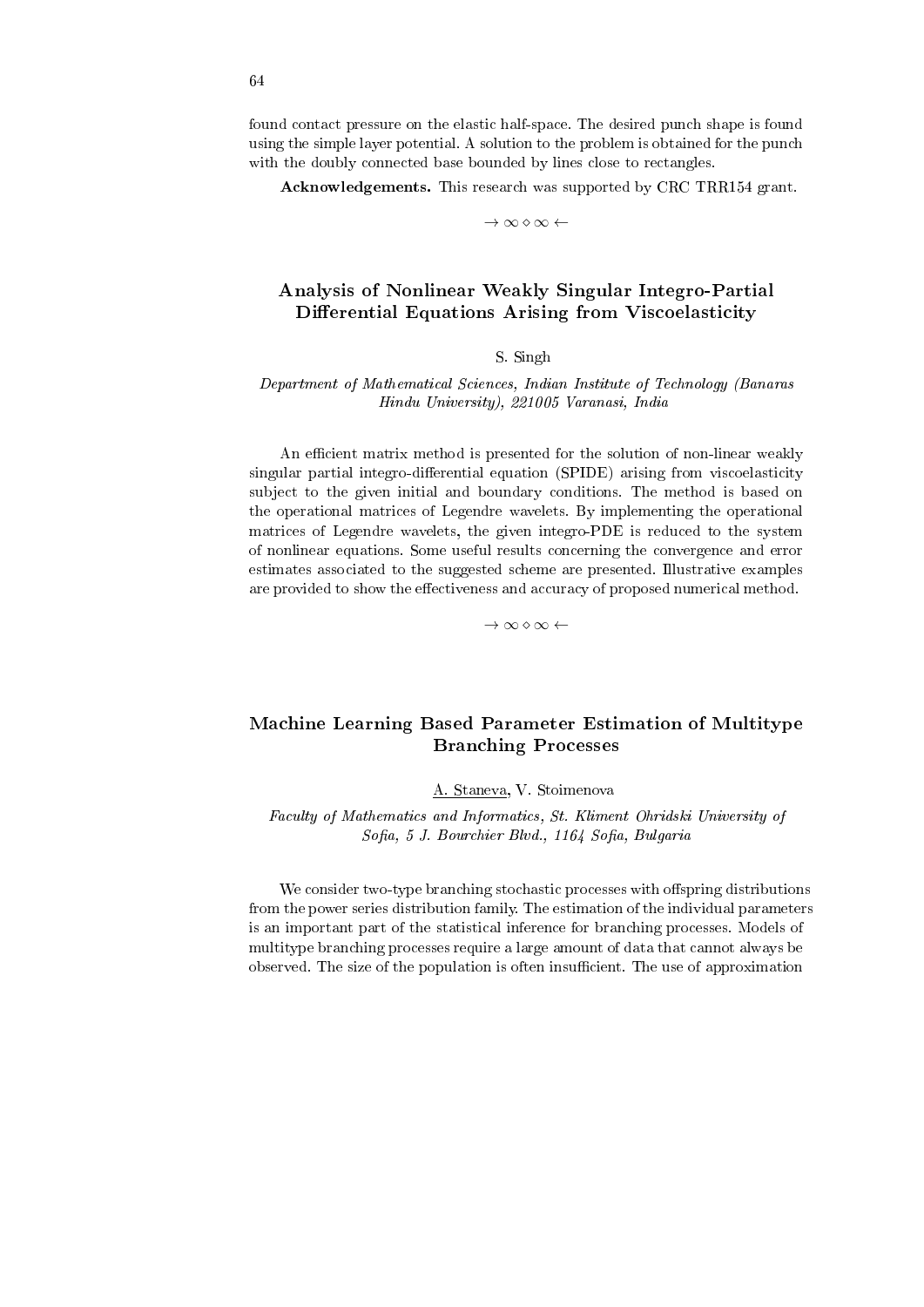found contact pressure on the elastic half-space. The desired punch shape is found using the simple layer potential. A solution to the problem is obtained for the punch with the doubly connected base bounded by lines close to rectangles.

**Acknowledgements.** This research was supported by CRC TRR154 grant.

$\rightarrow \infty \diamond \infty \leftarrow$

## Analysis of Nonlinear Weakly Singular Integro-Partial Differential Equations Arising from Viscoelasticity

S. Singh

*Department of Mathematical Sciences, Indian Institute of Technology (Banaras Hindu University), 221005 Varanasi, India*

An efficient matrix method is presented for the solution of non-linear weakly singular partial integro-differential equation (SPIDE) arising from viscoelasticity subject to the given initial and boundary conditions. The method is based on the operational matrices of Legendre wavelets. By implementing the operational matrices of Legendre wavelets, the given integro-PDE is reduced to the system of nonlinear equations. Some useful results concerning the convergence and error estimates associated to the suggested scheme are presented. Illustrative examples are provided to show the effectiveness and accuracy of proposed numerical method.

$\rightarrow \infty \diamond \infty \leftarrow$

## Machine Learning Based Parameter Estimation of Multitype Branching Processes

A. Staneva, V. Stoimenova

*Faculty of Mathematics and Informatics, St. Kliment Ohridski University of Sofia, 5 J. Bourchier Blvd., 1164 Sofia, Bulgaria*

We consider two-type branching stochastic processes with offspring distributions from the power series distribution family. The estimation of the individual parameters is an important part of the statistical inference for branching processes. Models of multitype branching processes require a large amount of data that cannot always be observed. The size of the population is often insufficient. The use of approximation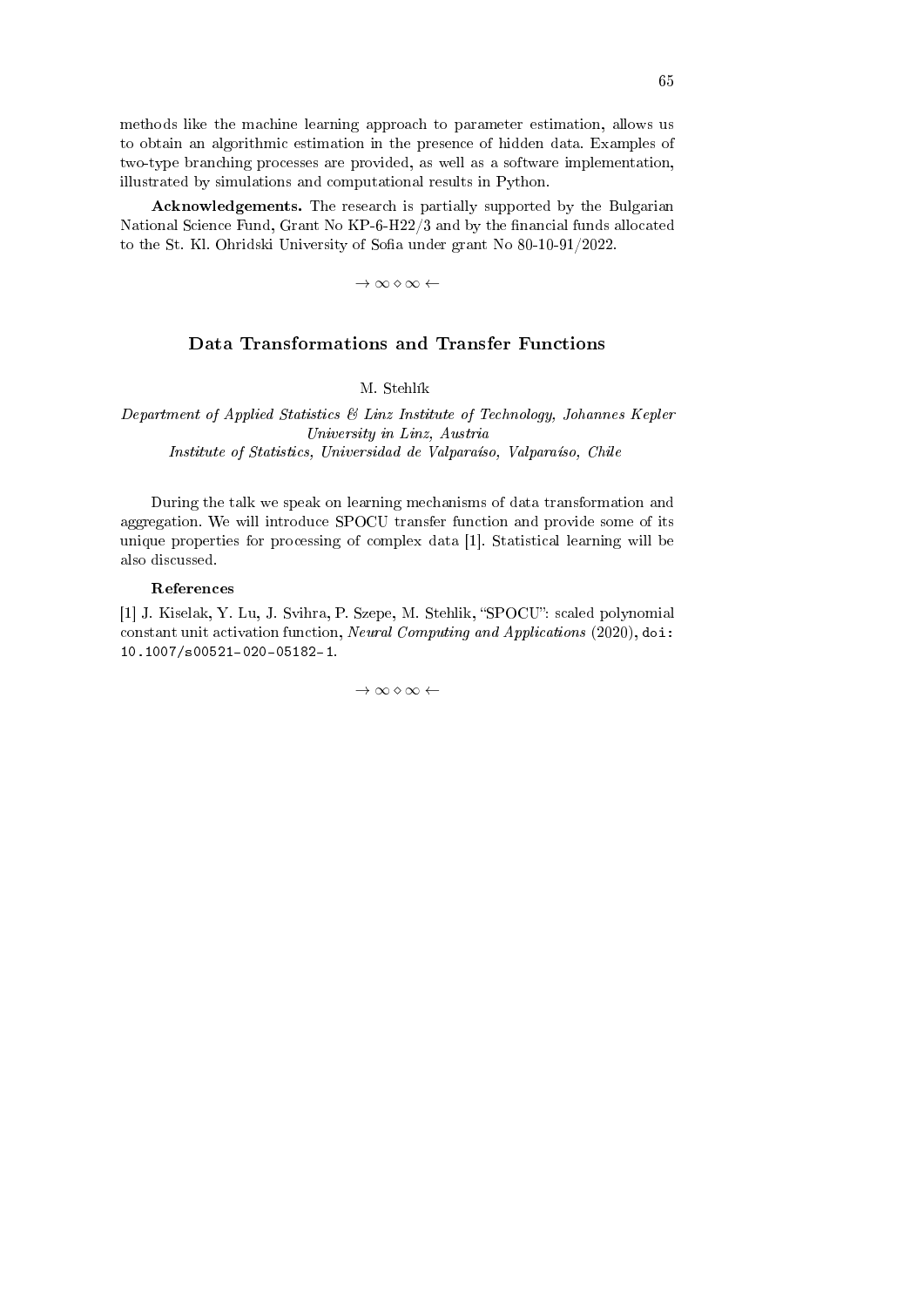methods like the machine learning approach to parameter estimation, allows us to obtain an algorithmic estimation in the presence of hidden data. Examples of two-type branching processes are provided, as well as a software implementation, illustrated by simulations and computational results in Python.

**Acknowledgements.** The research is partially supported by the Bulgarian National Science Fund, Grant No KP-6-H22/3 and by the financial funds allocated to the St. Kl. Ohridski University of Sofia under grant No 80-10-91/2022.

$\rightarrow \infty \diamond \infty \leftarrow$

## Data Transformations and Transfer Functions

M. Stehlík

*Department of Applied Statistics & Linz Institute of Technology, Johannes Kepler University in Linz, Austria*
*Institute of Statistics, Universidad de Valparaíso, Valparaíso, Chile*

During the talk we speak on learning mechanisms of data transformation and aggregation. We will introduce SPOCU transfer function and provide some of its unique properties for processing of complex data [1]. Statistical learning will be also discussed.

**References**

[1] J. Kiselak, Y. Lu, J. Svihra, P. Szepe, M. Stehlik, "SPOCU": scaled polynomial constant unit activation function, *Neural Computing and Applications* (2020), `doi: 10.1007/s00521-020-05182-1`.

$\rightarrow \infty \diamond \infty \leftarrow$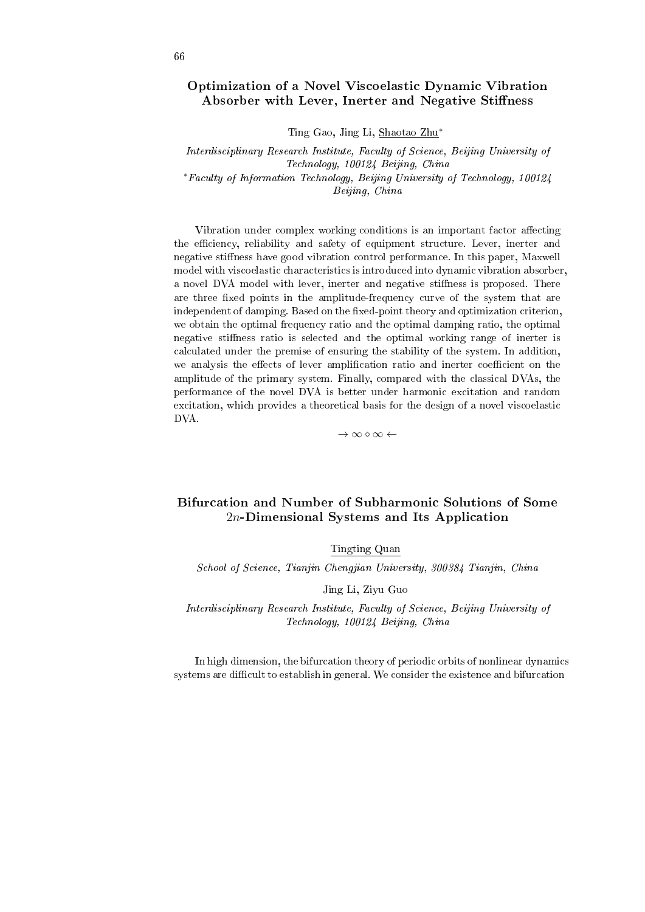## Optimization of a Novel Viscoelastic Dynamic Vibration Absorber with Lever, Inerter and Negative Stiffness

Ting Gao, Jing Li, Shaotao Zhu*

*Interdisciplinary Research Institute, Faculty of Science, Beijing University of Technology, 100124 Beijing, China*

*Faculty of Information Technology, Beijing University of Technology, 100124 Beijing, China*

Vibration under complex working conditions is an important factor affecting the efficiency, reliability and safety of equipment structure. Lever, inerter and negative stiffness have good vibration control performance. In this paper, Maxwell model with viscoelastic characteristics is introduced into dynamic vibration absorber, a novel DVA model with lever, inerter and negative stiffness is proposed. There are three fixed points in the amplitude-frequency curve of the system that are independent of damping. Based on the fixed-point theory and optimization criterion, we obtain the optimal frequency ratio and the optimal damping ratio, the optimal negative stiffness ratio is selected and the optimal working range of inerter is calculated under the premise of ensuring the stability of the system. In addition, we analysis the effects of lever amplification ratio and inerter coefficient on the amplitude of the primary system. Finally, compared with the classical DVAs, the performance of the novel DVA is better under harmonic excitation and random excitation, which provides a theoretical basis for the design of a novel viscoelastic DVA.

$\rightarrow \infty \diamond \infty \leftarrow$

## Bifurcation and Number of Subharmonic Solutions of Some $2n$-Dimensional Systems and Its Application

Tingting Quan

*School of Science, Tianjin Chengjian University, 300384 Tianjin, China*

Jing Li, Ziyu Guo

*Interdisciplinary Research Institute, Faculty of Science, Beijing University of Technology, 100124 Beijing, China*

In high dimension, the bifurcation theory of periodic orbits of nonlinear dynamics systems are difficult to establish in general. We consider the existence and bifurcation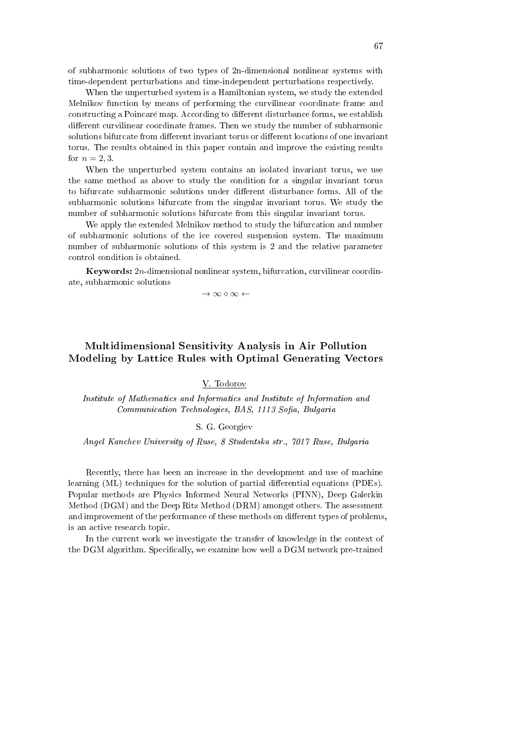of subharmonic solutions of two types of 2n-dimensional nonlinear systems with time-dependent perturbations and time-independent perturbations respectively.

When the unperturbed system is a Hamiltonian system, we study the extended Melnikov function by means of performing the curvilinear coordinate frame and constructing a Poincaré map. According to different disturbance forms, we establish different curvilinear coordinate frames. Then we study the number of subharmonic solutions bifurcate from different invariant torus or different locations of one invariant torus. The results obtained in this paper contain and improve the existing results for $n = 2, 3$.

When the unperturbed system contains an isolated invariant torus, we use the same method as above to study the condition for a singular invariant torus to bifurcate subharmonic solutions under different disturbance forms. All of the subharmonic solutions bifurcate from the singular invariant torus. We study the number of subharmonic solutions bifurcate from this singular invariant torus.

We apply the extended Melnikov method to study the bifurcation and number of subharmonic solutions of the ice covered suspension system. The maximum number of subharmonic solutions of this system is 2 and the relative parameter control condition is obtained.

**Keywords:** $2n$-dimensional nonlinear system, bifurcation, curvilinear coordinate, subharmonic solutions

$\rightarrow \infty \diamond \infty \leftarrow$

## Multidimensional Sensitivity Analysis in Air Pollution Modeling by Lattice Rules with Optimal Generating Vectors

V. Todorov

*Institute of Mathematics and Informatics and Institute of Information and Communication Technologies, BAS, 1113 Sofia, Bulgaria*

S. G. Georgiev

*Angel Kanchev University of Ruse, 8 Studentska str., 7017 Ruse, Bulgaria*

Recently, there has been an increase in the development and use of machine learning (ML) techniques for the solution of partial differential equations (PDEs). Popular methods are Physics Informed Neural Networks (PINN), Deep Galerkin Method (DGM) and the Deep Ritz Method (DRM) amongst others. The assessment and improvement of the performance of these methods on different types of problems, is an active research topic.

In the current work we investigate the transfer of knowledge in the context of the DGM algorithm. Specifically, we examine how well a DGM network pre-trained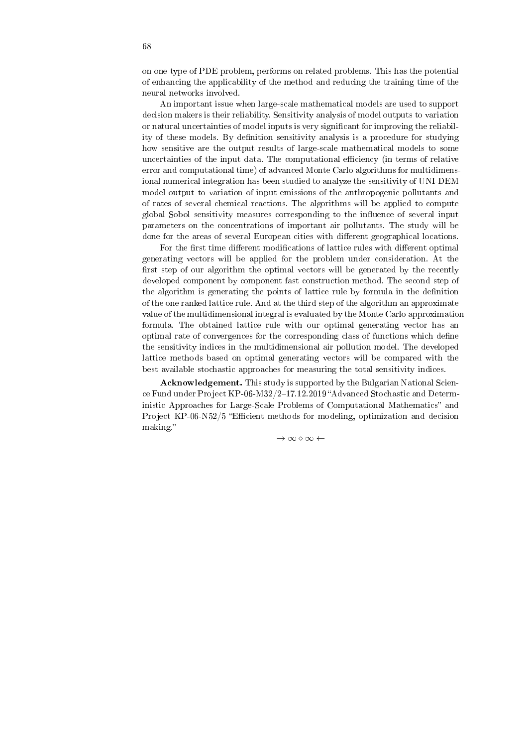on one type of PDE problem, performs on related problems. This has the potential of enhancing the applicability of the method and reducing the training time of the neural networks involved.

An important issue when large-scale mathematical models are used to support decision makers is their reliability. Sensitivity analysis of model outputs to variation or natural uncertainties of model inputs is very significant for improving the reliability of these models. By definition sensitivity analysis is a procedure for studying how sensitive are the output results of large-scale mathematical models to some uncertainties of the input data. The computational efficiency (in terms of relative error and computational time) of advanced Monte Carlo algorithms for multidimensional numerical integration has been studied to analyze the sensitivity of UNI-DEM model output to variation of input emissions of the anthropogenic pollutants and of rates of several chemical reactions. The algorithms will be applied to compute global Sobol sensitivity measures corresponding to the influence of several input parameters on the concentrations of important air pollutants. The study will be done for the areas of several European cities with different geographical locations.

For the first time different modifications of lattice rules with different optimal generating vectors will be applied for the problem under consideration. At the first step of our algorithm the optimal vectors will be generated by the recently developed component by component fast construction method. The second step of the algorithm is generating the points of lattice rule by formula in the definition of the one ranked lattice rule. And at the third step of the algorithm an approximate value of the multidimensional integral is evaluated by the Monte Carlo approximation formula. The obtained lattice rule with our optimal generating vector has an optimal rate of convergences for the corresponding class of functions which define the sensitivity indices in the multidimensional air pollution model. The developed lattice methods based on optimal generating vectors will be compared with the best available stochastic approaches for measuring the total sensitivity indices.

**Acknowledgement.** This study is supported by the Bulgarian National Science Fund under Project KP-06-M32/2–17.12.2019 "Advanced Stochastic and Deterministic Approaches for Large-Scale Problems of Computational Mathematics" and Project KP-06-N52/5 "Efficient methods for modeling, optimization and decision making."

$\rightarrow \infty \diamond \infty \leftarrow$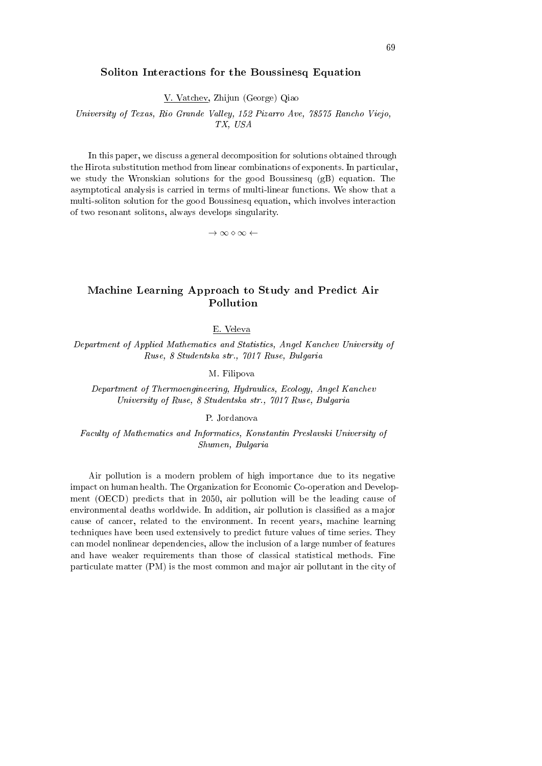## Soliton Interactions for the Boussinesq Equation

V. Vatchev, Zhijun (George) Qiao

*University of Texas, Rio Grande Valley, 152 Pizarro Ave, 78575 Rancho Viejo, TX, USA*

In this paper, we discuss a general decomposition for solutions obtained through the Hirota substitution method from linear combinations of exponents. In particular, we study the Wronskian solutions for the good Boussinesq (gB) equation. The asymptotical analysis is carried in terms of multi-linear functions. We show that a multi-soliton solution for the good Boussinesq equation, which involves interaction of two resonant solitons, always develops singularity.

$\rightarrow \infty \diamond \infty \leftarrow$

## Machine Learning Approach to Study and Predict Air Pollution

E. Veleva

*Department of Applied Mathematics and Statistics, Angel Kanchev University of Ruse, 8 Studentska str., 7017 Ruse, Bulgaria*

M. Filipova

*Department of Thermoengineering, Hydraulics, Ecology, Angel Kanchev University of Ruse, 8 Studentska str., 7017 Ruse, Bulgaria*

P. Jordanova

*Faculty of Mathematics and Informatics, Konstantin Preslavski University of Shumen, Bulgaria*

Air pollution is a modern problem of high importance due to its negative impact on human health. The Organization for Economic Co-operation and Development (OECD) predicts that in 2050, air pollution will be the leading cause of environmental deaths worldwide. In addition, air pollution is classified as a major cause of cancer, related to the environment. In recent years, machine learning techniques have been used extensively to predict future values of time series. They can model nonlinear dependencies, allow the inclusion of a large number of features and have weaker requirements than those of classical statistical methods. Fine particulate matter (PM) is the most common and major air pollutant in the city of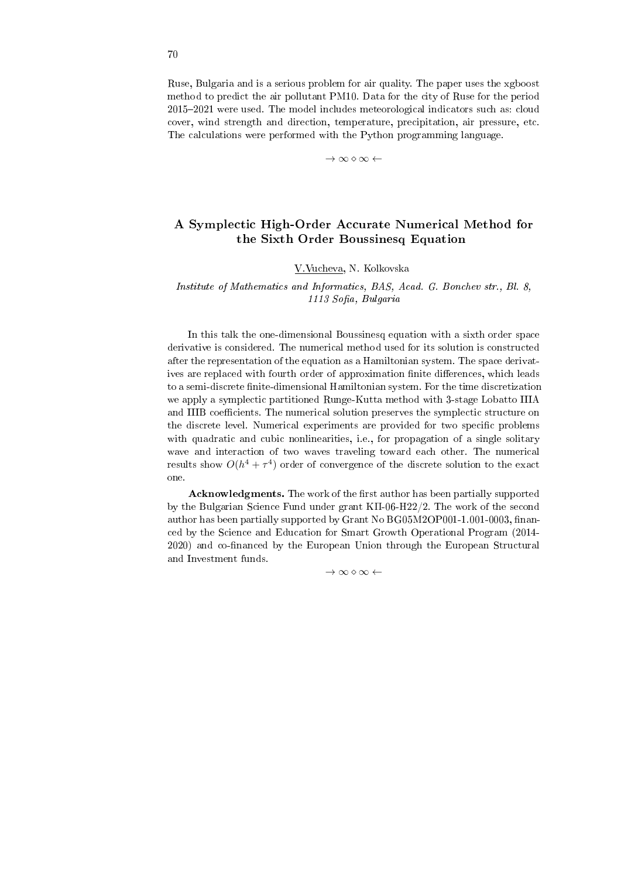Ruse, Bulgaria and is a serious problem for air quality. The paper uses the xgboost method to predict the air pollutant PM10. Data for the city of Ruse for the period 2015–2021 were used. The model includes meteorological indicators such as: cloud cover, wind strength and direction, temperature, precipitation, air pressure, etc. The calculations were performed with the Python programming language.

$\rightarrow \infty \diamond \infty \leftarrow$

## A Symplectic High-Order Accurate Numerical Method for the Sixth Order Boussinesq Equation

V.Vucheva, N. Kolkovska

*Institute of Mathematics and Informatics, BAS, Acad. G. Bonchev str., Bl. 8, 1113 Sofia, Bulgaria*

In this talk the one-dimensional Boussinesq equation with a sixth order space derivative is considered. The numerical method used for its solution is constructed after the representation of the equation as a Hamiltonian system. The space derivatives are replaced with fourth order of approximation finite differences, which leads to a semi-discrete finite-dimensional Hamiltonian system. For the time discretization we apply a symplectic partitioned Runge-Kutta method with 3-stage Lobatto IIIA and IIIB coefficients. The numerical solution preserves the symplectic structure on the discrete level. Numerical experiments are provided for two specific problems with quadratic and cubic nonlinearities, i.e., for propagation of a single solitary wave and interaction of two waves traveling toward each other. The numerical results show $O(h^4 + \tau^4)$ order of convergence of the discrete solution to the exact one.

**Acknowledgments.** The work of the first author has been partially supported by the Bulgarian Science Fund under grant КП-06-Н22/2. The work of the second author has been partially supported by Grant No BG05M2OP001-1.001-0003, financed by the Science and Education for Smart Growth Operational Program (2014-2020) and co-financed by the European Union through the European Structural and Investment funds.

$\rightarrow \infty \diamond \infty \leftarrow$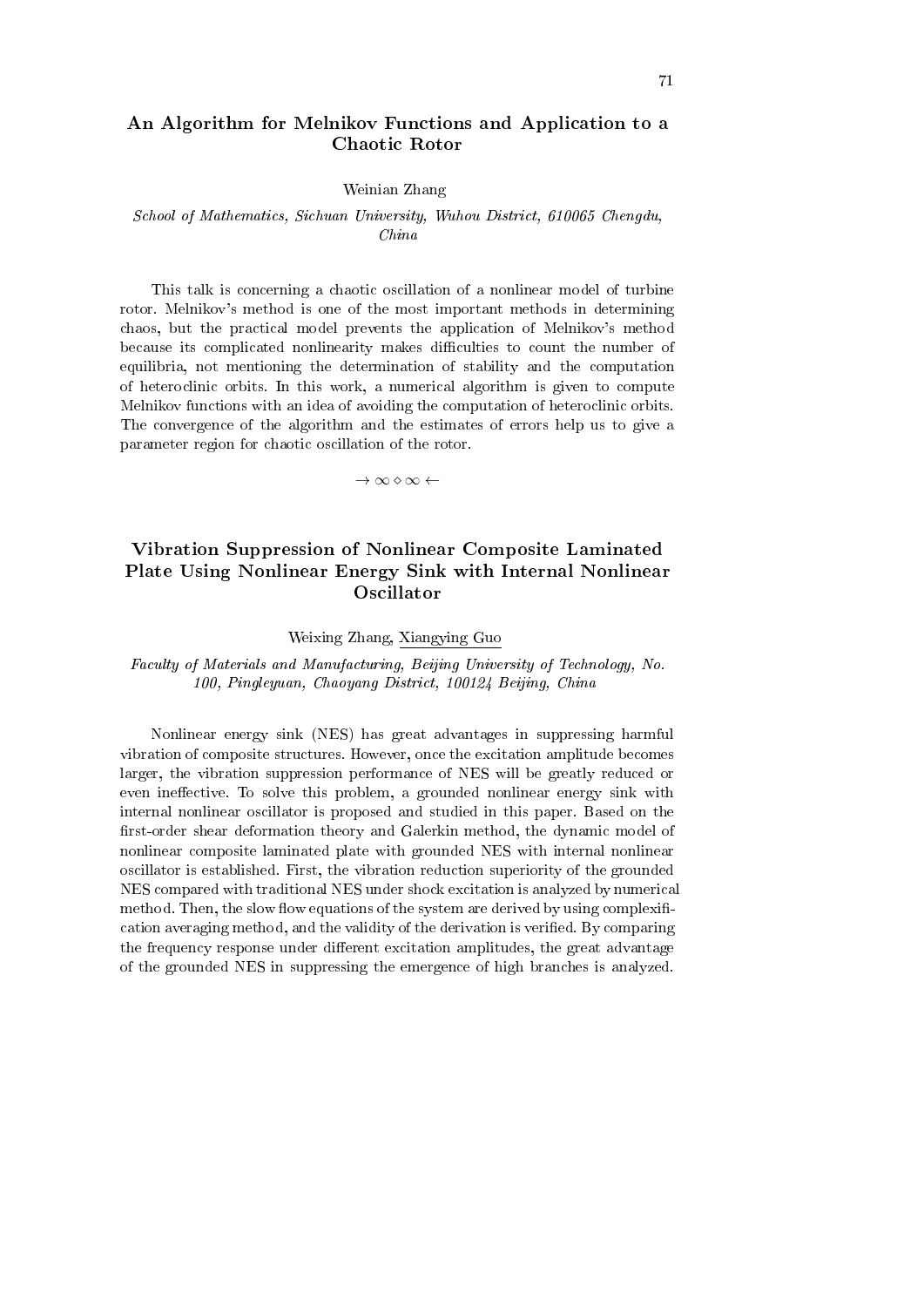## An Algorithm for Melnikov Functions and Application to a Chaotic Rotor

Weinian Zhang

*School of Mathematics, Sichuan University, Wuhou District, 610065 Chengdu, China*

This talk is concerning a chaotic oscillation of a nonlinear model of turbine rotor. Melnikov's method is one of the most important methods in determining chaos, but the practical model prevents the application of Melnikov's method because its complicated nonlinearity makes difficulties to count the number of equilibria, not mentioning the determination of stability and the computation of heteroclinic orbits. In this work, a numerical algorithm is given to compute Melnikov functions with an idea of avoiding the computation of heteroclinic orbits. The convergence of the algorithm and the estimates of errors help us to give a parameter region for chaotic oscillation of the rotor.

$\rightarrow \infty \diamond \infty \leftarrow$

## Vibration Suppression of Nonlinear Composite Laminated Plate Using Nonlinear Energy Sink with Internal Nonlinear Oscillator

Weixing Zhang, Xiangying Guo

*Faculty of Materials and Manufacturing, Beijing University of Technology, No. 100, Pingleyuan, Chaoyang District, 100124 Beijing, China*

Nonlinear energy sink (NES) has great advantages in suppressing harmful vibration of composite structures. However, once the excitation amplitude becomes larger, the vibration suppression performance of NES will be greatly reduced or even ineffective. To solve this problem, a grounded nonlinear energy sink with internal nonlinear oscillator is proposed and studied in this paper. Based on the first-order shear deformation theory and Galerkin method, the dynamic model of nonlinear composite laminated plate with grounded NES with internal nonlinear oscillator is established. First, the vibration reduction superiority of the grounded NES compared with traditional NES under shock excitation is analyzed by numerical method. Then, the slow flow equations of the system are derived by using complexification averaging method, and the validity of the derivation is verified. By comparing the frequency response under different excitation amplitudes, the great advantage of the grounded NES in suppressing the emergence of high branches is analyzed.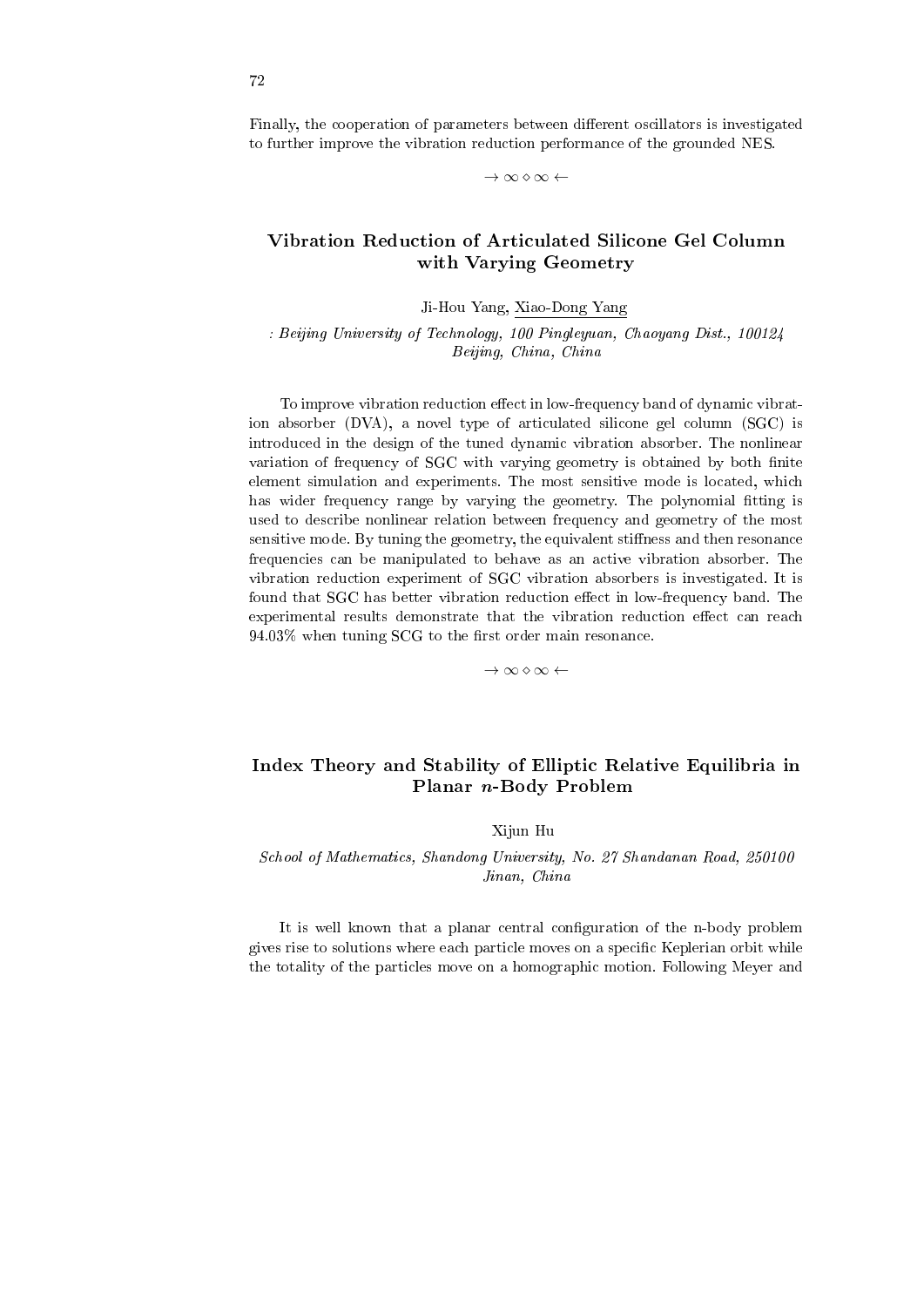Finally, the cooperation of parameters between different oscillators is investigated to further improve the vibration reduction performance of the grounded NES.

→ ∞ ⋄ ∞ ←

## Vibration Reduction of Articulated Silicone Gel Column with Varying Geometry

Ji-Hou Yang, Xiao-Dong Yang

*: Beijing University of Technology, 100 Pingleyuan, Chaoyang Dist., 100124 Beijing, China, China*

To improve vibration reduction effect in low-frequency band of dynamic vibration absorber (DVA), a novel type of articulated silicone gel column (SGC) is introduced in the design of the tuned dynamic vibration absorber. The nonlinear variation of frequency of SGC with varying geometry is obtained by both finite element simulation and experiments. The most sensitive mode is located, which has wider frequency range by varying the geometry. The polynomial fitting is used to describe nonlinear relation between frequency and geometry of the most sensitive mode. By tuning the geometry, the equivalent stiffness and then resonance frequencies can be manipulated to behave as an active vibration absorber. The vibration reduction experiment of SGC vibration absorbers is investigated. It is found that SGC has better vibration reduction effect in low-frequency band. The experimental results demonstrate that the vibration reduction effect can reach 94.03% when tuning SCG to the first order main resonance.

→ ∞ ⋄ ∞ ←

## Index Theory and Stability of Elliptic Relative Equilibria in Planar $n$-Body Problem

Xijun Hu

*School of Mathematics, Shandong University, No. 27 Shandanan Road, 250100 Jinan, China*

It is well known that a planar central configuration of the n-body problem gives rise to solutions where each particle moves on a specific Keplerian orbit while the totality of the particles move on a homographic motion. Following Meyer and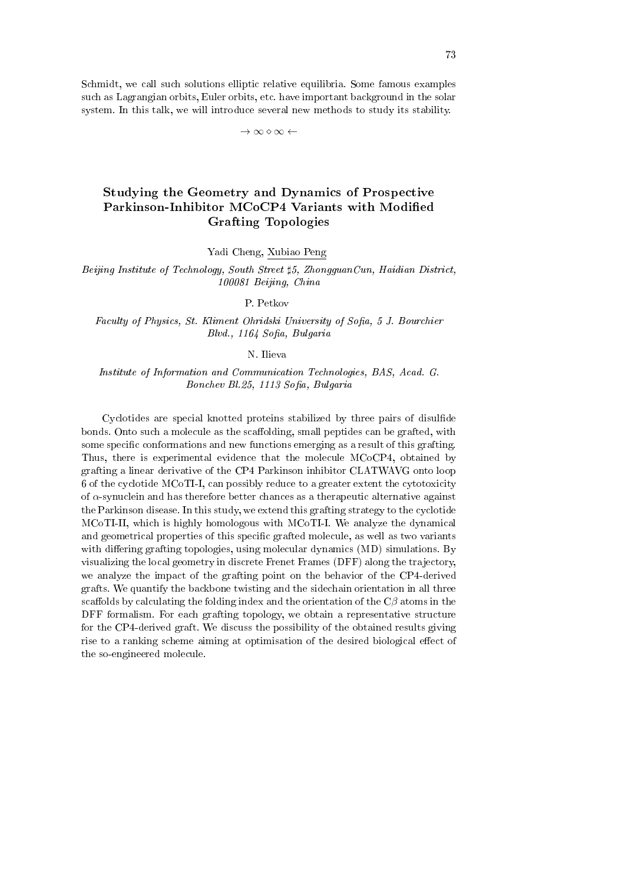Schmidt, we call such solutions elliptic relative equilibria. Some famous examples such as Lagrangian orbits, Euler orbits, etc. have important background in the solar system. In this talk, we will introduce several new methods to study its stability.

$\rightarrow \infty \diamond \infty \leftarrow$

## Studying the Geometry and Dynamics of Prospective Parkinson-Inhibitor MCoCP4 Variants with Modified Grafting Topologies

Yadi Cheng, Xubiao Peng

*Beijing Institute of Technology, South Street ♯5, ZhongguanCun, Haidian District, 100081 Beijing, China*

P. Petkov

*Faculty of Physics, St. Kliment Ohridski University of Sofia, 5 J. Bourchier Blvd., 1164 Sofia, Bulgaria*

N. Ilieva

*Institute of Information and Communication Technologies, BAS, Acad. G. Bonchev Bl.25, 1113 Sofia, Bulgaria*

Cyclotides are special knotted proteins stabilized by three pairs of disulfide bonds. Onto such a molecule as the scaffolding, small peptides can be grafted, with some specific conformations and new functions emerging as a result of this grafting. Thus, there is experimental evidence that the molecule MCoCP4, obtained by grafting a linear derivative of the CP4 Parkinson inhibitor CLATWAVG onto loop 6 of the cyclotide MCoTI-I, can possibly reduce to a greater extent the cytotoxicity of $\alpha$-synuclein and has therefore better chances as a therapeutic alternative against the Parkinson disease. In this study, we extend this grafting strategy to the cyclotide MCoTI-II, which is highly homologous with MCoTI-I. We analyze the dynamical and geometrical properties of this specific grafted molecule, as well as two variants with differing grafting topologies, using molecular dynamics (MD) simulations. By visualizing the local geometry in discrete Frenet Frames (DFF) along the trajectory, we analyze the impact of the grafting point on the behavior of the CP4-derived grafts. We quantify the backbone twisting and the sidechain orientation in all three scaffolds by calculating the folding index and the orientation of the C$\beta$ atoms in the DFF formalism. For each grafting topology, we obtain a representative structure for the CP4-derived graft. We discuss the possibility of the obtained results giving rise to a ranking scheme aiming at optimisation of the desired biological effect of the so-engineered molecule.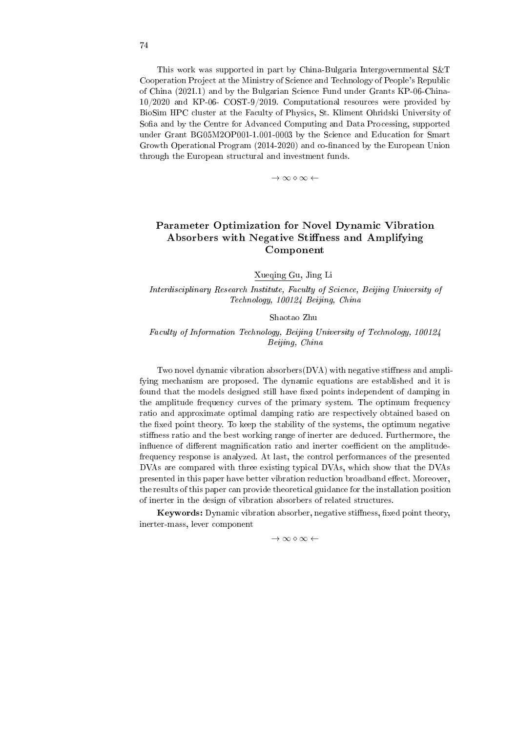This work was supported in part by China-Bulgaria Intergovernmental S&T Cooperation Project at the Ministry of Science and Technology of People's Republic of China (2021.1) and by the Bulgarian Science Fund under Grants KP-06-China-10/2020 and KP-06- COST-9/2019. Computational resources were provided by BioSim HPC cluster at the Faculty of Physics, St. Kliment Ohridski University of Sofia and by the Centre for Advanced Computing and Data Processing, supported under Grant BG05M2OP001-1.001-0003 by the Science and Education for Smart Growth Operational Program (2014-2020) and co-financed by the European Union through the European structural and investment funds.

$\rightarrow \infty \diamond \infty \leftarrow$

## Parameter Optimization for Novel Dynamic Vibration Absorbers with Negative Stiffness and Amplifying Component

Xueqing Gu, Jing Li

*Interdisciplinary Research Institute, Faculty of Science, Beijing University of Technology, 100124 Beijing, China*

Shaotao Zhu

*Faculty of Information Technology, Beijing University of Technology, 100124 Beijing, China*

Two novel dynamic vibration absorbers(DVA) with negative stiffness and amplifying mechanism are proposed. The dynamic equations are established and it is found that the models designed still have fixed points independent of damping in the amplitude frequency curves of the primary system. The optimum frequency ratio and approximate optimal damping ratio are respectively obtained based on the fixed point theory. To keep the stability of the systems, the optimum negative stiffness ratio and the best working range of inerter are deduced. Furthermore, the influence of different magnification ratio and inerter coefficient on the amplitude-frequency response is analyzed. At last, the control performances of the presented DVAs are compared with three existing typical DVAs, which show that the DVAs presented in this paper have better vibration reduction broadband effect. Moreover, the results of this paper can provide theoretical guidance for the installation position of inerter in the design of vibration absorbers of related structures.

**Keywords:** Dynamic vibration absorber, negative stiffness, fixed point theory, inerter-mass, lever component

$\rightarrow \infty \diamond \infty \leftarrow$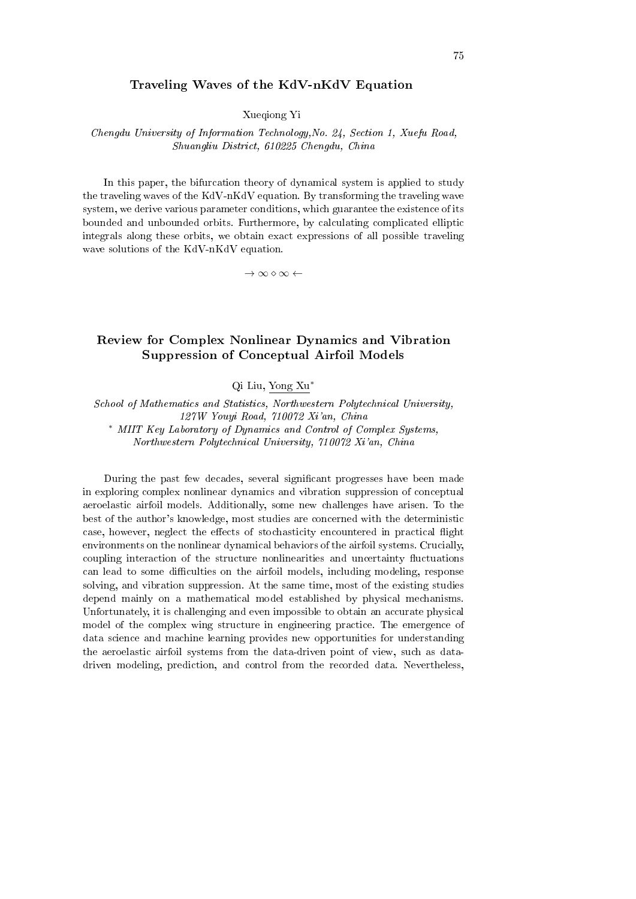## Traveling Waves of the KdV-nKdV Equation

Xueqiong Yi

*Chengdu University of Information Technology,No. 24, Section 1, Xuefu Road, Shuangliu District, 610225 Chengdu, China*

In this paper, the bifurcation theory of dynamical system is applied to study the traveling waves of the KdV-nKdV equation. By transforming the traveling wave system, we derive various parameter conditions, which guarantee the existence of its bounded and unbounded orbits. Furthermore, by calculating complicated elliptic integrals along these orbits, we obtain exact expressions of all possible traveling wave solutions of the KdV-nKdV equation.

$\rightarrow \infty \diamond \infty \leftarrow$

## Review for Complex Nonlinear Dynamics and Vibration Suppression of Conceptual Airfoil Models

Qi Liu, Yong Xu*

*School of Mathematics and Statistics, Northwestern Polytechnical University, 127W Youyi Road, 710072 Xi'an, China*
*\* MIIT Key Laboratory of Dynamics and Control of Complex Systems, Northwestern Polytechnical University, 710072 Xi'an, China*

During the past few decades, several significant progresses have been made in exploring complex nonlinear dynamics and vibration suppression of conceptual aeroelastic airfoil models. Additionally, some new challenges have arisen. To the best of the author's knowledge, most studies are concerned with the deterministic case, however, neglect the effects of stochasticity encountered in practical flight environments on the nonlinear dynamical behaviors of the airfoil systems. Crucially, coupling interaction of the structure nonlinearities and uncertainty fluctuations can lead to some difficulties on the airfoil models, including modeling, response solving, and vibration suppression. At the same time, most of the existing studies depend mainly on a mathematical model established by physical mechanisms. Unfortunately, it is challenging and even impossible to obtain an accurate physical model of the complex wing structure in engineering practice. The emergence of data science and machine learning provides new opportunities for understanding the aeroelastic airfoil systems from the data-driven point of view, such as data-driven modeling, prediction, and control from the recorded data. Nevertheless,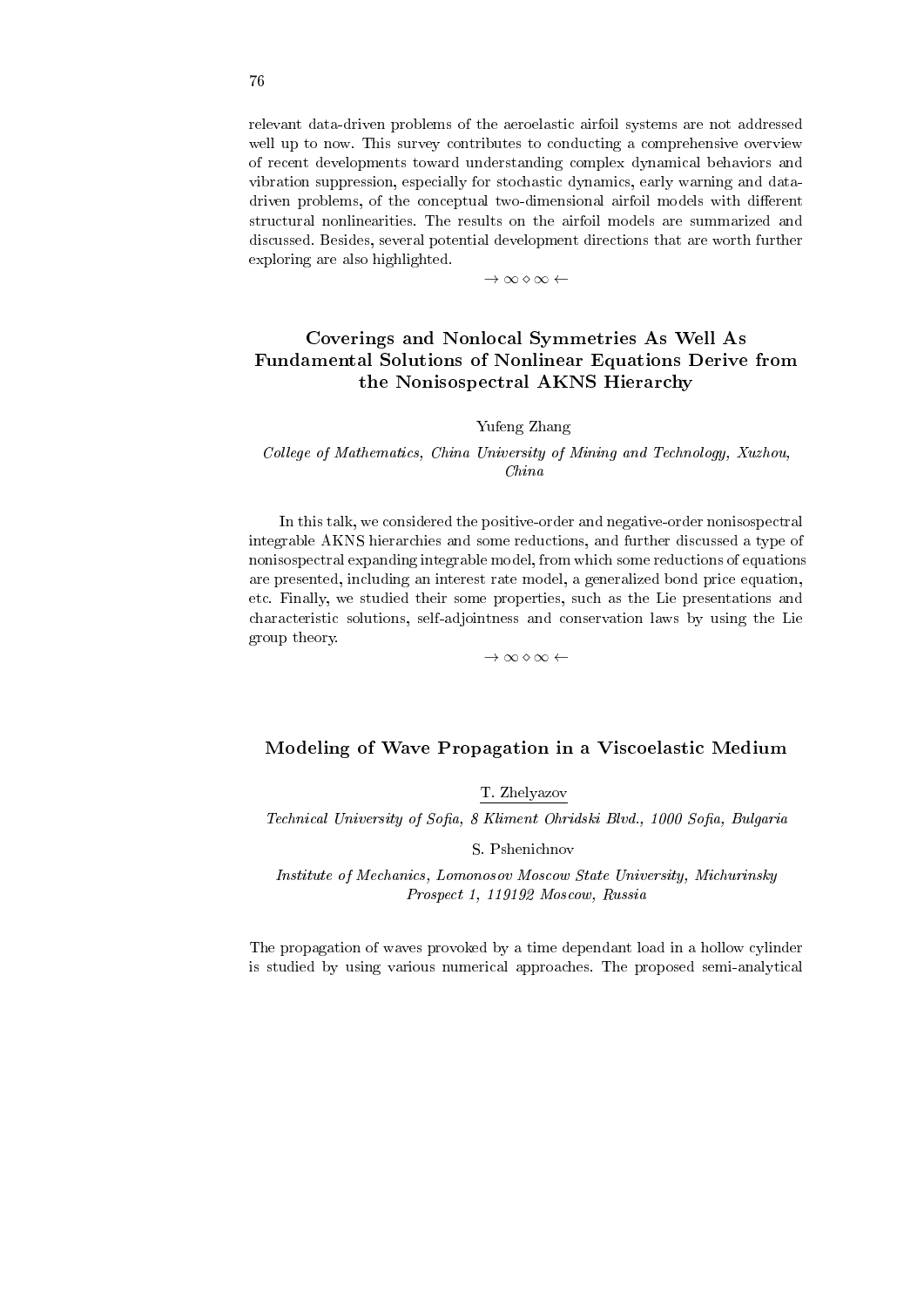relevant data-driven problems of the aeroelastic airfoil systems are not addressed well up to now. This survey contributes to conducting a comprehensive overview of recent developments toward understanding complex dynamical behaviors and vibration suppression, especially for stochastic dynamics, early warning and data-driven problems, of the conceptual two-dimensional airfoil models with different structural nonlinearities. The results on the airfoil models are summarized and discussed. Besides, several potential development directions that are worth further exploring are also highlighted.

$\rightarrow \infty \diamond \infty \leftarrow$

## Coverings and Nonlocal Symmetries As Well As Fundamental Solutions of Nonlinear Equations Derive from the Nonisospectral AKNS Hierarchy

Yufeng Zhang

*College of Mathematics, China University of Mining and Technology, Xuzhou, China*

In this talk, we considered the positive-order and negative-order nonisospectral integrable AKNS hierarchies and some reductions, and further discussed a type of nonisospectral expanding integrable model, from which some reductions of equations are presented, including an interest rate model, a generalized bond price equation, etc. Finally, we studied their some properties, such as the Lie presentations and characteristic solutions, self-adjointness and conservation laws by using the Lie group theory.

$\rightarrow \infty \diamond \infty \leftarrow$

## Modeling of Wave Propagation in a Viscoelastic Medium

T. Zhelyazov

*Technical University of Sofia, 8 Kliment Ohridski Blvd., 1000 Sofia, Bulgaria*

S. Pshenichnov

*Institute of Mechanics, Lomonosov Moscow State University, Michurinsky Prospect 1, 119192 Moscow, Russia*

The propagation of waves provoked by a time dependant load in a hollow cylinder is studied by using various numerical approaches. The proposed semi-analytical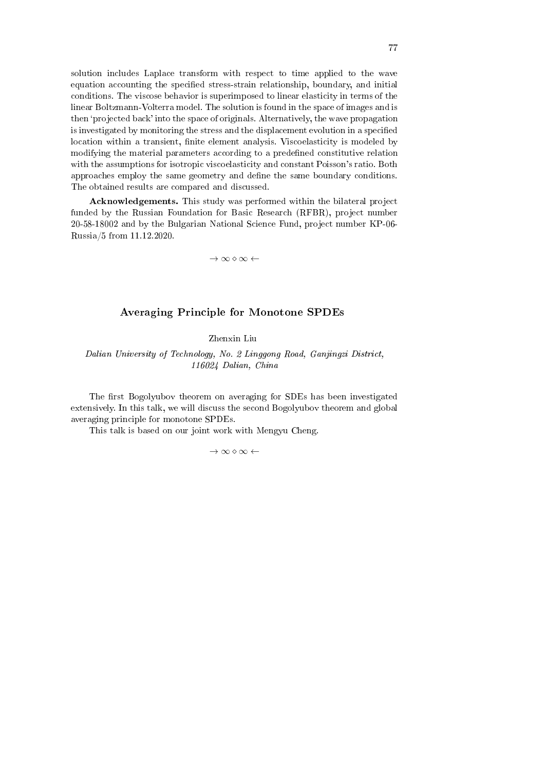solution includes Laplace transform with respect to time applied to the wave equation accounting the specified stress-strain relationship, boundary, and initial conditions. The viscose behavior is superimposed to linear elasticity in terms of the linear Boltzmann-Volterra model. The solution is found in the space of images and is then 'projected back' into the space of originals. Alternatively, the wave propagation is investigated by monitoring the stress and the displacement evolution in a specified location within a transient, finite element analysis. Viscoelasticity is modeled by modifying the material parameters according to a predefined constitutive relation with the assumptions for isotropic viscoelasticity and constant Poisson's ratio. Both approaches employ the same geometry and define the same boundary conditions. The obtained results are compared and discussed.

**Acknowledgements.** This study was performed within the bilateral project funded by the Russian Foundation for Basic Research (RFBR), project number 20-58-18002 and by the Bulgarian National Science Fund, project number KP-06-Russia/5 from 11.12.2020.

$\rightarrow \infty \diamond \infty \leftarrow$

## Averaging Principle for Monotone SPDEs

Zhenxin Liu

*Dalian University of Technology, No. 2 Linggong Road, Ganjingzi District, 116024 Dalian, China*

The first Bogolyubov theorem on averaging for SDEs has been investigated extensively. In this talk, we will discuss the second Bogolyubov theorem and global averaging principle for monotone SPDEs.

This talk is based on our joint work with Mengyu Cheng.

$\rightarrow \infty \diamond \infty \leftarrow$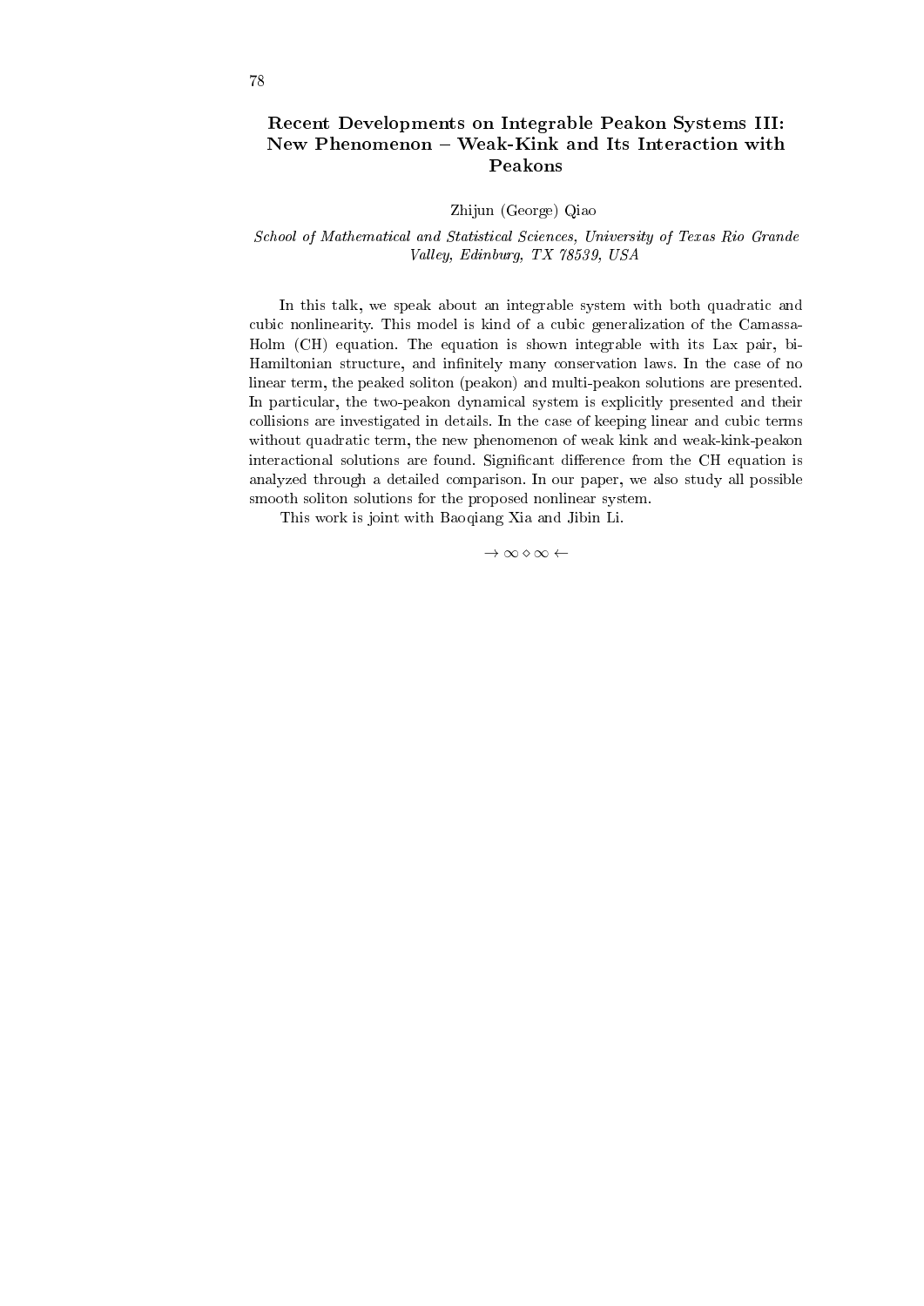# Recent Developments on Integrable Peakon Systems III: New Phenomenon – Weak-Kink and Its Interaction with Peakons

Zhijun (George) Qiao

*School of Mathematical and Statistical Sciences, University of Texas Rio Grande Valley, Edinburg, TX 78539, USA*

In this talk, we speak about an integrable system with both quadratic and cubic nonlinearity. This model is kind of a cubic generalization of the Camassa-Holm (CH) equation. The equation is shown integrable with its Lax pair, bi-Hamiltonian structure, and infinitely many conservation laws. In the case of no linear term, the peaked soliton (peakon) and multi-peakon solutions are presented. In particular, the two-peakon dynamical system is explicitly presented and their collisions are investigated in details. In the case of keeping linear and cubic terms without quadratic term, the new phenomenon of weak kink and weak-kink-peakon interactional solutions are found. Significant difference from the CH equation is analyzed through a detailed comparison. In our paper, we also study all possible smooth soliton solutions for the proposed nonlinear system.

This work is joint with Baoqiang Xia and Jibin Li.

$\rightarrow \infty \diamond \infty \leftarrow$